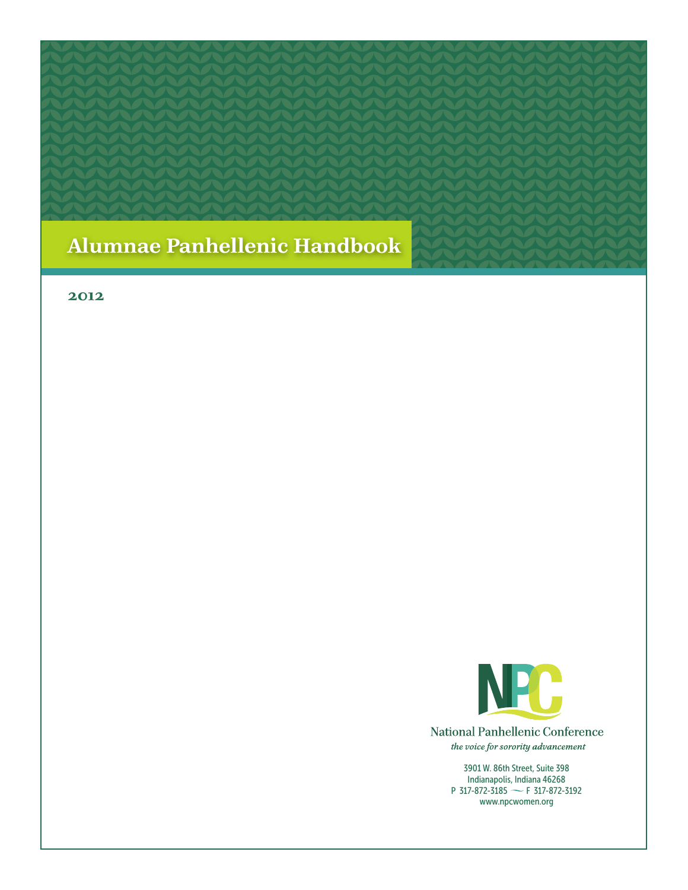# Alumnae Panhellenic Handbook

**2012**

National Panhellenic Conference

*the voice for sorority advancement*

3901 W. 86th Street, Suite 398
Indianapolis, Indiana 46268
P 317-872-3185 — F 317-872-3192
www.npcwomen.org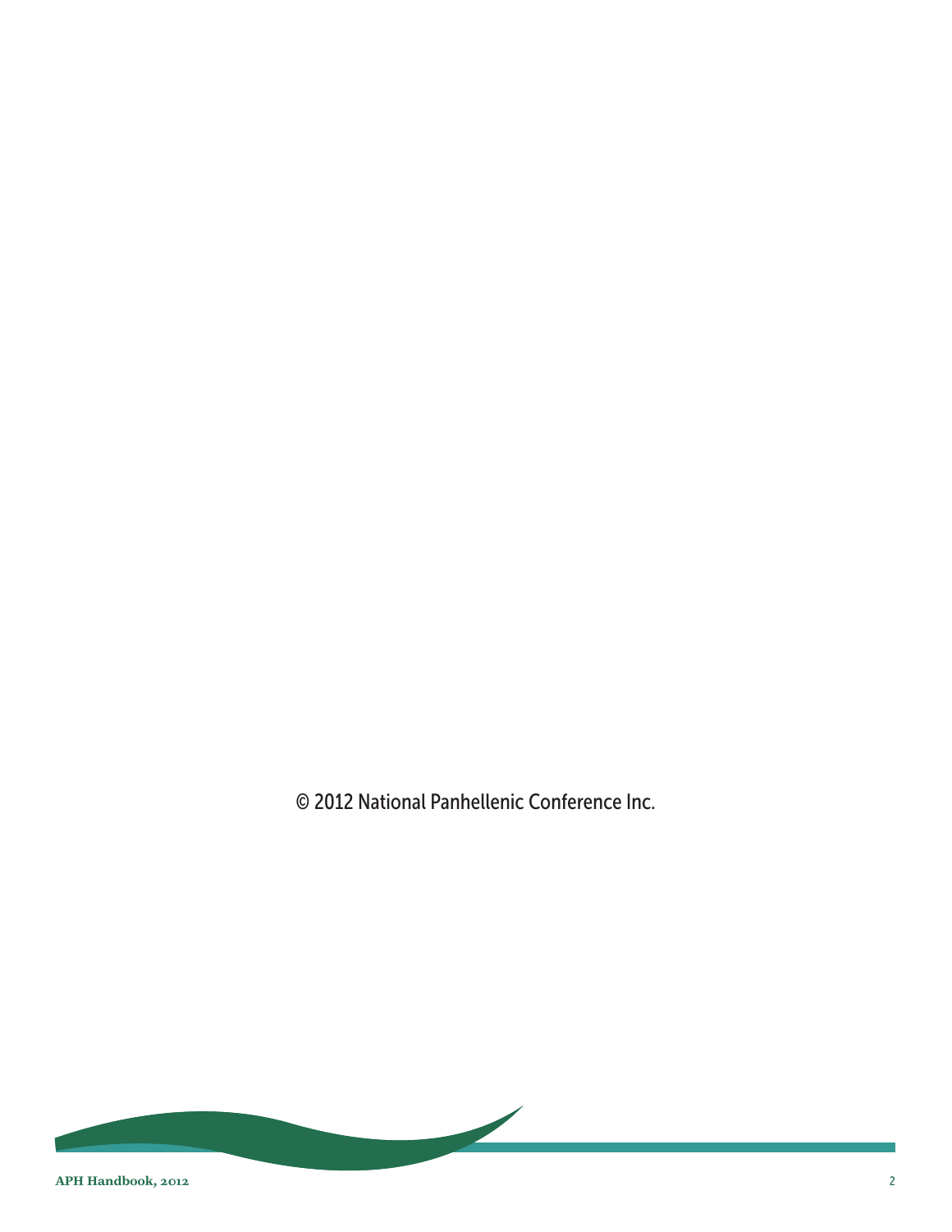© 2012 National Panhellenic Conference Inc.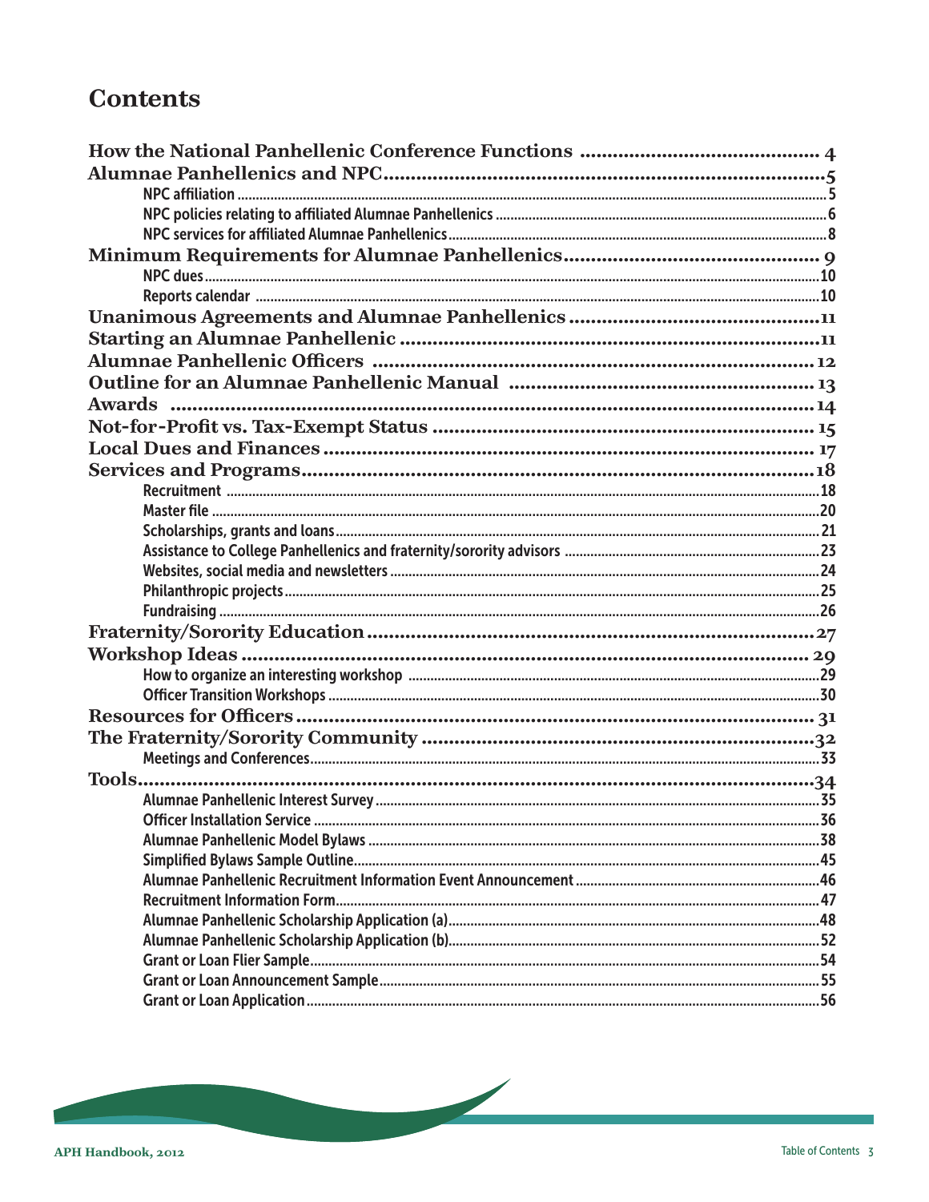# Contents

| | |
|---|---|
| **How the National Panhellenic Conference Functions** | **4** |
| **Alumnae Panhellenics and NPC** | **5** |
| NPC affiliation | 5 |
| NPC policies relating to affiliated Alumnae Panhellenics | 6 |
| NPC services for affiliated Alumnae Panhellenics | 8 |
| **Minimum Requirements for Alumnae Panhellenics** | **9** |
| NPC dues | 10 |
| Reports calendar | 10 |
| **Unanimous Agreements and Alumnae Panhellenics** | **11** |
| **Starting an Alumnae Panhellenic** | **11** |
| **Alumnae Panhellenic Officers** | **12** |
| **Outline for an Alumnae Panhellenic Manual** | **13** |
| **Awards** | **14** |
| **Not-for-Profit vs. Tax-Exempt Status** | **15** |
| **Local Dues and Finances** | **17** |
| **Services and Programs** | **18** |
| Recruitment | 18 |
| Master file | 20 |
| Scholarships, grants and loans | 21 |
| Assistance to College Panhellenics and fraternity/sorority advisors | 23 |
| Websites, social media and newsletters | 24 |
| Philanthropic projects | 25 |
| Fundraising | 26 |
| **Fraternity/Sorority Education** | **27** |
| **Workshop Ideas** | **29** |
| How to organize an interesting workshop | 29 |
| Officer Transition Workshops | 30 |
| **Resources for Officers** | **31** |
| **The Fraternity/Sorority Community** | **32** |
| Meetings and Conferences | 33 |
| **Tools** | **34** |
| Alumnae Panhellenic Interest Survey | 35 |
| Officer Installation Service | 36 |
| Alumnae Panhellenic Model Bylaws | 38 |
| Simplified Bylaws Sample Outline | 45 |
| Alumnae Panhellenic Recruitment Information Event Announcement | 46 |
| Recruitment Information Form | 47 |
| Alumnae Panhellenic Scholarship Application (a) | 48 |
| Alumnae Panhellenic Scholarship Application (b) | 52 |
| Grant or Loan Flier Sample | 54 |
| Grant or Loan Announcement Sample | 55 |
| Grant or Loan Application | 56 |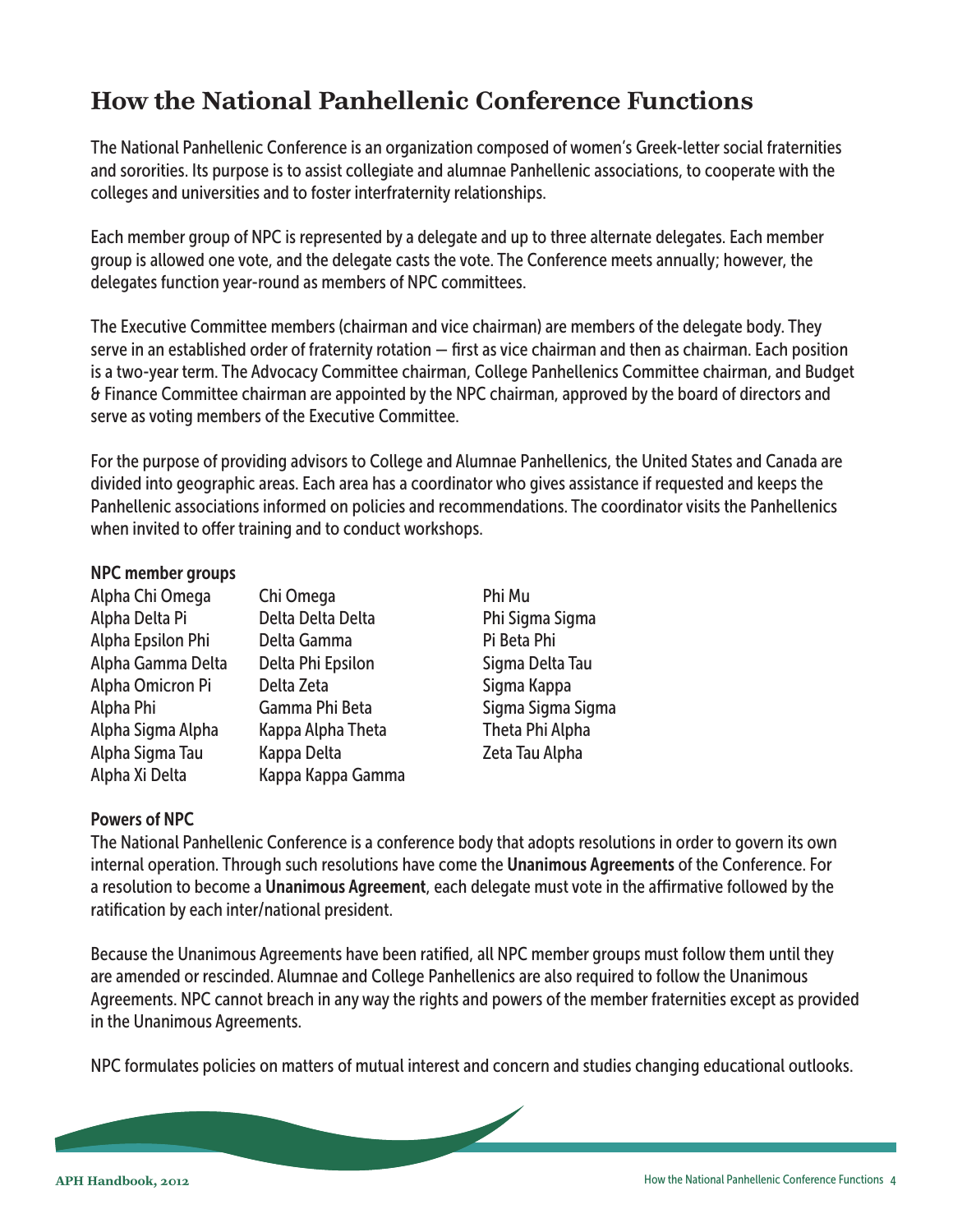# How the National Panhellenic Conference Functions

The National Panhellenic Conference is an organization composed of women's Greek-letter social fraternities and sororities. Its purpose is to assist collegiate and alumnae Panhellenic associations, to cooperate with the colleges and universities and to foster interfraternity relationships.

Each member group of NPC is represented by a delegate and up to three alternate delegates. Each member group is allowed one vote, and the delegate casts the vote. The Conference meets annually; however, the delegates function year-round as members of NPC committees.

The Executive Committee members (chairman and vice chairman) are members of the delegate body. They serve in an established order of fraternity rotation — first as vice chairman and then as chairman. Each position is a two-year term. The Advocacy Committee chairman, College Panhellenics Committee chairman, and Budget & Finance Committee chairman are appointed by the NPC chairman, approved by the board of directors and serve as voting members of the Executive Committee.

For the purpose of providing advisors to College and Alumnae Panhellenics, the United States and Canada are divided into geographic areas. Each area has a coordinator who gives assistance if requested and keeps the Panhellenic associations informed on policies and recommendations. The coordinator visits the Panhellenics when invited to offer training and to conduct workshops.

**NPC member groups**

Alpha Chi Omega
Alpha Delta Pi
Alpha Epsilon Phi
Alpha Gamma Delta
Alpha Omicron Pi
Alpha Phi
Alpha Sigma Alpha
Alpha Sigma Tau
Alpha Xi Delta
Chi Omega
Delta Delta Delta
Delta Gamma
Delta Phi Epsilon
Delta Zeta
Gamma Phi Beta
Kappa Alpha Theta
Kappa Delta
Kappa Kappa Gamma
Phi Mu
Phi Sigma Sigma
Pi Beta Phi
Sigma Delta Tau
Sigma Kappa
Sigma Sigma Sigma
Theta Phi Alpha
Zeta Tau Alpha

**Powers of NPC**

The National Panhellenic Conference is a conference body that adopts resolutions in order to govern its own internal operation. Through such resolutions have come the **Unanimous Agreements** of the Conference. For a resolution to become a **Unanimous Agreement**, each delegate must vote in the affirmative followed by the ratification by each inter/national president.

Because the Unanimous Agreements have been ratified, all NPC member groups must follow them until they are amended or rescinded. Alumnae and College Panhellenics are also required to follow the Unanimous Agreements. NPC cannot breach in any way the rights and powers of the member fraternities except as provided in the Unanimous Agreements.

NPC formulates policies on matters of mutual interest and concern and studies changing educational outlooks.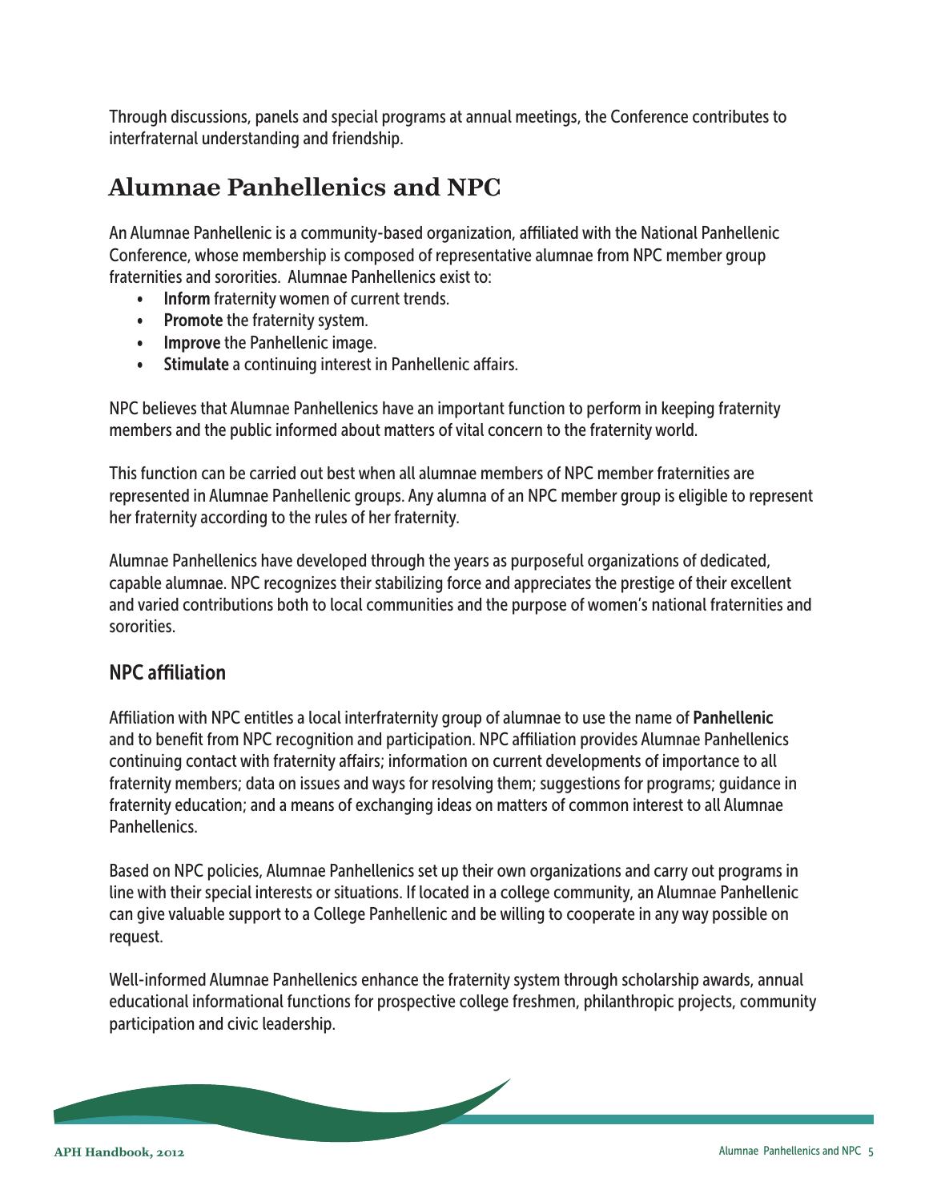Through discussions, panels and special programs at annual meetings, the Conference contributes to interfraternal understanding and friendship.

## Alumnae Panhellenics and NPC

An Alumnae Panhellenic is a community-based organization, affiliated with the National Panhellenic Conference, whose membership is composed of representative alumnae from NPC member group fraternities and sororities. Alumnae Panhellenics exist to:

- **Inform** fraternity women of current trends.
- **Promote** the fraternity system.
- **Improve** the Panhellenic image.
- **Stimulate** a continuing interest in Panhellenic affairs.

NPC believes that Alumnae Panhellenics have an important function to perform in keeping fraternity members and the public informed about matters of vital concern to the fraternity world.

This function can be carried out best when all alumnae members of NPC member fraternities are represented in Alumnae Panhellenic groups. Any alumna of an NPC member group is eligible to represent her fraternity according to the rules of her fraternity.

Alumnae Panhellenics have developed through the years as purposeful organizations of dedicated, capable alumnae. NPC recognizes their stabilizing force and appreciates the prestige of their excellent and varied contributions both to local communities and the purpose of women's national fraternities and sororities.

### NPC affiliation

Affiliation with NPC entitles a local interfraternity group of alumnae to use the name of **Panhellenic** and to benefit from NPC recognition and participation. NPC affiliation provides Alumnae Panhellenics continuing contact with fraternity affairs; information on current developments of importance to all fraternity members; data on issues and ways for resolving them; suggestions for programs; guidance in fraternity education; and a means of exchanging ideas on matters of common interest to all Alumnae Panhellenics.

Based on NPC policies, Alumnae Panhellenics set up their own organizations and carry out programs in line with their special interests or situations. If located in a college community, an Alumnae Panhellenic can give valuable support to a College Panhellenic and be willing to cooperate in any way possible on request.

Well-informed Alumnae Panhellenics enhance the fraternity system through scholarship awards, annual educational informational functions for prospective college freshmen, philanthropic projects, community participation and civic leadership.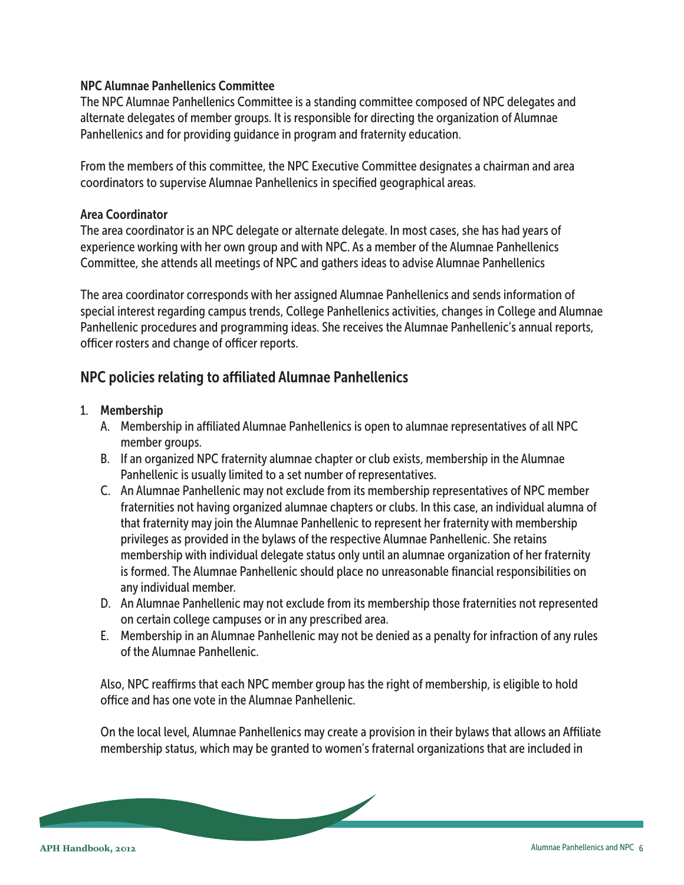### NPC Alumnae Panhellenics Committee

The NPC Alumnae Panhellenics Committee is a standing committee composed of NPC delegates and alternate delegates of member groups. It is responsible for directing the organization of Alumnae Panhellenics and for providing guidance in program and fraternity education.

From the members of this committee, the NPC Executive Committee designates a chairman and area coordinators to supervise Alumnae Panhellenics in specified geographical areas.

### Area Coordinator

The area coordinator is an NPC delegate or alternate delegate. In most cases, she has had years of experience working with her own group and with NPC. As a member of the Alumnae Panhellenics Committee, she attends all meetings of NPC and gathers ideas to advise Alumnae Panhellenics

The area coordinator corresponds with her assigned Alumnae Panhellenics and sends information of special interest regarding campus trends, College Panhellenics activities, changes in College and Alumnae Panhellenic procedures and programming ideas. She receives the Alumnae Panhellenic's annual reports, officer rosters and change of officer reports.

## NPC policies relating to affiliated Alumnae Panhellenics

1. **Membership**
   A. Membership in affiliated Alumnae Panhellenics is open to alumnae representatives of all NPC member groups.
   B. If an organized NPC fraternity alumnae chapter or club exists, membership in the Alumnae Panhellenic is usually limited to a set number of representatives.
   C. An Alumnae Panhellenic may not exclude from its membership representatives of NPC member fraternities not having organized alumnae chapters or clubs. In this case, an individual alumna of that fraternity may join the Alumnae Panhellenic to represent her fraternity with membership privileges as provided in the bylaws of the respective Alumnae Panhellenic. She retains membership with individual delegate status only until an alumnae organization of her fraternity is formed. The Alumnae Panhellenic should place no unreasonable financial responsibilities on any individual member.
   D. An Alumnae Panhellenic may not exclude from its membership those fraternities not represented on certain college campuses or in any prescribed area.
   E. Membership in an Alumnae Panhellenic may not be denied as a penalty for infraction of any rules of the Alumnae Panhellenic.

   Also, NPC reaffirms that each NPC member group has the right of membership, is eligible to hold office and has one vote in the Alumnae Panhellenic.

   On the local level, Alumnae Panhellenics may create a provision in their bylaws that allows an Affiliate membership status, which may be granted to women's fraternal organizations that are included in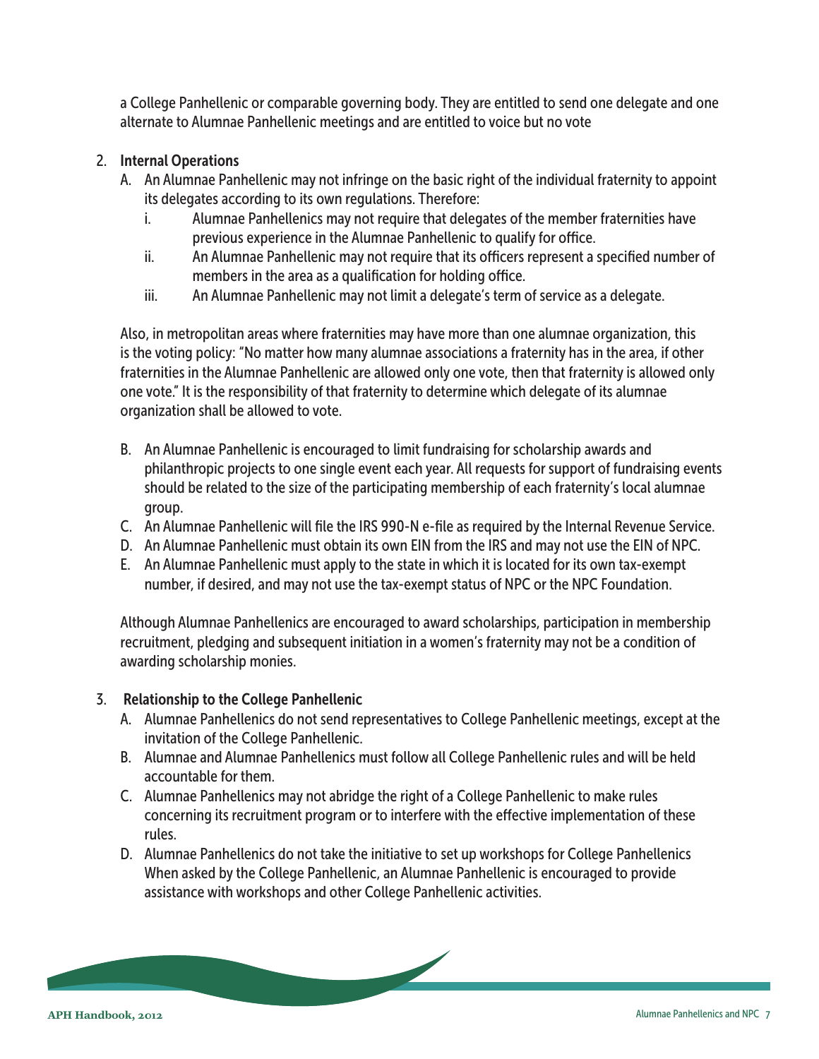a College Panhellenic or comparable governing body. They are entitled to send one delegate and one alternate to Alumnae Panhellenic meetings and are entitled to voice but no vote

2. **Internal Operations**
   A. An Alumnae Panhellenic may not infringe on the basic right of the individual fraternity to appoint its delegates according to its own regulations. Therefore:
      i. Alumnae Panhellenics may not require that delegates of the member fraternities have previous experience in the Alumnae Panhellenic to qualify for office.
      ii. An Alumnae Panhellenic may not require that its officers represent a specified number of members in the area as a qualification for holding office.
      iii. An Alumnae Panhellenic may not limit a delegate's term of service as a delegate.

   Also, in metropolitan areas where fraternities may have more than one alumnae organization, this is the voting policy: "No matter how many alumnae associations a fraternity has in the area, if other fraternities in the Alumnae Panhellenic are allowed only one vote, then that fraternity is allowed only one vote." It is the responsibility of that fraternity to determine which delegate of its alumnae organization shall be allowed to vote.

   B. An Alumnae Panhellenic is encouraged to limit fundraising for scholarship awards and philanthropic projects to one single event each year. All requests for support of fundraising events should be related to the size of the participating membership of each fraternity's local alumnae group.
   C. An Alumnae Panhellenic will file the IRS 990-N e-file as required by the Internal Revenue Service.
   D. An Alumnae Panhellenic must obtain its own EIN from the IRS and may not use the EIN of NPC.
   E. An Alumnae Panhellenic must apply to the state in which it is located for its own tax-exempt number, if desired, and may not use the tax-exempt status of NPC or the NPC Foundation.

   Although Alumnae Panhellenics are encouraged to award scholarships, participation in membership recruitment, pledging and subsequent initiation in a women's fraternity may not be a condition of awarding scholarship monies.

3. **Relationship to the College Panhellenic**
   A. Alumnae Panhellenics do not send representatives to College Panhellenic meetings, except at the invitation of the College Panhellenic.
   B. Alumnae and Alumnae Panhellenics must follow all College Panhellenic rules and will be held accountable for them.
   C. Alumnae Panhellenics may not abridge the right of a College Panhellenic to make rules concerning its recruitment program or to interfere with the effective implementation of these rules.
   D. Alumnae Panhellenics do not take the initiative to set up workshops for College Panhellenics When asked by the College Panhellenic, an Alumnae Panhellenic is encouraged to provide assistance with workshops and other College Panhellenic activities.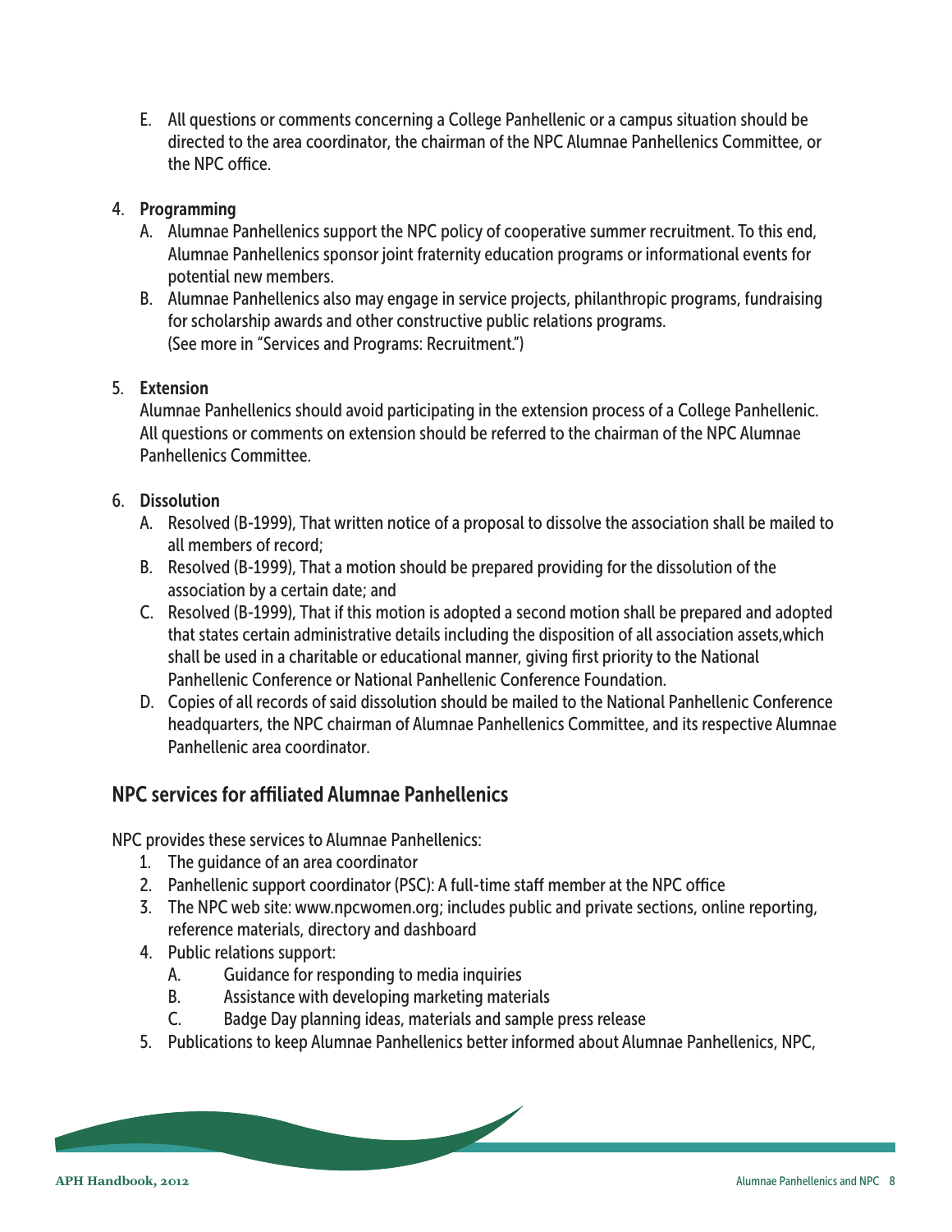E. All questions or comments concerning a College Panhellenic or a campus situation should be directed to the area coordinator, the chairman of the NPC Alumnae Panhellenics Committee, or the NPC office.

4. **Programming**
   A. Alumnae Panhellenics support the NPC policy of cooperative summer recruitment. To this end, Alumnae Panhellenics sponsor joint fraternity education programs or informational events for potential new members.
   B. Alumnae Panhellenics also may engage in service projects, philanthropic programs, fundraising for scholarship awards and other constructive public relations programs. (See more in "Services and Programs: Recruitment.")

5. **Extension**
   Alumnae Panhellenics should avoid participating in the extension process of a College Panhellenic. All questions or comments on extension should be referred to the chairman of the NPC Alumnae Panhellenics Committee.

6. **Dissolution**
   A. Resolved (B-1999), That written notice of a proposal to dissolve the association shall be mailed to all members of record;
   B. Resolved (B-1999), That a motion should be prepared providing for the dissolution of the association by a certain date; and
   C. Resolved (B-1999), That if this motion is adopted a second motion shall be prepared and adopted that states certain administrative details including the disposition of all association assets,which shall be used in a charitable or educational manner, giving first priority to the National Panhellenic Conference or National Panhellenic Conference Foundation.
   D. Copies of all records of said dissolution should be mailed to the National Panhellenic Conference headquarters, the NPC chairman of Alumnae Panhellenics Committee, and its respective Alumnae Panhellenic area coordinator.

## NPC services for affiliated Alumnae Panhellenics

NPC provides these services to Alumnae Panhellenics:

1. The guidance of an area coordinator
2. Panhellenic support coordinator (PSC): A full-time staff member at the NPC office
3. The NPC web site: www.npcwomen.org; includes public and private sections, online reporting, reference materials, directory and dashboard
4. Public relations support:
   A. Guidance for responding to media inquiries
   B. Assistance with developing marketing materials
   C. Badge Day planning ideas, materials and sample press release
5. Publications to keep Alumnae Panhellenics better informed about Alumnae Panhellenics, NPC,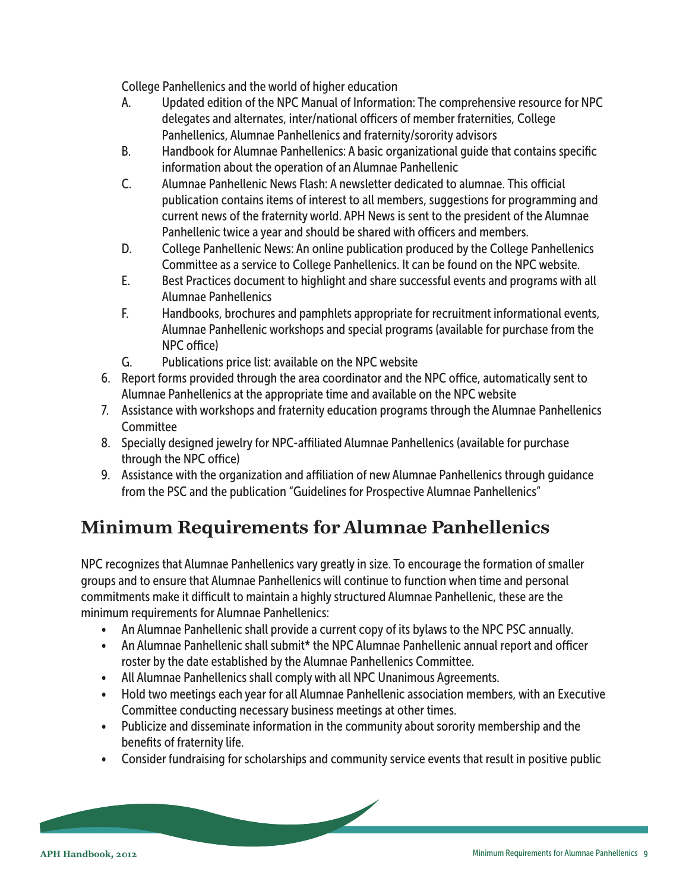College Panhellenics and the world of higher education

A. Updated edition of the NPC Manual of Information: The comprehensive resource for NPC delegates and alternates, inter/national officers of member fraternities, College Panhellenics, Alumnae Panhellenics and fraternity/sorority advisors
B. Handbook for Alumnae Panhellenics: A basic organizational guide that contains specific information about the operation of an Alumnae Panhellenic
C. Alumnae Panhellenic News Flash: A newsletter dedicated to alumnae. This official publication contains items of interest to all members, suggestions for programming and current news of the fraternity world. APH News is sent to the president of the Alumnae Panhellenic twice a year and should be shared with officers and members.
D. College Panhellenic News: An online publication produced by the College Panhellenics Committee as a service to College Panhellenics. It can be found on the NPC website.
E. Best Practices document to highlight and share successful events and programs with all Alumnae Panhellenics
F. Handbooks, brochures and pamphlets appropriate for recruitment informational events, Alumnae Panhellenic workshops and special programs (available for purchase from the NPC office)
G. Publications price list: available on the NPC website

6. Report forms provided through the area coordinator and the NPC office, automatically sent to Alumnae Panhellenics at the appropriate time and available on the NPC website
7. Assistance with workshops and fraternity education programs through the Alumnae Panhellenics Committee
8. Specially designed jewelry for NPC-affiliated Alumnae Panhellenics (available for purchase through the NPC office)
9. Assistance with the organization and affiliation of new Alumnae Panhellenics through guidance from the PSC and the publication "Guidelines for Prospective Alumnae Panhellenics"

## Minimum Requirements for Alumnae Panhellenics

NPC recognizes that Alumnae Panhellenics vary greatly in size. To encourage the formation of smaller groups and to ensure that Alumnae Panhellenics will continue to function when time and personal commitments make it difficult to maintain a highly structured Alumnae Panhellenic, these are the minimum requirements for Alumnae Panhellenics:

- An Alumnae Panhellenic shall provide a current copy of its bylaws to the NPC PSC annually.
- An Alumnae Panhellenic shall submit* the NPC Alumnae Panhellenic annual report and officer roster by the date established by the Alumnae Panhellenics Committee.
- All Alumnae Panhellenics shall comply with all NPC Unanimous Agreements.
- Hold two meetings each year for all Alumnae Panhellenic association members, with an Executive Committee conducting necessary business meetings at other times.
- Publicize and disseminate information in the community about sorority membership and the benefits of fraternity life.
- Consider fundraising for scholarships and community service events that result in positive public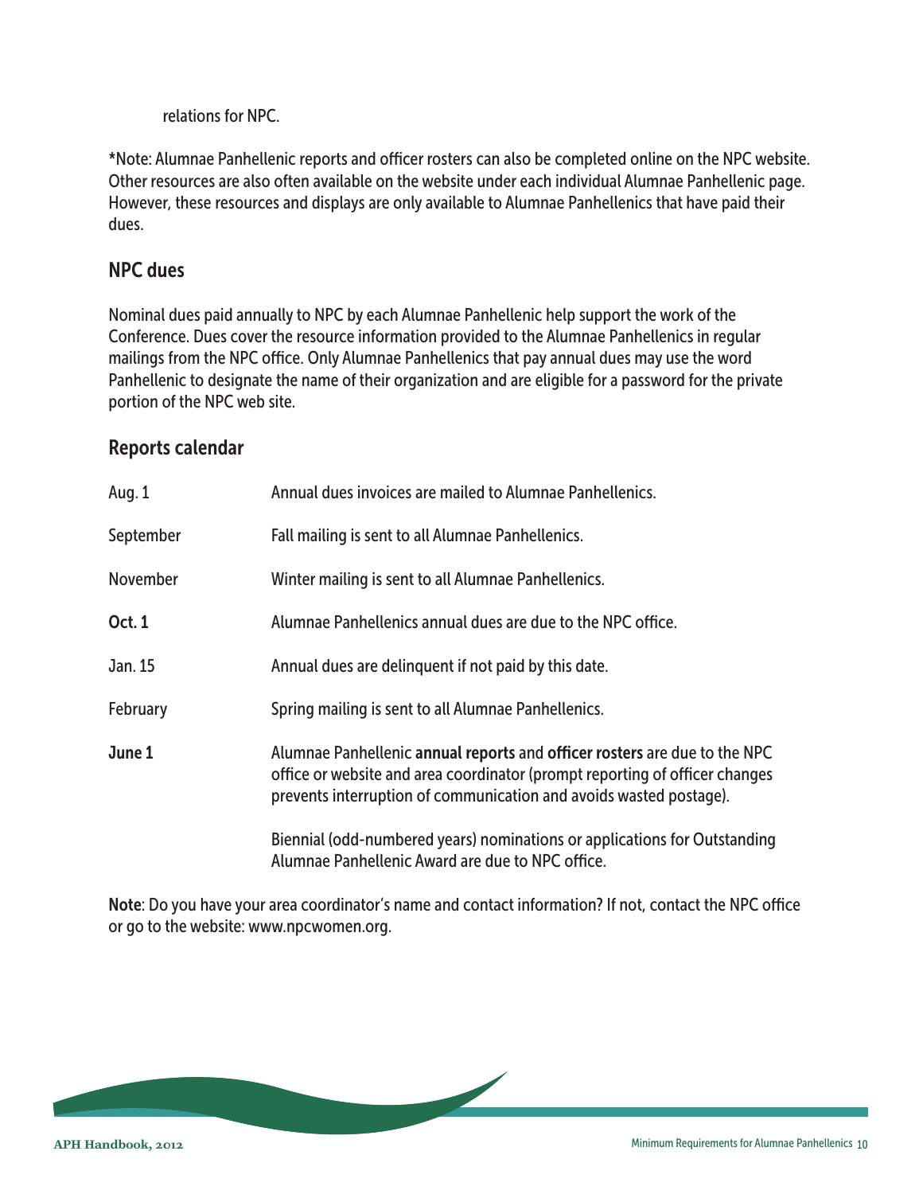relations for NPC.

*Note: Alumnae Panhellenic reports and officer rosters can also be completed online on the NPC website. Other resources are also often available on the website under each individual Alumnae Panhellenic page. However, these resources and displays are only available to Alumnae Panhellenics that have paid their dues.

## NPC dues

Nominal dues paid annually to NPC by each Alumnae Panhellenic help support the work of the Conference. Dues cover the resource information provided to the Alumnae Panhellenics in regular mailings from the NPC office. Only Alumnae Panhellenics that pay annual dues may use the word Panhellenic to designate the name of their organization and are eligible for a password for the private portion of the NPC web site.

## Reports calendar

| | |
|---|---|
| Aug. 1 | Annual dues invoices are mailed to Alumnae Panhellenics. |
| September | Fall mailing is sent to all Alumnae Panhellenics. |
| November | Winter mailing is sent to all Alumnae Panhellenics. |
| **Oct. 1** | Alumnae Panhellenics annual dues are due to the NPC office. |
| Jan. 15 | Annual dues are delinquent if not paid by this date. |
| February | Spring mailing is sent to all Alumnae Panhellenics. |
| **June 1** | Alumnae Panhellenic **annual reports** and **officer rosters** are due to the NPC office or website and area coordinator (prompt reporting of officer changes prevents interruption of communication and avoids wasted postage). |
| | Biennial (odd-numbered years) nominations or applications for Outstanding Alumnae Panhellenic Award are due to NPC office. |

**Note**: Do you have your area coordinator's name and contact information? If not, contact the NPC office or go to the website: www.npcwomen.org.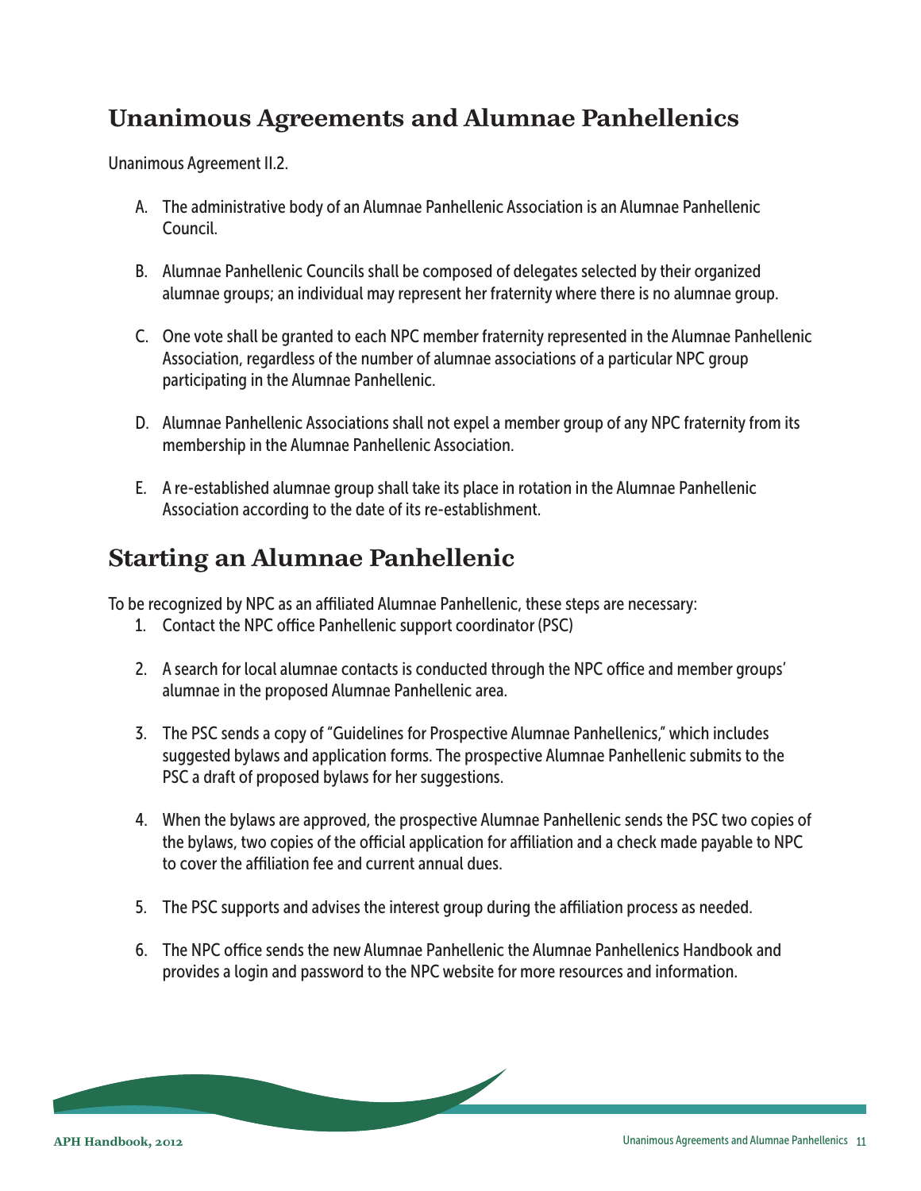## Unanimous Agreements and Alumnae Panhellenics

Unanimous Agreement II.2.

A. The administrative body of an Alumnae Panhellenic Association is an Alumnae Panhellenic Council.

B. Alumnae Panhellenic Councils shall be composed of delegates selected by their organized alumnae groups; an individual may represent her fraternity where there is no alumnae group.

C. One vote shall be granted to each NPC member fraternity represented in the Alumnae Panhellenic Association, regardless of the number of alumnae associations of a particular NPC group participating in the Alumnae Panhellenic.

D. Alumnae Panhellenic Associations shall not expel a member group of any NPC fraternity from its membership in the Alumnae Panhellenic Association.

E. A re-established alumnae group shall take its place in rotation in the Alumnae Panhellenic Association according to the date of its re-establishment.

## Starting an Alumnae Panhellenic

To be recognized by NPC as an affiliated Alumnae Panhellenic, these steps are necessary:

1. Contact the NPC office Panhellenic support coordinator (PSC)
2. A search for local alumnae contacts is conducted through the NPC office and member groups' alumnae in the proposed Alumnae Panhellenic area.
3. The PSC sends a copy of "Guidelines for Prospective Alumnae Panhellenics," which includes suggested bylaws and application forms. The prospective Alumnae Panhellenic submits to the PSC a draft of proposed bylaws for her suggestions.
4. When the bylaws are approved, the prospective Alumnae Panhellenic sends the PSC two copies of the bylaws, two copies of the official application for affiliation and a check made payable to NPC to cover the affiliation fee and current annual dues.
5. The PSC supports and advises the interest group during the affiliation process as needed.
6. The NPC office sends the new Alumnae Panhellenic the Alumnae Panhellenics Handbook and provides a login and password to the NPC website for more resources and information.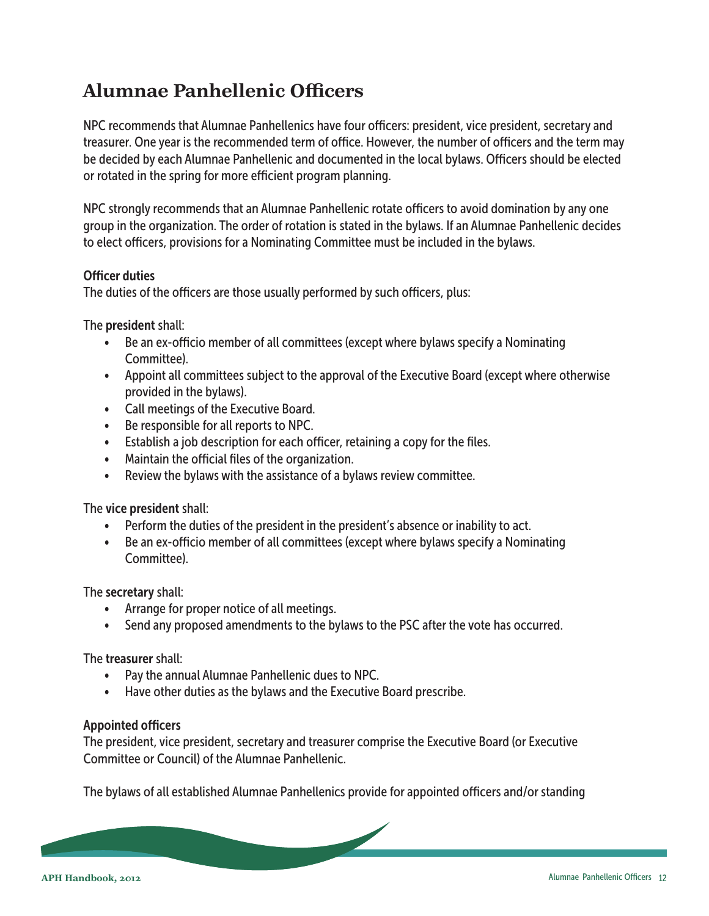# Alumnae Panhellenic Officers

NPC recommends that Alumnae Panhellenics have four officers: president, vice president, secretary and treasurer. One year is the recommended term of office. However, the number of officers and the term may be decided by each Alumnae Panhellenic and documented in the local bylaws. Officers should be elected or rotated in the spring for more efficient program planning.

NPC strongly recommends that an Alumnae Panhellenic rotate officers to avoid domination by any one group in the organization. The order of rotation is stated in the bylaws. If an Alumnae Panhellenic decides to elect officers, provisions for a Nominating Committee must be included in the bylaws.

### Officer duties

The duties of the officers are those usually performed by such officers, plus:

The **president** shall:

- Be an ex-officio member of all committees (except where bylaws specify a Nominating Committee).
- Appoint all committees subject to the approval of the Executive Board (except where otherwise provided in the bylaws).
- Call meetings of the Executive Board.
- Be responsible for all reports to NPC.
- Establish a job description for each officer, retaining a copy for the files.
- Maintain the official files of the organization.
- Review the bylaws with the assistance of a bylaws review committee.

The **vice president** shall:

- Perform the duties of the president in the president's absence or inability to act.
- Be an ex-officio member of all committees (except where bylaws specify a Nominating Committee).

The **secretary** shall:

- Arrange for proper notice of all meetings.
- Send any proposed amendments to the bylaws to the PSC after the vote has occurred.

The **treasurer** shall:

- Pay the annual Alumnae Panhellenic dues to NPC.
- Have other duties as the bylaws and the Executive Board prescribe.

### Appointed officers

The president, vice president, secretary and treasurer comprise the Executive Board (or Executive Committee or Council) of the Alumnae Panhellenic.

The bylaws of all established Alumnae Panhellenics provide for appointed officers and/or standing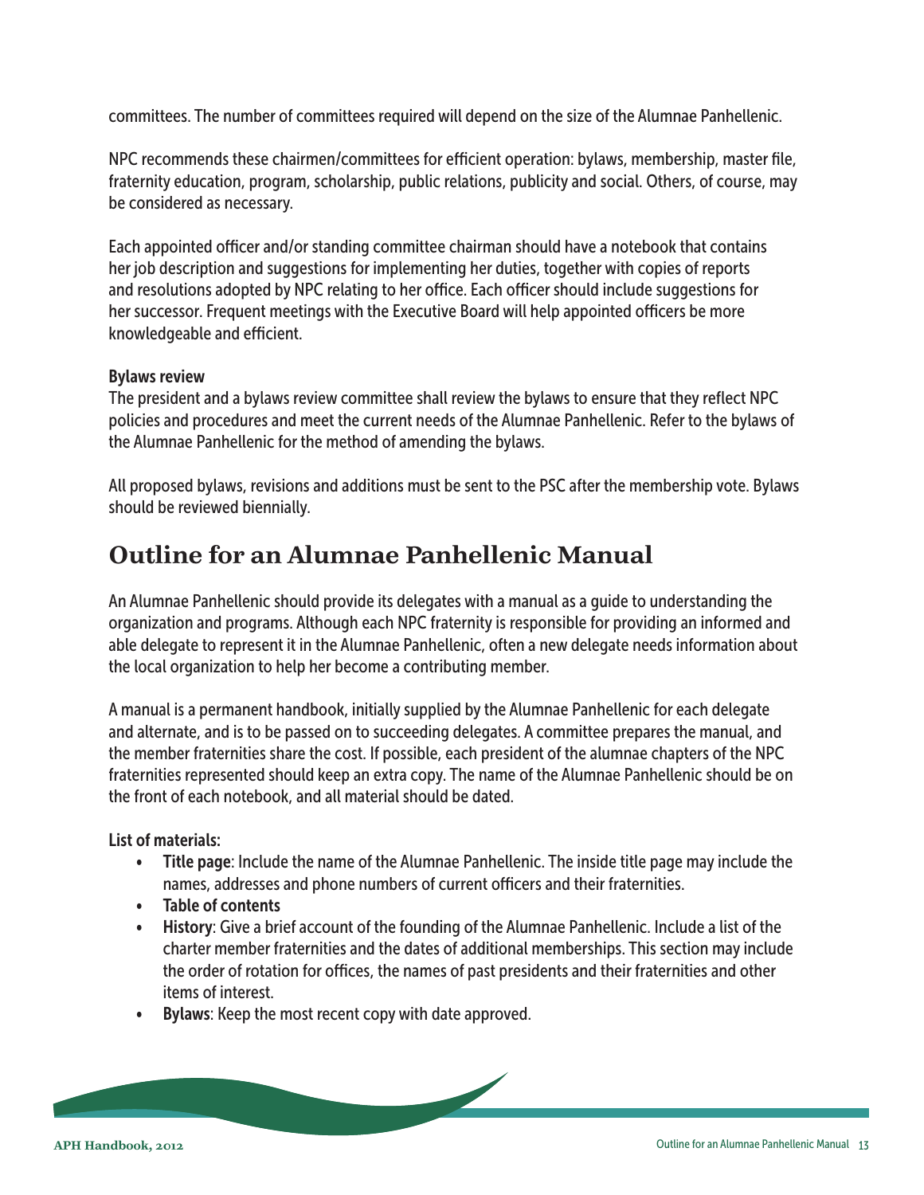committees. The number of committees required will depend on the size of the Alumnae Panhellenic.

NPC recommends these chairmen/committees for efficient operation: bylaws, membership, master file, fraternity education, program, scholarship, public relations, publicity and social. Others, of course, may be considered as necessary.

Each appointed officer and/or standing committee chairman should have a notebook that contains her job description and suggestions for implementing her duties, together with copies of reports and resolutions adopted by NPC relating to her office. Each officer should include suggestions for her successor. Frequent meetings with the Executive Board will help appointed officers be more knowledgeable and efficient.

**Bylaws review**

The president and a bylaws review committee shall review the bylaws to ensure that they reflect NPC policies and procedures and meet the current needs of the Alumnae Panhellenic. Refer to the bylaws of the Alumnae Panhellenic for the method of amending the bylaws.

All proposed bylaws, revisions and additions must be sent to the PSC after the membership vote. Bylaws should be reviewed biennially.

## Outline for an Alumnae Panhellenic Manual

An Alumnae Panhellenic should provide its delegates with a manual as a guide to understanding the organization and programs. Although each NPC fraternity is responsible for providing an informed and able delegate to represent it in the Alumnae Panhellenic, often a new delegate needs information about the local organization to help her become a contributing member.

A manual is a permanent handbook, initially supplied by the Alumnae Panhellenic for each delegate and alternate, and is to be passed on to succeeding delegates. A committee prepares the manual, and the member fraternities share the cost. If possible, each president of the alumnae chapters of the NPC fraternities represented should keep an extra copy. The name of the Alumnae Panhellenic should be on the front of each notebook, and all material should be dated.

**List of materials:**

- **Title page**: Include the name of the Alumnae Panhellenic. The inside title page may include the names, addresses and phone numbers of current officers and their fraternities.
- **Table of contents**
- **History**: Give a brief account of the founding of the Alumnae Panhellenic. Include a list of the charter member fraternities and the dates of additional memberships. This section may include the order of rotation for offices, the names of past presidents and their fraternities and other items of interest.
- **Bylaws**: Keep the most recent copy with date approved.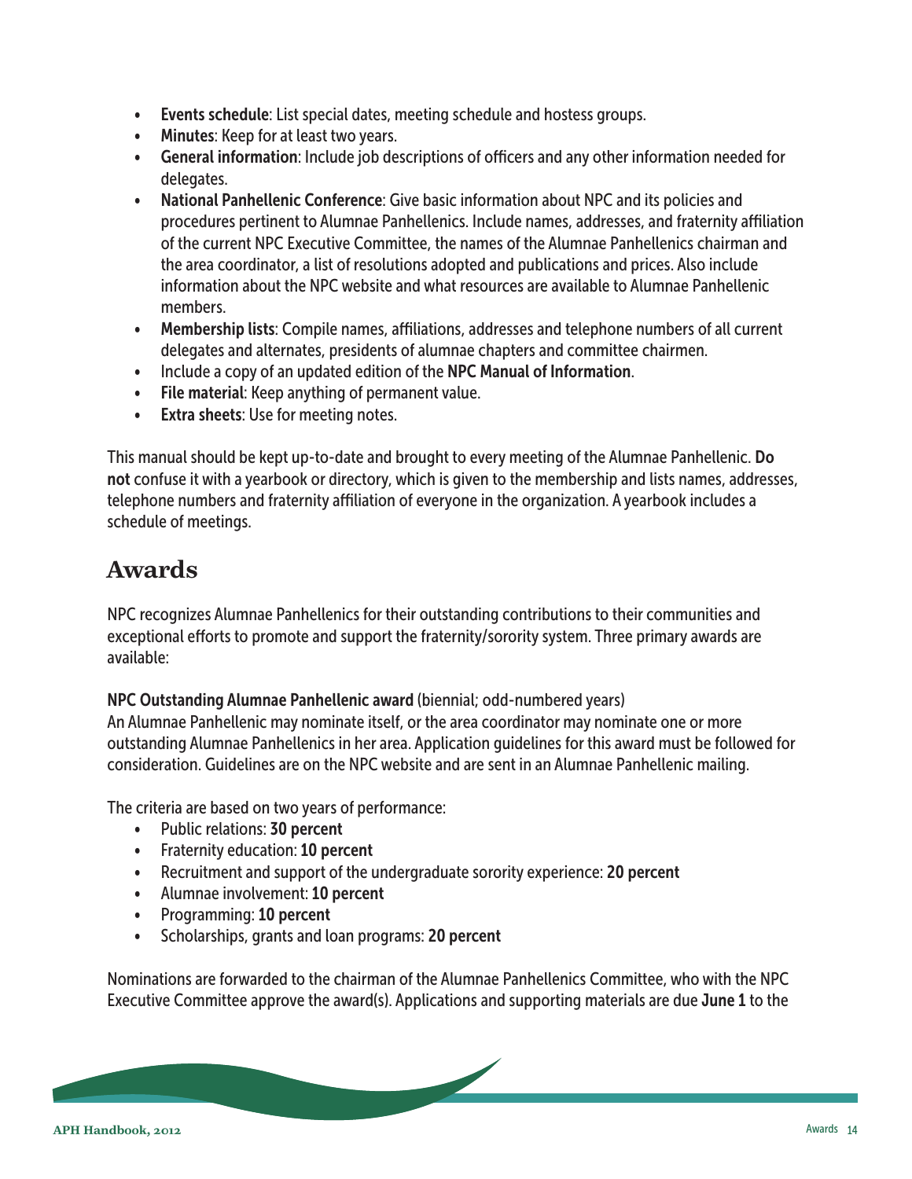- **Events schedule**: List special dates, meeting schedule and hostess groups.
- **Minutes**: Keep for at least two years.
- **General information**: Include job descriptions of officers and any other information needed for delegates.
- **National Panhellenic Conference**: Give basic information about NPC and its policies and procedures pertinent to Alumnae Panhellenics. Include names, addresses, and fraternity affiliation of the current NPC Executive Committee, the names of the Alumnae Panhellenics chairman and the area coordinator, a list of resolutions adopted and publications and prices. Also include information about the NPC website and what resources are available to Alumnae Panhellenic members.
- **Membership lists**: Compile names, affiliations, addresses and telephone numbers of all current delegates and alternates, presidents of alumnae chapters and committee chairmen.
- Include a copy of an updated edition of the **NPC Manual of Information**.
- **File material**: Keep anything of permanent value.
- **Extra sheets**: Use for meeting notes.

This manual should be kept up-to-date and brought to every meeting of the Alumnae Panhellenic. **Do not** confuse it with a yearbook or directory, which is given to the membership and lists names, addresses, telephone numbers and fraternity affiliation of everyone in the organization. A yearbook includes a schedule of meetings.

## Awards

NPC recognizes Alumnae Panhellenics for their outstanding contributions to their communities and exceptional efforts to promote and support the fraternity/sorority system. Three primary awards are available:

**NPC Outstanding Alumnae Panhellenic award** (biennial; odd-numbered years)
An Alumnae Panhellenic may nominate itself, or the area coordinator may nominate one or more outstanding Alumnae Panhellenics in her area. Application guidelines for this award must be followed for consideration. Guidelines are on the NPC website and are sent in an Alumnae Panhellenic mailing.

The criteria are based on two years of performance:

- Public relations: **30 percent**
- Fraternity education: **10 percent**
- Recruitment and support of the undergraduate sorority experience: **20 percent**
- Alumnae involvement: **10 percent**
- Programming: **10 percent**
- Scholarships, grants and loan programs: **20 percent**

Nominations are forwarded to the chairman of the Alumnae Panhellenics Committee, who with the NPC Executive Committee approve the award(s). Applications and supporting materials are due **June 1** to the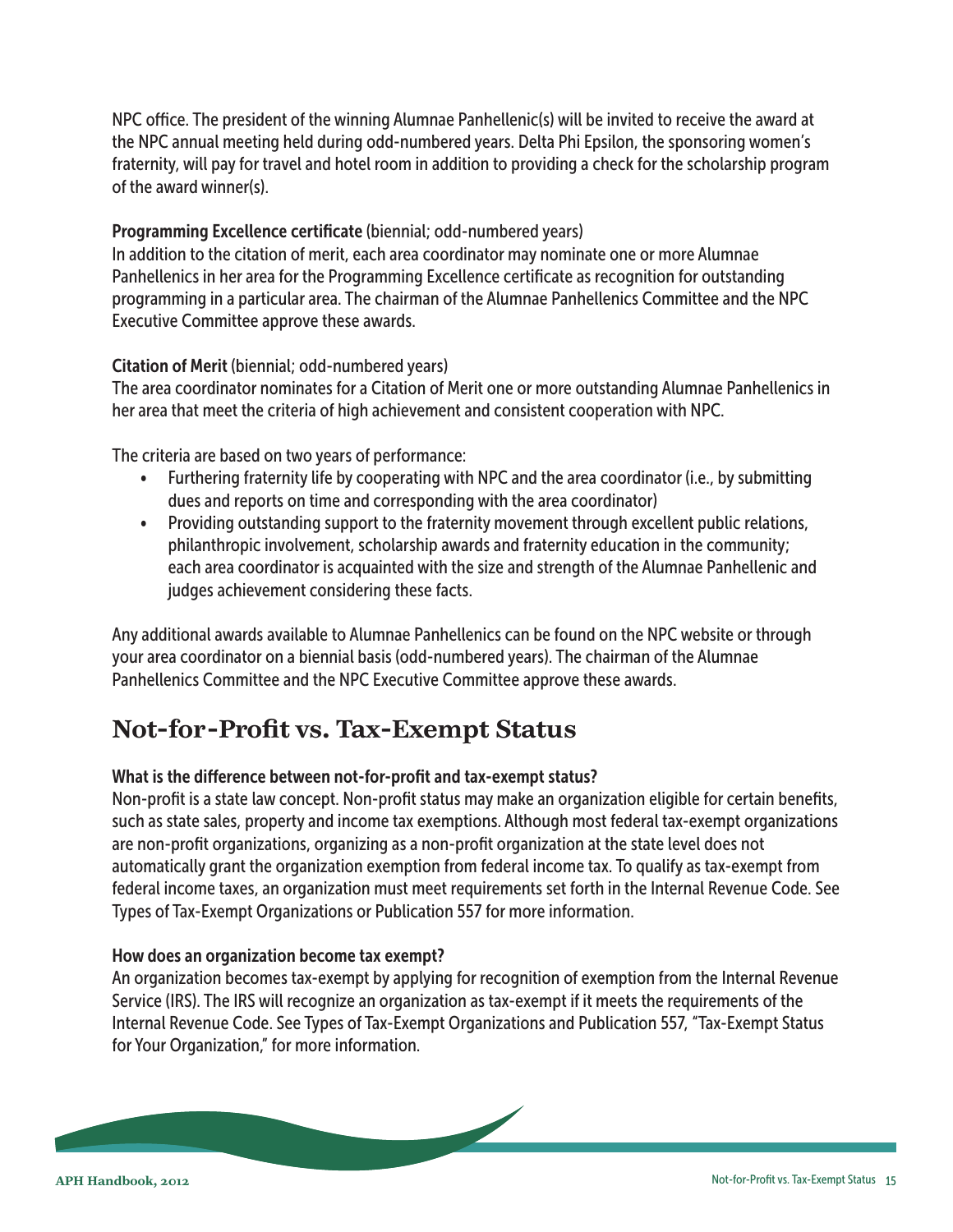NPC office. The president of the winning Alumnae Panhellenic(s) will be invited to receive the award at the NPC annual meeting held during odd-numbered years. Delta Phi Epsilon, the sponsoring women's fraternity, will pay for travel and hotel room in addition to providing a check for the scholarship program of the award winner(s).

**Programming Excellence certificate** (biennial; odd-numbered years)
In addition to the citation of merit, each area coordinator may nominate one or more Alumnae Panhellenics in her area for the Programming Excellence certificate as recognition for outstanding programming in a particular area. The chairman of the Alumnae Panhellenics Committee and the NPC Executive Committee approve these awards.

**Citation of Merit** (biennial; odd-numbered years)
The area coordinator nominates for a Citation of Merit one or more outstanding Alumnae Panhellenics in her area that meet the criteria of high achievement and consistent cooperation with NPC.

The criteria are based on two years of performance:

- Furthering fraternity life by cooperating with NPC and the area coordinator (i.e., by submitting dues and reports on time and corresponding with the area coordinator)
- Providing outstanding support to the fraternity movement through excellent public relations, philanthropic involvement, scholarship awards and fraternity education in the community; each area coordinator is acquainted with the size and strength of the Alumnae Panhellenic and judges achievement considering these facts.

Any additional awards available to Alumnae Panhellenics can be found on the NPC website or through your area coordinator on a biennial basis (odd-numbered years). The chairman of the Alumnae Panhellenics Committee and the NPC Executive Committee approve these awards.

## Not-for-Profit vs. Tax-Exempt Status

**What is the difference between not-for-profit and tax-exempt status?**
Non-profit is a state law concept. Non-profit status may make an organization eligible for certain benefits, such as state sales, property and income tax exemptions. Although most federal tax-exempt organizations are non-profit organizations, organizing as a non-profit organization at the state level does not automatically grant the organization exemption from federal income tax. To qualify as tax-exempt from federal income taxes, an organization must meet requirements set forth in the Internal Revenue Code. See Types of Tax-Exempt Organizations or Publication 557 for more information.

**How does an organization become tax exempt?**
An organization becomes tax-exempt by applying for recognition of exemption from the Internal Revenue Service (IRS). The IRS will recognize an organization as tax-exempt if it meets the requirements of the Internal Revenue Code. See Types of Tax-Exempt Organizations and Publication 557, "Tax-Exempt Status for Your Organization," for more information.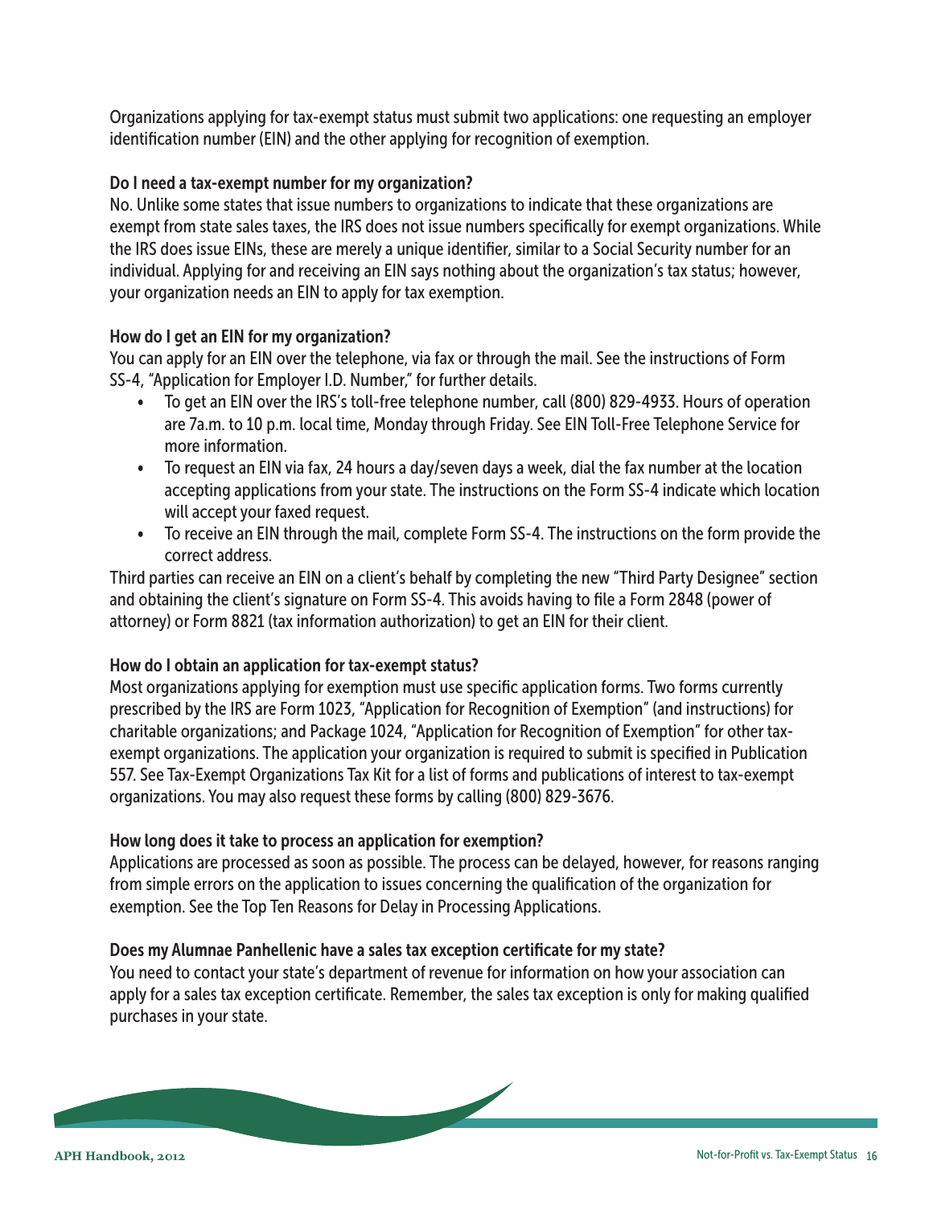Organizations applying for tax-exempt status must submit two applications: one requesting an employer identification number (EIN) and the other applying for recognition of exemption.

### Do I need a tax-exempt number for my organization?

No. Unlike some states that issue numbers to organizations to indicate that these organizations are exempt from state sales taxes, the IRS does not issue numbers specifically for exempt organizations. While the IRS does issue EINs, these are merely a unique identifier, similar to a Social Security number for an individual. Applying for and receiving an EIN says nothing about the organization's tax status; however, your organization needs an EIN to apply for tax exemption.

### How do I get an EIN for my organization?

You can apply for an EIN over the telephone, via fax or through the mail. See the instructions of Form SS-4, "Application for Employer I.D. Number," for further details.

- To get an EIN over the IRS's toll-free telephone number, call (800) 829-4933. Hours of operation are 7a.m. to 10 p.m. local time, Monday through Friday. See EIN Toll-Free Telephone Service for more information.
- To request an EIN via fax, 24 hours a day/seven days a week, dial the fax number at the location accepting applications from your state. The instructions on the Form SS-4 indicate which location will accept your faxed request.
- To receive an EIN through the mail, complete Form SS-4. The instructions on the form provide the correct address.

Third parties can receive an EIN on a client's behalf by completing the new "Third Party Designee" section and obtaining the client's signature on Form SS-4. This avoids having to file a Form 2848 (power of attorney) or Form 8821 (tax information authorization) to get an EIN for their client.

### How do I obtain an application for tax-exempt status?

Most organizations applying for exemption must use specific application forms. Two forms currently prescribed by the IRS are Form 1023, "Application for Recognition of Exemption" (and instructions) for charitable organizations; and Package 1024, "Application for Recognition of Exemption" for other tax-exempt organizations. The application your organization is required to submit is specified in Publication 557. See Tax-Exempt Organizations Tax Kit for a list of forms and publications of interest to tax-exempt organizations. You may also request these forms by calling (800) 829-3676.

### How long does it take to process an application for exemption?

Applications are processed as soon as possible. The process can be delayed, however, for reasons ranging from simple errors on the application to issues concerning the qualification of the organization for exemption. See the Top Ten Reasons for Delay in Processing Applications.

### Does my Alumnae Panhellenic have a sales tax exception certificate for my state?

You need to contact your state's department of revenue for information on how your association can apply for a sales tax exception certificate. Remember, the sales tax exception is only for making qualified purchases in your state.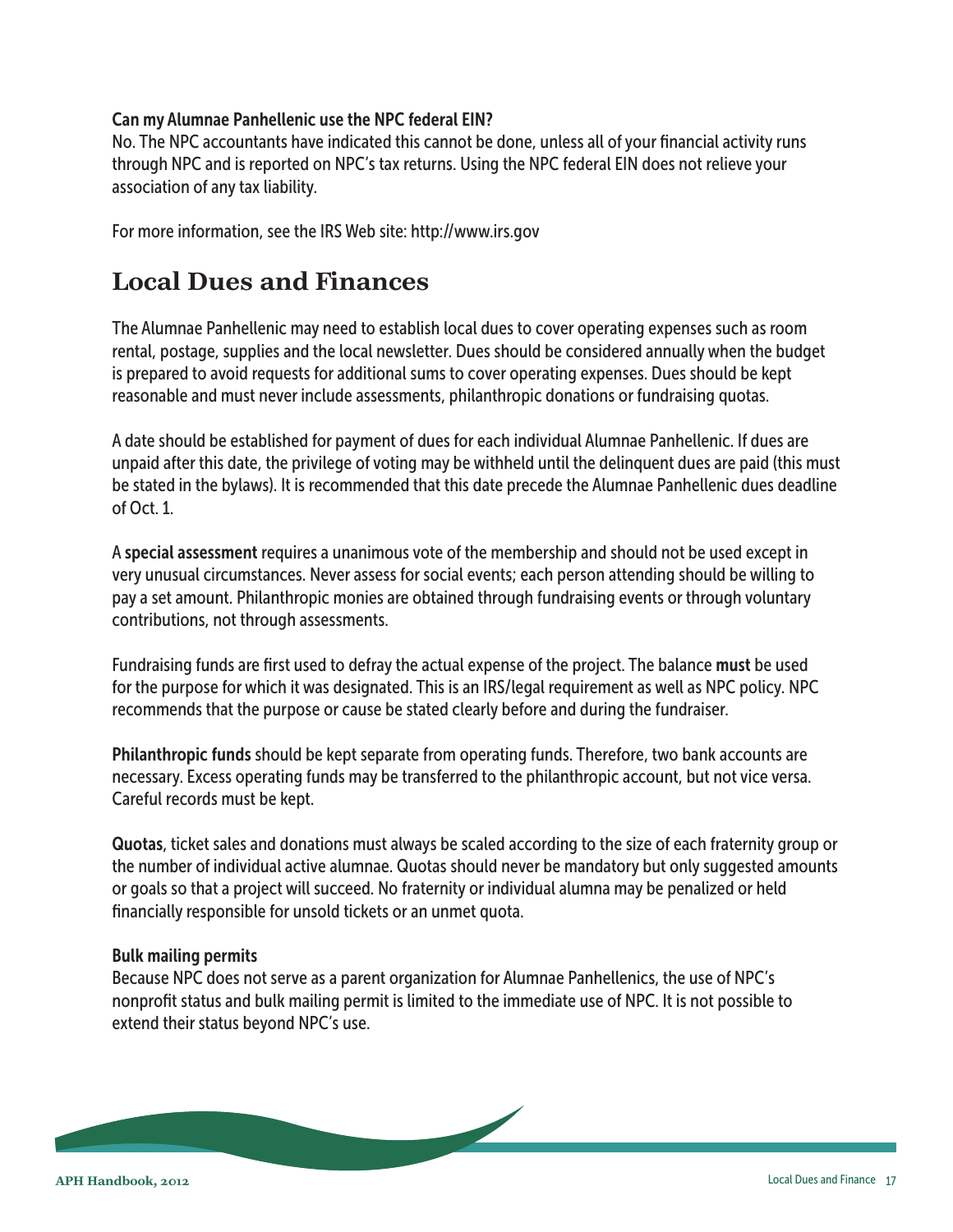**Can my Alumnae Panhellenic use the NPC federal EIN?**
No. The NPC accountants have indicated this cannot be done, unless all of your financial activity runs through NPC and is reported on NPC's tax returns. Using the NPC federal EIN does not relieve your association of any tax liability.

For more information, see the IRS Web site: http://www.irs.gov

## Local Dues and Finances

The Alumnae Panhellenic may need to establish local dues to cover operating expenses such as room rental, postage, supplies and the local newsletter. Dues should be considered annually when the budget is prepared to avoid requests for additional sums to cover operating expenses. Dues should be kept reasonable and must never include assessments, philanthropic donations or fundraising quotas.

A date should be established for payment of dues for each individual Alumnae Panhellenic. If dues are unpaid after this date, the privilege of voting may be withheld until the delinquent dues are paid (this must be stated in the bylaws). It is recommended that this date precede the Alumnae Panhellenic dues deadline of Oct. 1.

A **special assessment** requires a unanimous vote of the membership and should not be used except in very unusual circumstances. Never assess for social events; each person attending should be willing to pay a set amount. Philanthropic monies are obtained through fundraising events or through voluntary contributions, not through assessments.

Fundraising funds are first used to defray the actual expense of the project. The balance **must** be used for the purpose for which it was designated. This is an IRS/legal requirement as well as NPC policy. NPC recommends that the purpose or cause be stated clearly before and during the fundraiser.

**Philanthropic funds** should be kept separate from operating funds. Therefore, two bank accounts are necessary. Excess operating funds may be transferred to the philanthropic account, but not vice versa. Careful records must be kept.

**Quotas**, ticket sales and donations must always be scaled according to the size of each fraternity group or the number of individual active alumnae. Quotas should never be mandatory but only suggested amounts or goals so that a project will succeed. No fraternity or individual alumna may be penalized or held financially responsible for unsold tickets or an unmet quota.

**Bulk mailing permits**
Because NPC does not serve as a parent organization for Alumnae Panhellenics, the use of NPC's nonprofit status and bulk mailing permit is limited to the immediate use of NPC. It is not possible to extend their status beyond NPC's use.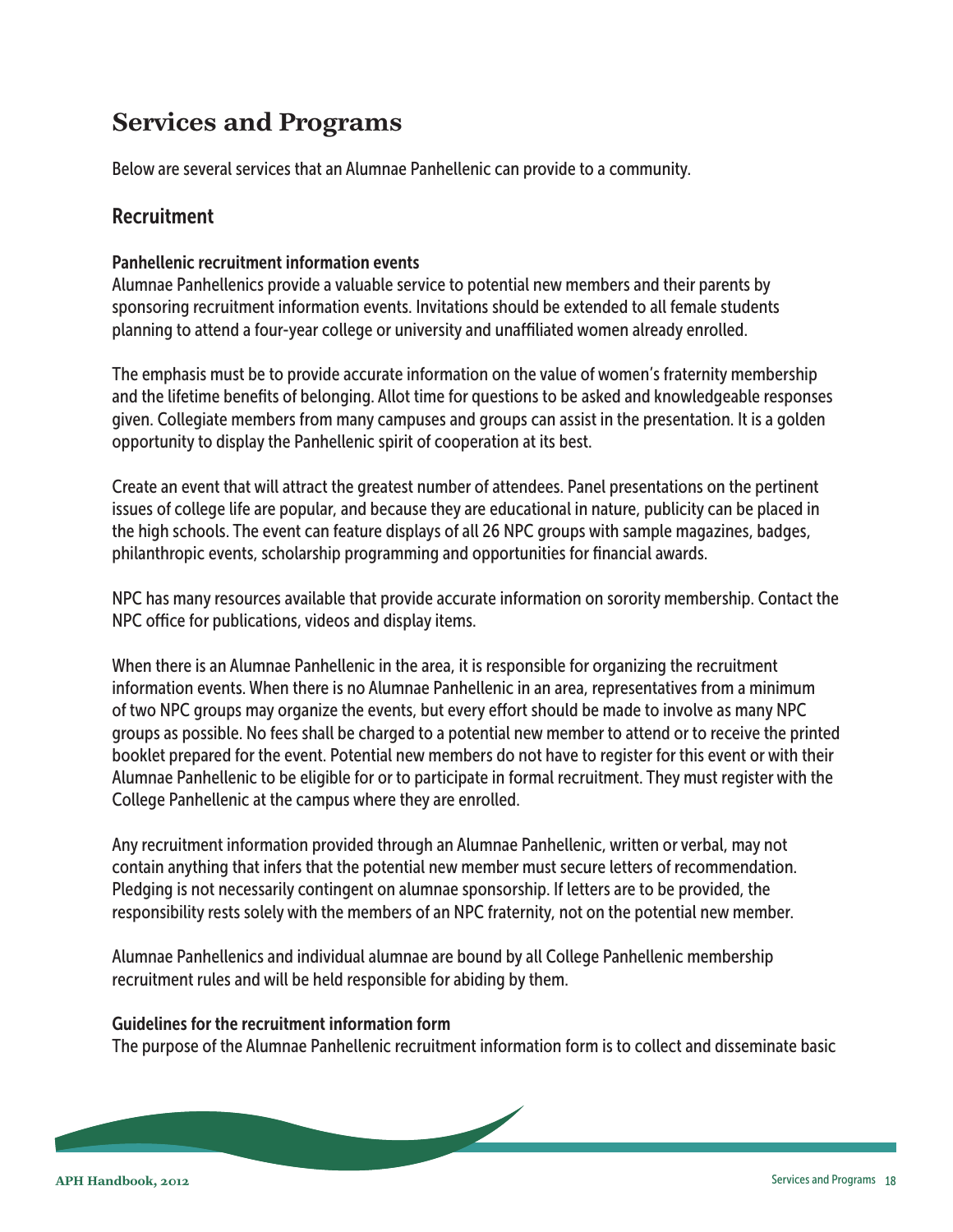# Services and Programs

Below are several services that an Alumnae Panhellenic can provide to a community.

## Recruitment

### Panhellenic recruitment information events

Alumnae Panhellenics provide a valuable service to potential new members and their parents by sponsoring recruitment information events. Invitations should be extended to all female students planning to attend a four-year college or university and unaffiliated women already enrolled.

The emphasis must be to provide accurate information on the value of women's fraternity membership and the lifetime benefits of belonging. Allot time for questions to be asked and knowledgeable responses given. Collegiate members from many campuses and groups can assist in the presentation. It is a golden opportunity to display the Panhellenic spirit of cooperation at its best.

Create an event that will attract the greatest number of attendees. Panel presentations on the pertinent issues of college life are popular, and because they are educational in nature, publicity can be placed in the high schools. The event can feature displays of all 26 NPC groups with sample magazines, badges, philanthropic events, scholarship programming and opportunities for financial awards.

NPC has many resources available that provide accurate information on sorority membership. Contact the NPC office for publications, videos and display items.

When there is an Alumnae Panhellenic in the area, it is responsible for organizing the recruitment information events. When there is no Alumnae Panhellenic in an area, representatives from a minimum of two NPC groups may organize the events, but every effort should be made to involve as many NPC groups as possible. No fees shall be charged to a potential new member to attend or to receive the printed booklet prepared for the event. Potential new members do not have to register for this event or with their Alumnae Panhellenic to be eligible for or to participate in formal recruitment. They must register with the College Panhellenic at the campus where they are enrolled.

Any recruitment information provided through an Alumnae Panhellenic, written or verbal, may not contain anything that infers that the potential new member must secure letters of recommendation. Pledging is not necessarily contingent on alumnae sponsorship. If letters are to be provided, the responsibility rests solely with the members of an NPC fraternity, not on the potential new member.

Alumnae Panhellenics and individual alumnae are bound by all College Panhellenic membership recruitment rules and will be held responsible for abiding by them.

### Guidelines for the recruitment information form

The purpose of the Alumnae Panhellenic recruitment information form is to collect and disseminate basic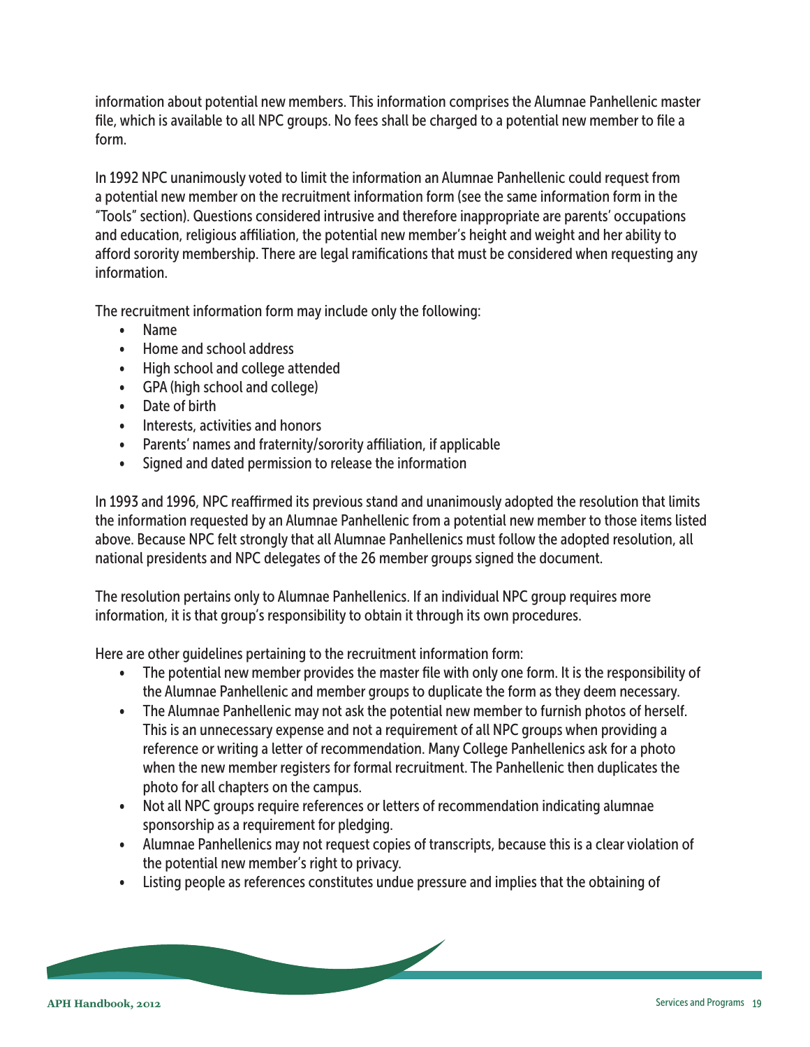information about potential new members. This information comprises the Alumnae Panhellenic master file, which is available to all NPC groups. No fees shall be charged to a potential new member to file a form.

In 1992 NPC unanimously voted to limit the information an Alumnae Panhellenic could request from a potential new member on the recruitment information form (see the same information form in the "Tools" section). Questions considered intrusive and therefore inappropriate are parents' occupations and education, religious affiliation, the potential new member's height and weight and her ability to afford sorority membership. There are legal ramifications that must be considered when requesting any information.

The recruitment information form may include only the following:

- Name
- Home and school address
- High school and college attended
- GPA (high school and college)
- Date of birth
- Interests, activities and honors
- Parents' names and fraternity/sorority affiliation, if applicable
- Signed and dated permission to release the information

In 1993 and 1996, NPC reaffirmed its previous stand and unanimously adopted the resolution that limits the information requested by an Alumnae Panhellenic from a potential new member to those items listed above. Because NPC felt strongly that all Alumnae Panhellenics must follow the adopted resolution, all national presidents and NPC delegates of the 26 member groups signed the document.

The resolution pertains only to Alumnae Panhellenics. If an individual NPC group requires more information, it is that group's responsibility to obtain it through its own procedures.

Here are other guidelines pertaining to the recruitment information form:

- The potential new member provides the master file with only one form. It is the responsibility of the Alumnae Panhellenic and member groups to duplicate the form as they deem necessary.
- The Alumnae Panhellenic may not ask the potential new member to furnish photos of herself. This is an unnecessary expense and not a requirement of all NPC groups when providing a reference or writing a letter of recommendation. Many College Panhellenics ask for a photo when the new member registers for formal recruitment. The Panhellenic then duplicates the photo for all chapters on the campus.
- Not all NPC groups require references or letters of recommendation indicating alumnae sponsorship as a requirement for pledging.
- Alumnae Panhellenics may not request copies of transcripts, because this is a clear violation of the potential new member's right to privacy.
- Listing people as references constitutes undue pressure and implies that the obtaining of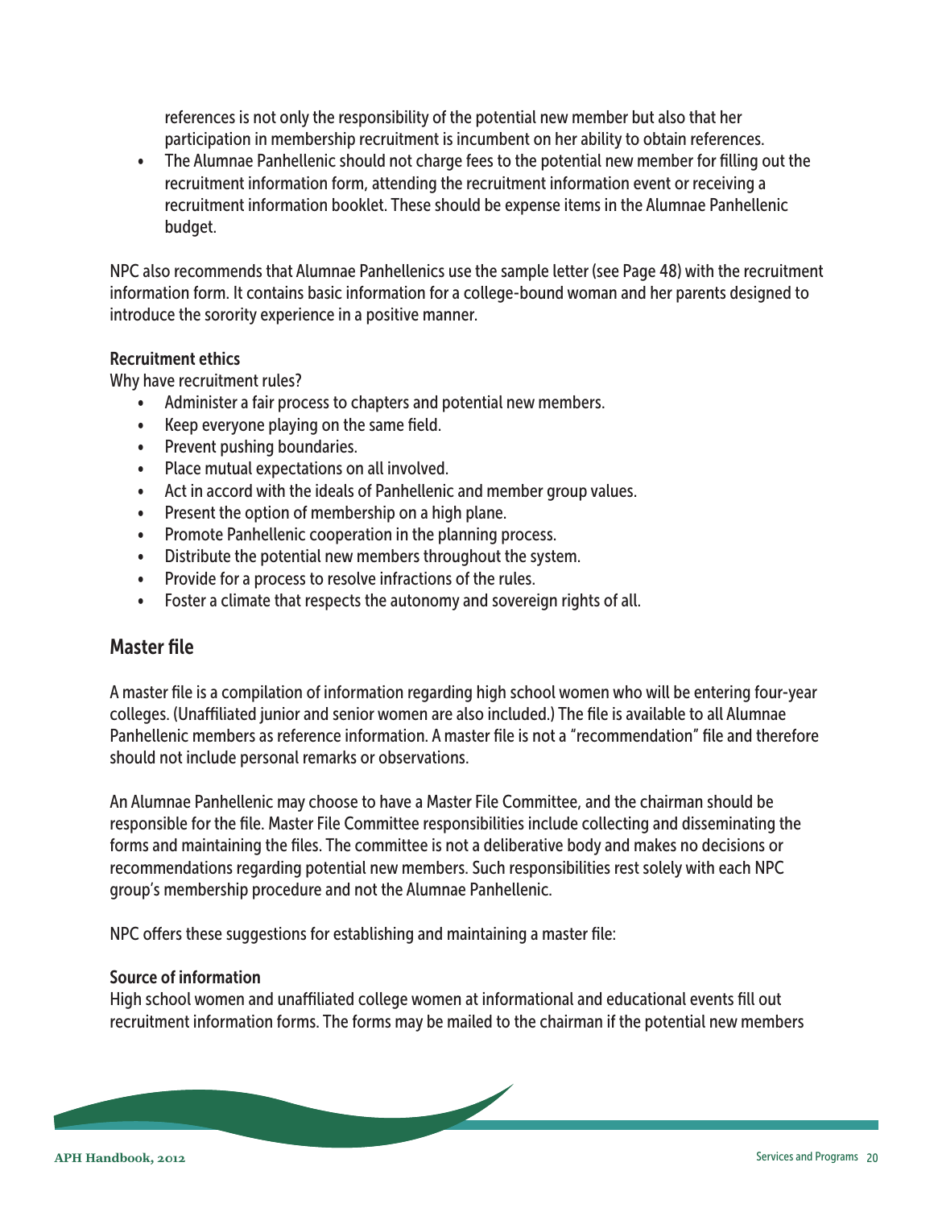references is not only the responsibility of the potential new member but also that her participation in membership recruitment is incumbent on her ability to obtain references.

- The Alumnae Panhellenic should not charge fees to the potential new member for filling out the recruitment information form, attending the recruitment information event or receiving a recruitment information booklet. These should be expense items in the Alumnae Panhellenic budget.

NPC also recommends that Alumnae Panhellenics use the sample letter (see Page 48) with the recruitment information form. It contains basic information for a college-bound woman and her parents designed to introduce the sorority experience in a positive manner.

**Recruitment ethics**

Why have recruitment rules?

- Administer a fair process to chapters and potential new members.
- Keep everyone playing on the same field.
- Prevent pushing boundaries.
- Place mutual expectations on all involved.
- Act in accord with the ideals of Panhellenic and member group values.
- Present the option of membership on a high plane.
- Promote Panhellenic cooperation in the planning process.
- Distribute the potential new members throughout the system.
- Provide for a process to resolve infractions of the rules.
- Foster a climate that respects the autonomy and sovereign rights of all.

## Master file

A master file is a compilation of information regarding high school women who will be entering four-year colleges. (Unaffiliated junior and senior women are also included.) The file is available to all Alumnae Panhellenic members as reference information. A master file is not a "recommendation" file and therefore should not include personal remarks or observations.

An Alumnae Panhellenic may choose to have a Master File Committee, and the chairman should be responsible for the file. Master File Committee responsibilities include collecting and disseminating the forms and maintaining the files. The committee is not a deliberative body and makes no decisions or recommendations regarding potential new members. Such responsibilities rest solely with each NPC group's membership procedure and not the Alumnae Panhellenic.

NPC offers these suggestions for establishing and maintaining a master file:

**Source of information**

High school women and unaffiliated college women at informational and educational events fill out recruitment information forms. The forms may be mailed to the chairman if the potential new members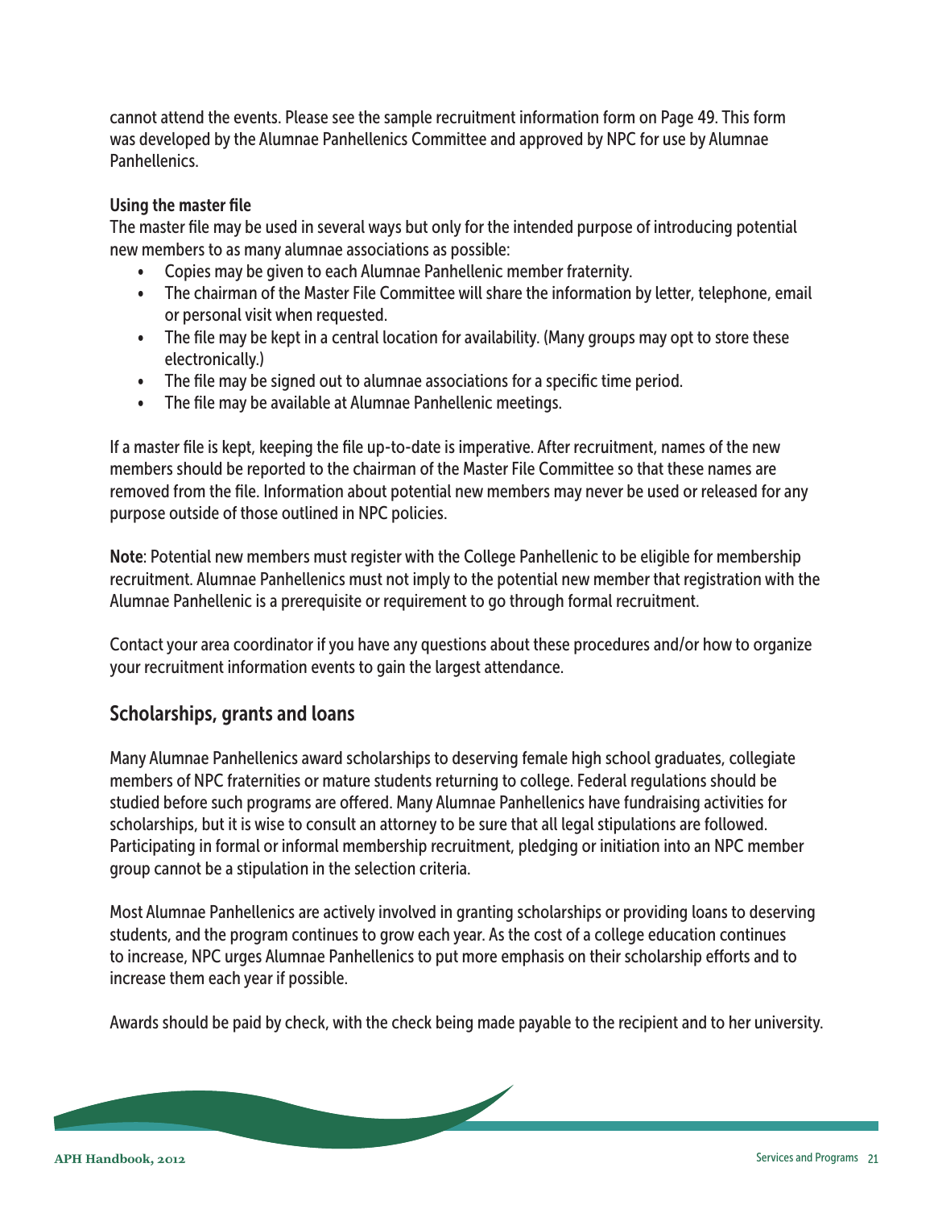cannot attend the events. Please see the sample recruitment information form on Page 49. This form was developed by the Alumnae Panhellenics Committee and approved by NPC for use by Alumnae Panhellenics.

**Using the master file**

The master file may be used in several ways but only for the intended purpose of introducing potential new members to as many alumnae associations as possible:

- Copies may be given to each Alumnae Panhellenic member fraternity.
- The chairman of the Master File Committee will share the information by letter, telephone, email or personal visit when requested.
- The file may be kept in a central location for availability. (Many groups may opt to store these electronically.)
- The file may be signed out to alumnae associations for a specific time period.
- The file may be available at Alumnae Panhellenic meetings.

If a master file is kept, keeping the file up-to-date is imperative. After recruitment, names of the new members should be reported to the chairman of the Master File Committee so that these names are removed from the file. Information about potential new members may never be used or released for any purpose outside of those outlined in NPC policies.

**Note**: Potential new members must register with the College Panhellenic to be eligible for membership recruitment. Alumnae Panhellenics must not imply to the potential new member that registration with the Alumnae Panhellenic is a prerequisite or requirement to go through formal recruitment.

Contact your area coordinator if you have any questions about these procedures and/or how to organize your recruitment information events to gain the largest attendance.

## Scholarships, grants and loans

Many Alumnae Panhellenics award scholarships to deserving female high school graduates, collegiate members of NPC fraternities or mature students returning to college. Federal regulations should be studied before such programs are offered. Many Alumnae Panhellenics have fundraising activities for scholarships, but it is wise to consult an attorney to be sure that all legal stipulations are followed. Participating in formal or informal membership recruitment, pledging or initiation into an NPC member group cannot be a stipulation in the selection criteria.

Most Alumnae Panhellenics are actively involved in granting scholarships or providing loans to deserving students, and the program continues to grow each year. As the cost of a college education continues to increase, NPC urges Alumnae Panhellenics to put more emphasis on their scholarship efforts and to increase them each year if possible.

Awards should be paid by check, with the check being made payable to the recipient and to her university.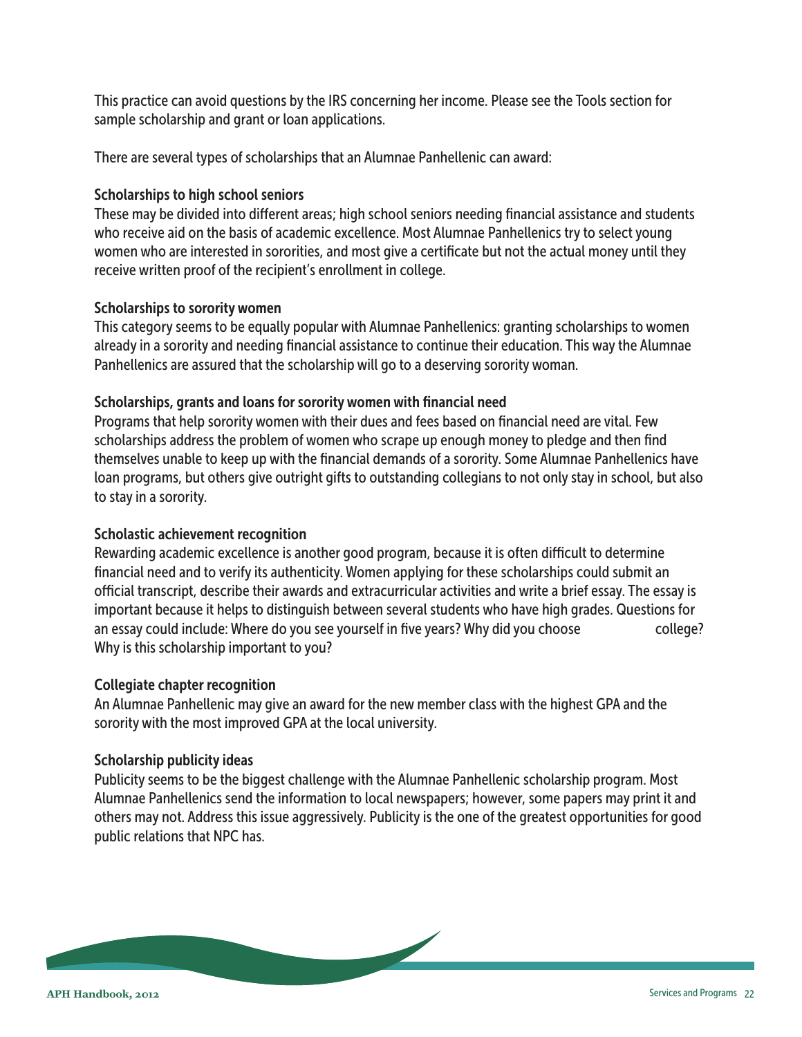This practice can avoid questions by the IRS concerning her income. Please see the Tools section for sample scholarship and grant or loan applications.

There are several types of scholarships that an Alumnae Panhellenic can award:

### Scholarships to high school seniors

These may be divided into different areas; high school seniors needing financial assistance and students who receive aid on the basis of academic excellence. Most Alumnae Panhellenics try to select young women who are interested in sororities, and most give a certificate but not the actual money until they receive written proof of the recipient's enrollment in college.

### Scholarships to sorority women

This category seems to be equally popular with Alumnae Panhellenics: granting scholarships to women already in a sorority and needing financial assistance to continue their education. This way the Alumnae Panhellenics are assured that the scholarship will go to a deserving sorority woman.

### Scholarships, grants and loans for sorority women with financial need

Programs that help sorority women with their dues and fees based on financial need are vital. Few scholarships address the problem of women who scrape up enough money to pledge and then find themselves unable to keep up with the financial demands of a sorority. Some Alumnae Panhellenics have loan programs, but others give outright gifts to outstanding collegians to not only stay in school, but also to stay in a sorority.

### Scholastic achievement recognition

Rewarding academic excellence is another good program, because it is often difficult to determine financial need and to verify its authenticity. Women applying for these scholarships could submit an official transcript, describe their awards and extracurricular activities and write a brief essay. The essay is important because it helps to distinguish between several students who have high grades. Questions for an essay could include: Where do you see yourself in five years? Why did you choose ______ college? Why is this scholarship important to you?

### Collegiate chapter recognition

An Alumnae Panhellenic may give an award for the new member class with the highest GPA and the sorority with the most improved GPA at the local university.

### Scholarship publicity ideas

Publicity seems to be the biggest challenge with the Alumnae Panhellenic scholarship program. Most Alumnae Panhellenics send the information to local newspapers; however, some papers may print it and others may not. Address this issue aggressively. Publicity is the one of the greatest opportunities for good public relations that NPC has.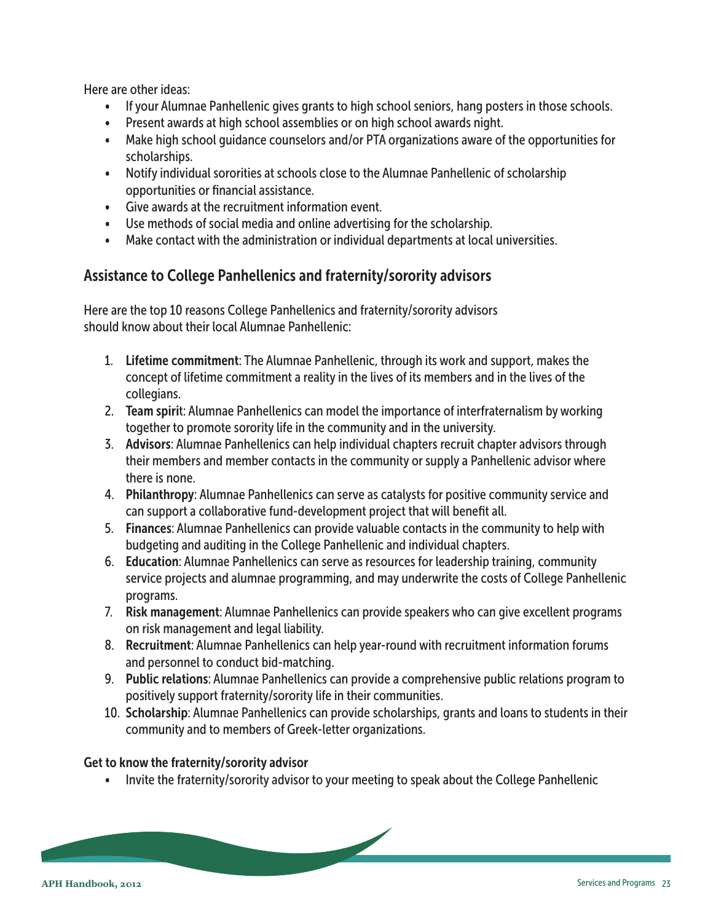Here are other ideas:

- If your Alumnae Panhellenic gives grants to high school seniors, hang posters in those schools.
- Present awards at high school assemblies or on high school awards night.
- Make high school guidance counselors and/or PTA organizations aware of the opportunities for scholarships.
- Notify individual sororities at schools close to the Alumnae Panhellenic of scholarship opportunities or financial assistance.
- Give awards at the recruitment information event.
- Use methods of social media and online advertising for the scholarship.
- Make contact with the administration or individual departments at local universities.

## Assistance to College Panhellenics and fraternity/sorority advisors

Here are the top 10 reasons College Panhellenics and fraternity/sorority advisors should know about their local Alumnae Panhellenic:

1. **Lifetime commitment**: The Alumnae Panhellenic, through its work and support, makes the concept of lifetime commitment a reality in the lives of its members and in the lives of the collegians.
2. **Team spirit**: Alumnae Panhellenics can model the importance of interfraternalism by working together to promote sorority life in the community and in the university.
3. **Advisors**: Alumnae Panhellenics can help individual chapters recruit chapter advisors through their members and member contacts in the community or supply a Panhellenic advisor where there is none.
4. **Philanthropy**: Alumnae Panhellenics can serve as catalysts for positive community service and can support a collaborative fund-development project that will benefit all.
5. **Finances**: Alumnae Panhellenics can provide valuable contacts in the community to help with budgeting and auditing in the College Panhellenic and individual chapters.
6. **Education**: Alumnae Panhellenics can serve as resources for leadership training, community service projects and alumnae programming, and may underwrite the costs of College Panhellenic programs.
7. **Risk management**: Alumnae Panhellenics can provide speakers who can give excellent programs on risk management and legal liability.
8. **Recruitment**: Alumnae Panhellenics can help year-round with recruitment information forums and personnel to conduct bid-matching.
9. **Public relations**: Alumnae Panhellenics can provide a comprehensive public relations program to positively support fraternity/sorority life in their communities.
10. **Scholarship**: Alumnae Panhellenics can provide scholarships, grants and loans to students in their community and to members of Greek-letter organizations.

### Get to know the fraternity/sorority advisor

- Invite the fraternity/sorority advisor to your meeting to speak about the College Panhellenic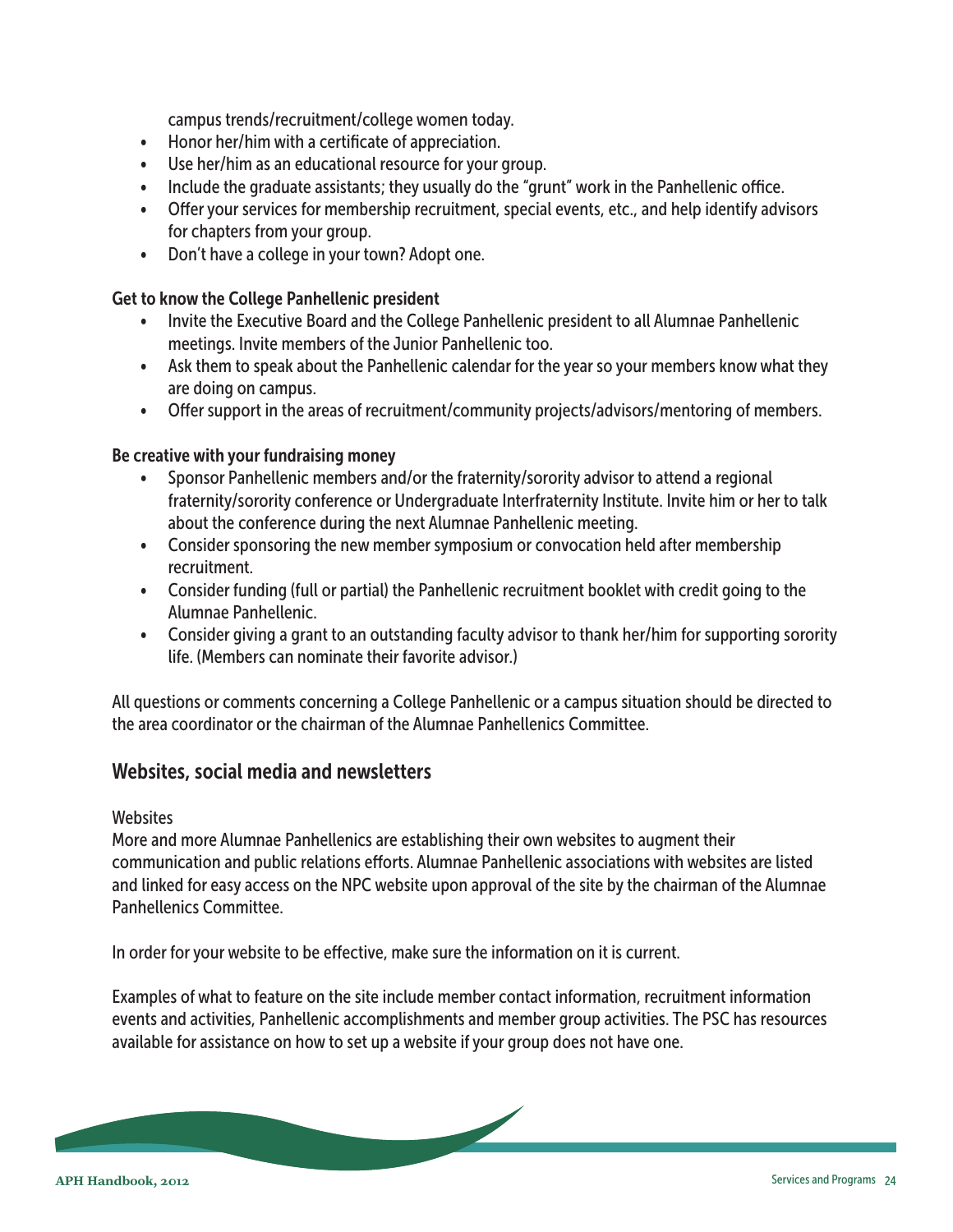campus trends/recruitment/college women today.

- Honor her/him with a certificate of appreciation.
- Use her/him as an educational resource for your group.
- Include the graduate assistants; they usually do the "grunt" work in the Panhellenic office.
- Offer your services for membership recruitment, special events, etc., and help identify advisors for chapters from your group.
- Don't have a college in your town? Adopt one.

**Get to know the College Panhellenic president**

- Invite the Executive Board and the College Panhellenic president to all Alumnae Panhellenic meetings. Invite members of the Junior Panhellenic too.
- Ask them to speak about the Panhellenic calendar for the year so your members know what they are doing on campus.
- Offer support in the areas of recruitment/community projects/advisors/mentoring of members.

**Be creative with your fundraising money**

- Sponsor Panhellenic members and/or the fraternity/sorority advisor to attend a regional fraternity/sorority conference or Undergraduate Interfraternity Institute. Invite him or her to talk about the conference during the next Alumnae Panhellenic meeting.
- Consider sponsoring the new member symposium or convocation held after membership recruitment.
- Consider funding (full or partial) the Panhellenic recruitment booklet with credit going to the Alumnae Panhellenic.
- Consider giving a grant to an outstanding faculty advisor to thank her/him for supporting sorority life. (Members can nominate their favorite advisor.)

All questions or comments concerning a College Panhellenic or a campus situation should be directed to the area coordinator or the chairman of the Alumnae Panhellenics Committee.

## Websites, social media and newsletters

Websites

More and more Alumnae Panhellenics are establishing their own websites to augment their communication and public relations efforts. Alumnae Panhellenic associations with websites are listed and linked for easy access on the NPC website upon approval of the site by the chairman of the Alumnae Panhellenics Committee.

In order for your website to be effective, make sure the information on it is current.

Examples of what to feature on the site include member contact information, recruitment information events and activities, Panhellenic accomplishments and member group activities. The PSC has resources available for assistance on how to set up a website if your group does not have one.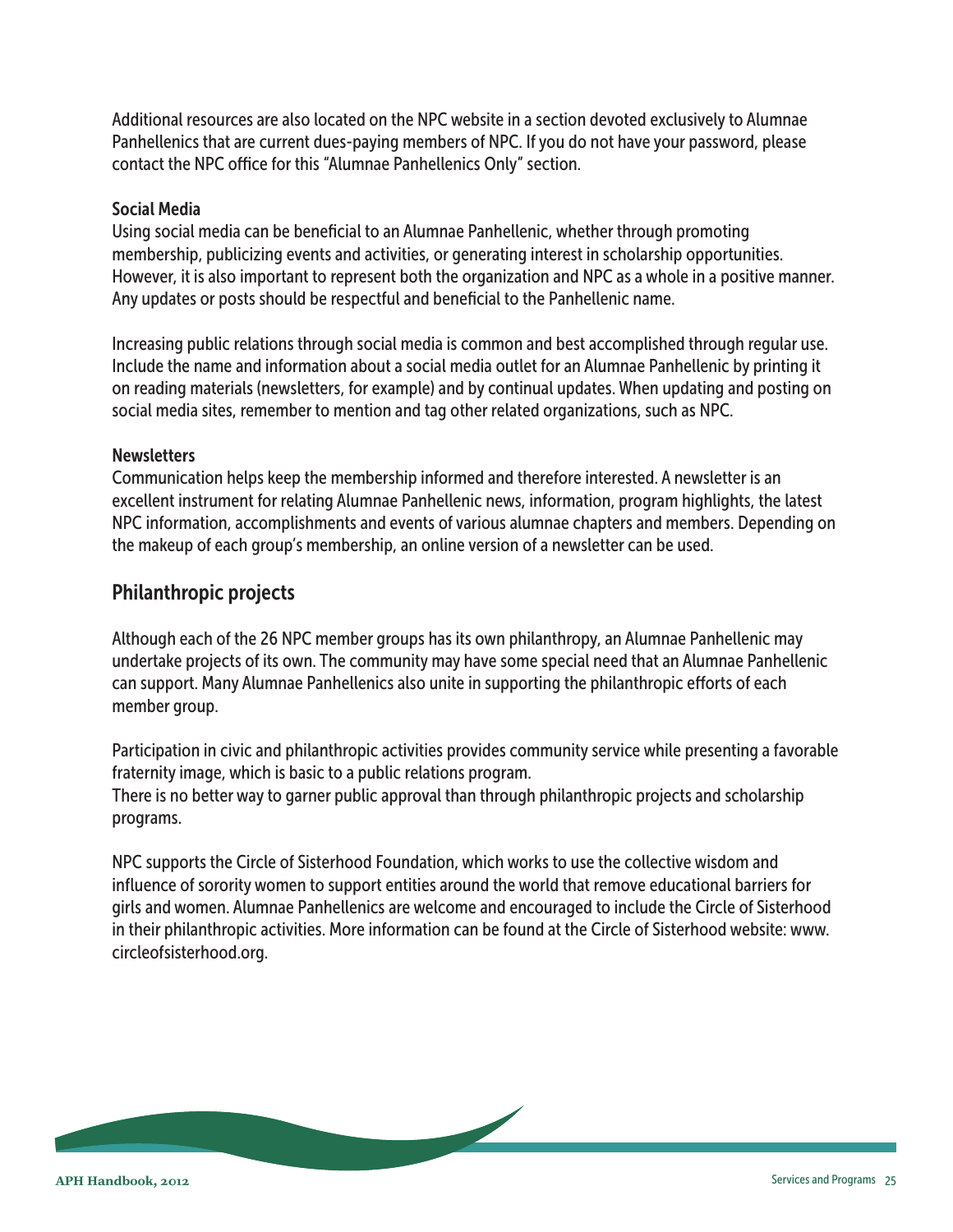Additional resources are also located on the NPC website in a section devoted exclusively to Alumnae Panhellenics that are current dues-paying members of NPC. If you do not have your password, please contact the NPC office for this "Alumnae Panhellenics Only" section.

### Social Media

Using social media can be beneficial to an Alumnae Panhellenic, whether through promoting membership, publicizing events and activities, or generating interest in scholarship opportunities. However, it is also important to represent both the organization and NPC as a whole in a positive manner. Any updates or posts should be respectful and beneficial to the Panhellenic name.

Increasing public relations through social media is common and best accomplished through regular use. Include the name and information about a social media outlet for an Alumnae Panhellenic by printing it on reading materials (newsletters, for example) and by continual updates. When updating and posting on social media sites, remember to mention and tag other related organizations, such as NPC.

### Newsletters

Communication helps keep the membership informed and therefore interested. A newsletter is an excellent instrument for relating Alumnae Panhellenic news, information, program highlights, the latest NPC information, accomplishments and events of various alumnae chapters and members. Depending on the makeup of each group's membership, an online version of a newsletter can be used.

## Philanthropic projects

Although each of the 26 NPC member groups has its own philanthropy, an Alumnae Panhellenic may undertake projects of its own. The community may have some special need that an Alumnae Panhellenic can support. Many Alumnae Panhellenics also unite in supporting the philanthropic efforts of each member group.

Participation in civic and philanthropic activities provides community service while presenting a favorable fraternity image, which is basic to a public relations program.
There is no better way to garner public approval than through philanthropic projects and scholarship programs.

NPC supports the Circle of Sisterhood Foundation, which works to use the collective wisdom and influence of sorority women to support entities around the world that remove educational barriers for girls and women. Alumnae Panhellenics are welcome and encouraged to include the Circle of Sisterhood in their philanthropic activities. More information can be found at the Circle of Sisterhood website: www.circleofsisterhood.org.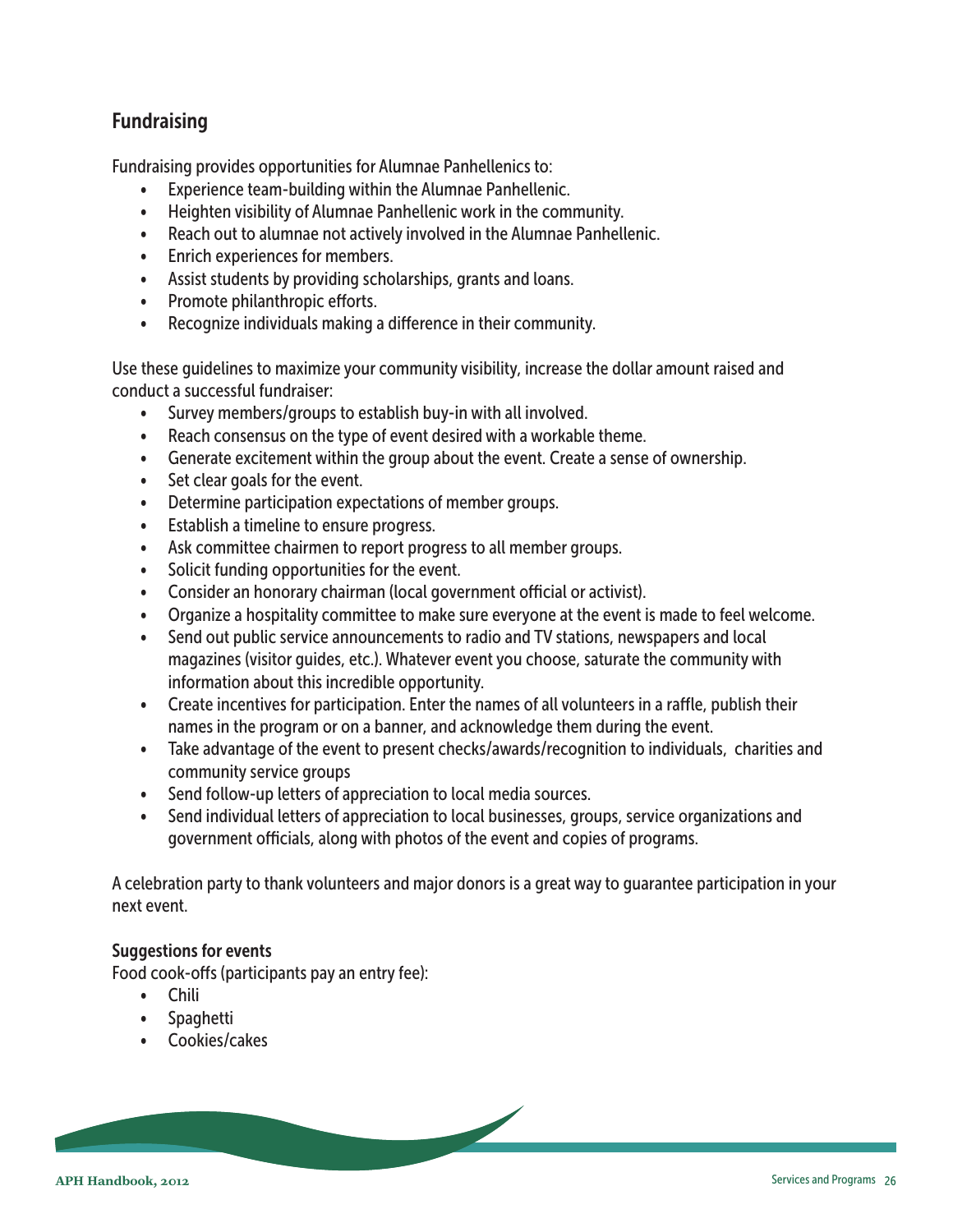## Fundraising

Fundraising provides opportunities for Alumnae Panhellenics to:

- Experience team-building within the Alumnae Panhellenic.
- Heighten visibility of Alumnae Panhellenic work in the community.
- Reach out to alumnae not actively involved in the Alumnae Panhellenic.
- Enrich experiences for members.
- Assist students by providing scholarships, grants and loans.
- Promote philanthropic efforts.
- Recognize individuals making a difference in their community.

Use these guidelines to maximize your community visibility, increase the dollar amount raised and conduct a successful fundraiser:

- Survey members/groups to establish buy-in with all involved.
- Reach consensus on the type of event desired with a workable theme.
- Generate excitement within the group about the event. Create a sense of ownership.
- Set clear goals for the event.
- Determine participation expectations of member groups.
- Establish a timeline to ensure progress.
- Ask committee chairmen to report progress to all member groups.
- Solicit funding opportunities for the event.
- Consider an honorary chairman (local government official or activist).
- Organize a hospitality committee to make sure everyone at the event is made to feel welcome.
- Send out public service announcements to radio and TV stations, newspapers and local magazines (visitor guides, etc.). Whatever event you choose, saturate the community with information about this incredible opportunity.
- Create incentives for participation. Enter the names of all volunteers in a raffle, publish their names in the program or on a banner, and acknowledge them during the event.
- Take advantage of the event to present checks/awards/recognition to individuals, charities and community service groups
- Send follow-up letters of appreciation to local media sources.
- Send individual letters of appreciation to local businesses, groups, service organizations and government officials, along with photos of the event and copies of programs.

A celebration party to thank volunteers and major donors is a great way to guarantee participation in your next event.

**Suggestions for events**

Food cook-offs (participants pay an entry fee):

- Chili
- Spaghetti
- Cookies/cakes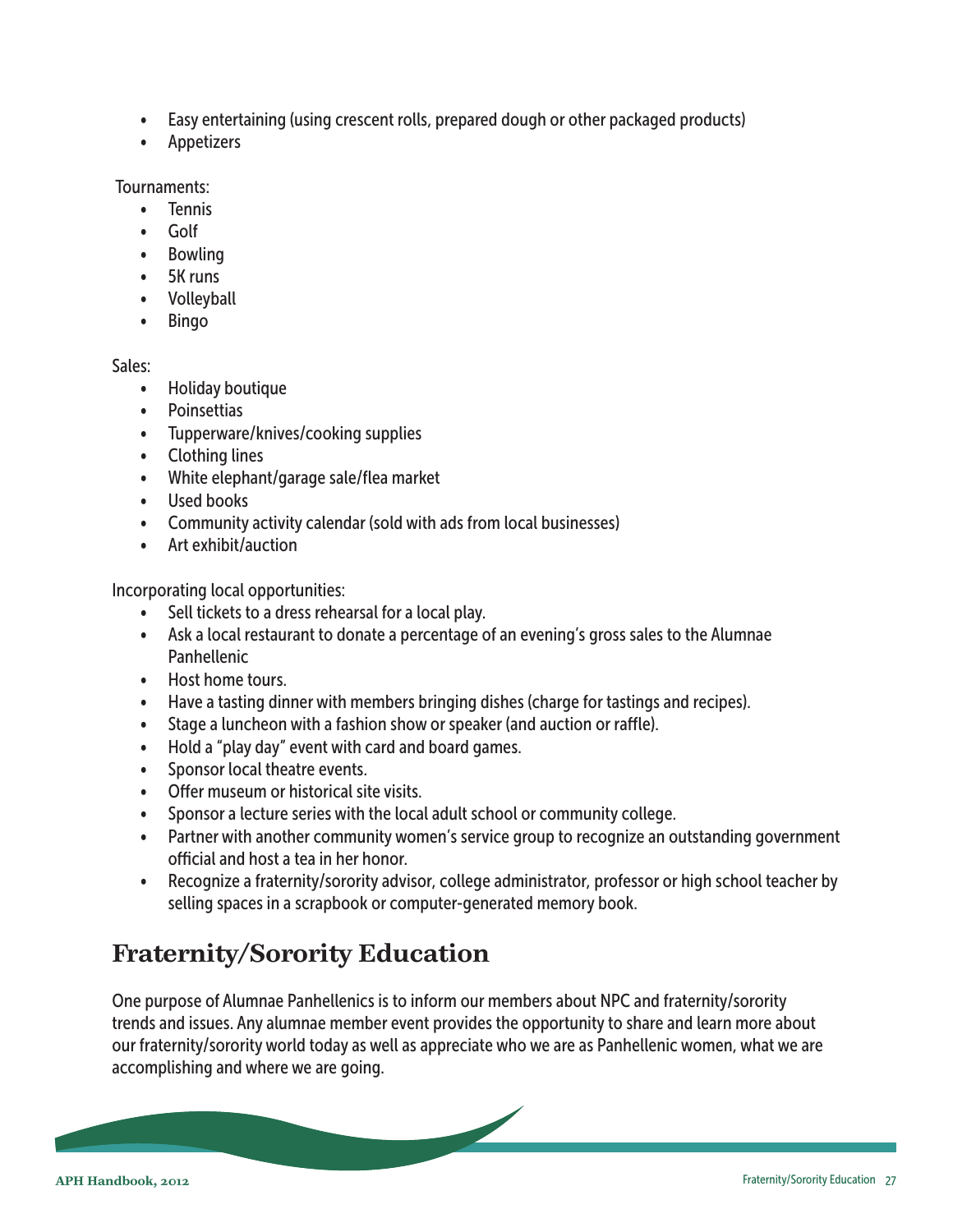- Easy entertaining (using crescent rolls, prepared dough or other packaged products)
- Appetizers

Tournaments:

- Tennis
- Golf
- Bowling
- 5K runs
- Volleyball
- Bingo

Sales:

- Holiday boutique
- Poinsettias
- Tupperware/knives/cooking supplies
- Clothing lines
- White elephant/garage sale/flea market
- Used books
- Community activity calendar (sold with ads from local businesses)
- Art exhibit/auction

Incorporating local opportunities:

- Sell tickets to a dress rehearsal for a local play.
- Ask a local restaurant to donate a percentage of an evening's gross sales to the Alumnae Panhellenic
- Host home tours.
- Have a tasting dinner with members bringing dishes (charge for tastings and recipes).
- Stage a luncheon with a fashion show or speaker (and auction or raffle).
- Hold a "play day" event with card and board games.
- Sponsor local theatre events.
- Offer museum or historical site visits.
- Sponsor a lecture series with the local adult school or community college.
- Partner with another community women's service group to recognize an outstanding government official and host a tea in her honor.
- Recognize a fraternity/sorority advisor, college administrator, professor or high school teacher by selling spaces in a scrapbook or computer-generated memory book.

## Fraternity/Sorority Education

One purpose of Alumnae Panhellenics is to inform our members about NPC and fraternity/sorority trends and issues. Any alumnae member event provides the opportunity to share and learn more about our fraternity/sorority world today as well as appreciate who we are as Panhellenic women, what we are accomplishing and where we are going.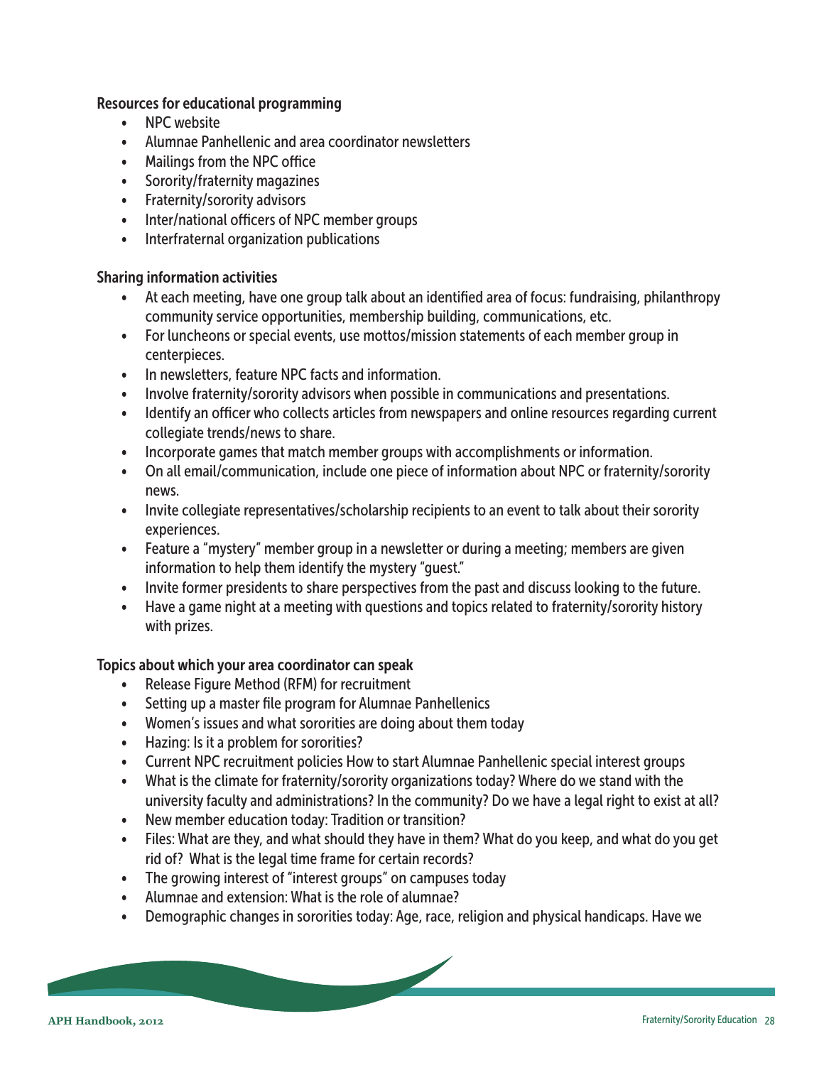### Resources for educational programming

- NPC website
- Alumnae Panhellenic and area coordinator newsletters
- Mailings from the NPC office
- Sorority/fraternity magazines
- Fraternity/sorority advisors
- Inter/national officers of NPC member groups
- Interfraternal organization publications

### Sharing information activities

- At each meeting, have one group talk about an identified area of focus: fundraising, philanthropy community service opportunities, membership building, communications, etc.
- For luncheons or special events, use mottos/mission statements of each member group in centerpieces.
- In newsletters, feature NPC facts and information.
- Involve fraternity/sorority advisors when possible in communications and presentations.
- Identify an officer who collects articles from newspapers and online resources regarding current collegiate trends/news to share.
- Incorporate games that match member groups with accomplishments or information.
- On all email/communication, include one piece of information about NPC or fraternity/sorority news.
- Invite collegiate representatives/scholarship recipients to an event to talk about their sorority experiences.
- Feature a "mystery" member group in a newsletter or during a meeting; members are given information to help them identify the mystery "guest."
- Invite former presidents to share perspectives from the past and discuss looking to the future.
- Have a game night at a meeting with questions and topics related to fraternity/sorority history with prizes.

### Topics about which your area coordinator can speak

- Release Figure Method (RFM) for recruitment
- Setting up a master file program for Alumnae Panhellenics
- Women's issues and what sororities are doing about them today
- Hazing: Is it a problem for sororities?
- Current NPC recruitment policies How to start Alumnae Panhellenic special interest groups
- What is the climate for fraternity/sorority organizations today? Where do we stand with the university faculty and administrations? In the community? Do we have a legal right to exist at all?
- New member education today: Tradition or transition?
- Files: What are they, and what should they have in them? What do you keep, and what do you get rid of? What is the legal time frame for certain records?
- The growing interest of "interest groups" on campuses today
- Alumnae and extension: What is the role of alumnae?
- Demographic changes in sororities today: Age, race, religion and physical handicaps. Have we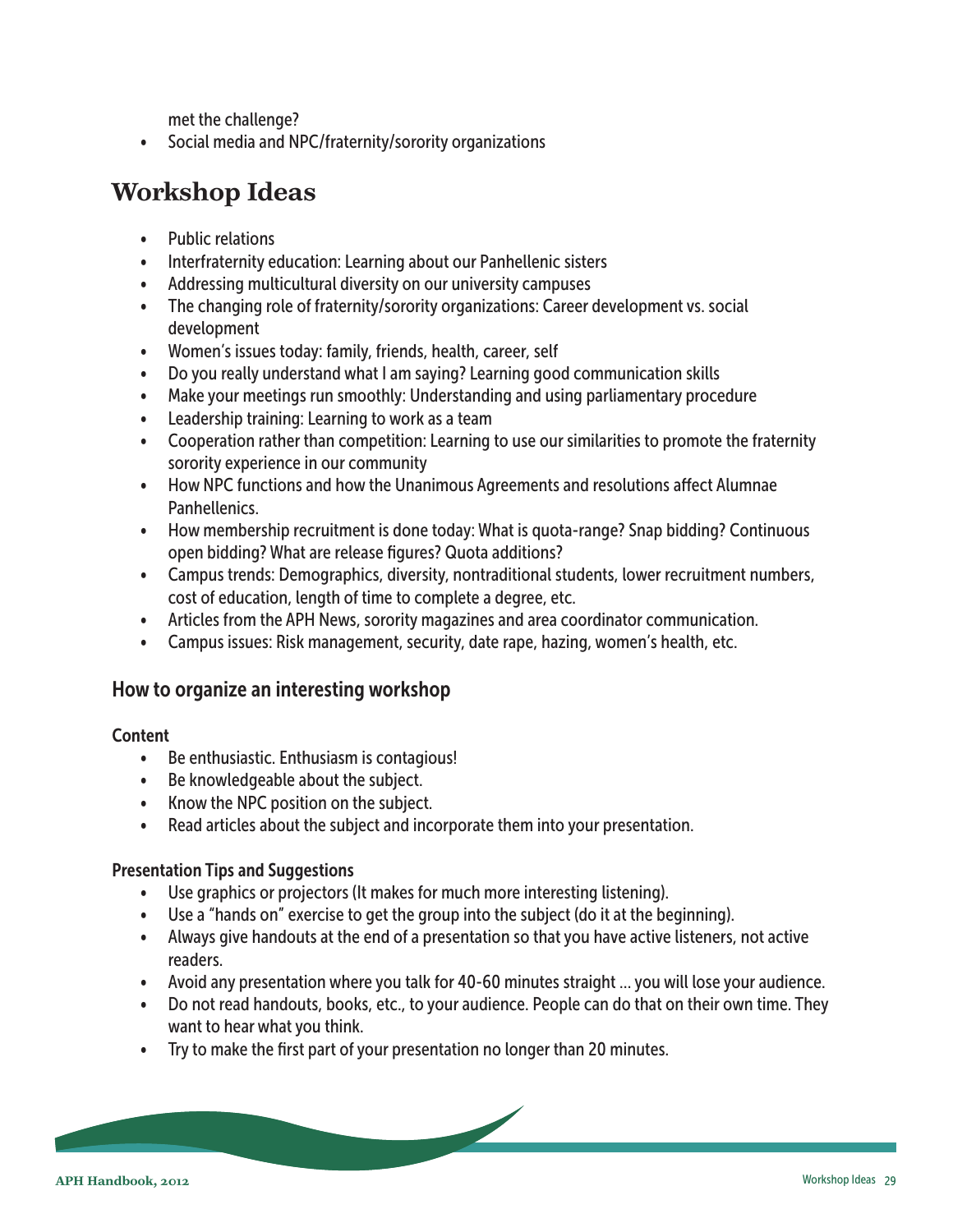met the challenge?

- Social media and NPC/fraternity/sorority organizations

# Workshop Ideas

- Public relations
- Interfraternity education: Learning about our Panhellenic sisters
- Addressing multicultural diversity on our university campuses
- The changing role of fraternity/sorority organizations: Career development vs. social development
- Women's issues today: family, friends, health, career, self
- Do you really understand what I am saying? Learning good communication skills
- Make your meetings run smoothly: Understanding and using parliamentary procedure
- Leadership training: Learning to work as a team
- Cooperation rather than competition: Learning to use our similarities to promote the fraternity sorority experience in our community
- How NPC functions and how the Unanimous Agreements and resolutions affect Alumnae Panhellenics.
- How membership recruitment is done today: What is quota-range? Snap bidding? Continuous open bidding? What are release figures? Quota additions?
- Campus trends: Demographics, diversity, nontraditional students, lower recruitment numbers, cost of education, length of time to complete a degree, etc.
- Articles from the APH News, sorority magazines and area coordinator communication.
- Campus issues: Risk management, security, date rape, hazing, women's health, etc.

## How to organize an interesting workshop

### Content

- Be enthusiastic. Enthusiasm is contagious!
- Be knowledgeable about the subject.
- Know the NPC position on the subject.
- Read articles about the subject and incorporate them into your presentation.

### Presentation Tips and Suggestions

- Use graphics or projectors (It makes for much more interesting listening).
- Use a "hands on" exercise to get the group into the subject (do it at the beginning).
- Always give handouts at the end of a presentation so that you have active listeners, not active readers.
- Avoid any presentation where you talk for 40-60 minutes straight … you will lose your audience.
- Do not read handouts, books, etc., to your audience. People can do that on their own time. They want to hear what you think.
- Try to make the first part of your presentation no longer than 20 minutes.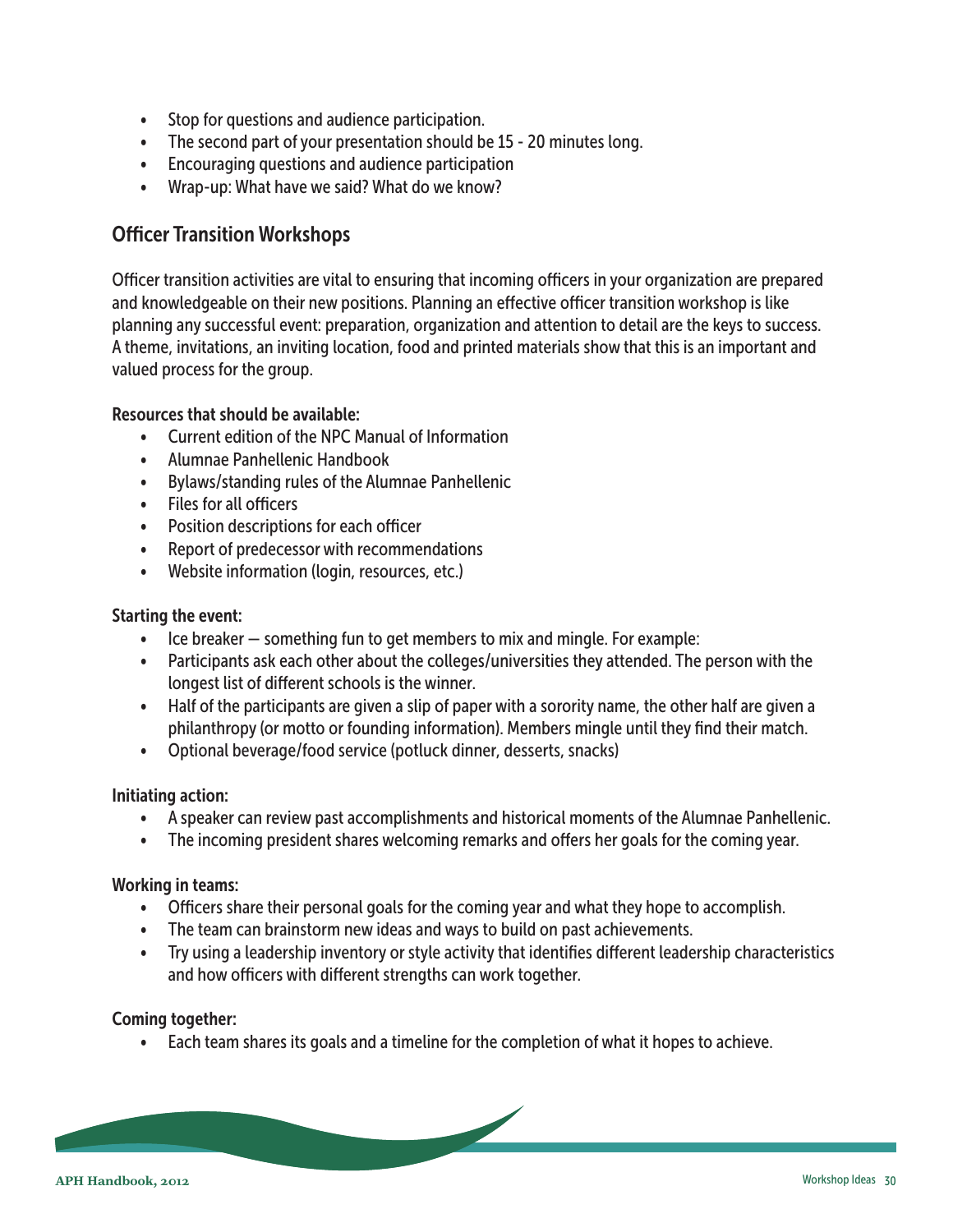- Stop for questions and audience participation.
- The second part of your presentation should be 15 - 20 minutes long.
- Encouraging questions and audience participation
- Wrap-up: What have we said? What do we know?

## Officer Transition Workshops

Officer transition activities are vital to ensuring that incoming officers in your organization are prepared and knowledgeable on their new positions. Planning an effective officer transition workshop is like planning any successful event: preparation, organization and attention to detail are the keys to success. A theme, invitations, an inviting location, food and printed materials show that this is an important and valued process for the group.

**Resources that should be available:**

- Current edition of the NPC Manual of Information
- Alumnae Panhellenic Handbook
- Bylaws/standing rules of the Alumnae Panhellenic
- Files for all officers
- Position descriptions for each officer
- Report of predecessor with recommendations
- Website information (login, resources, etc.)

**Starting the event:**

- Ice breaker — something fun to get members to mix and mingle. For example:
- Participants ask each other about the colleges/universities they attended. The person with the longest list of different schools is the winner.
- Half of the participants are given a slip of paper with a sorority name, the other half are given a philanthropy (or motto or founding information). Members mingle until they find their match.
- Optional beverage/food service (potluck dinner, desserts, snacks)

**Initiating action:**

- A speaker can review past accomplishments and historical moments of the Alumnae Panhellenic.
- The incoming president shares welcoming remarks and offers her goals for the coming year.

**Working in teams:**

- Officers share their personal goals for the coming year and what they hope to accomplish.
- The team can brainstorm new ideas and ways to build on past achievements.
- Try using a leadership inventory or style activity that identifies different leadership characteristics and how officers with different strengths can work together.

**Coming together:**

- Each team shares its goals and a timeline for the completion of what it hopes to achieve.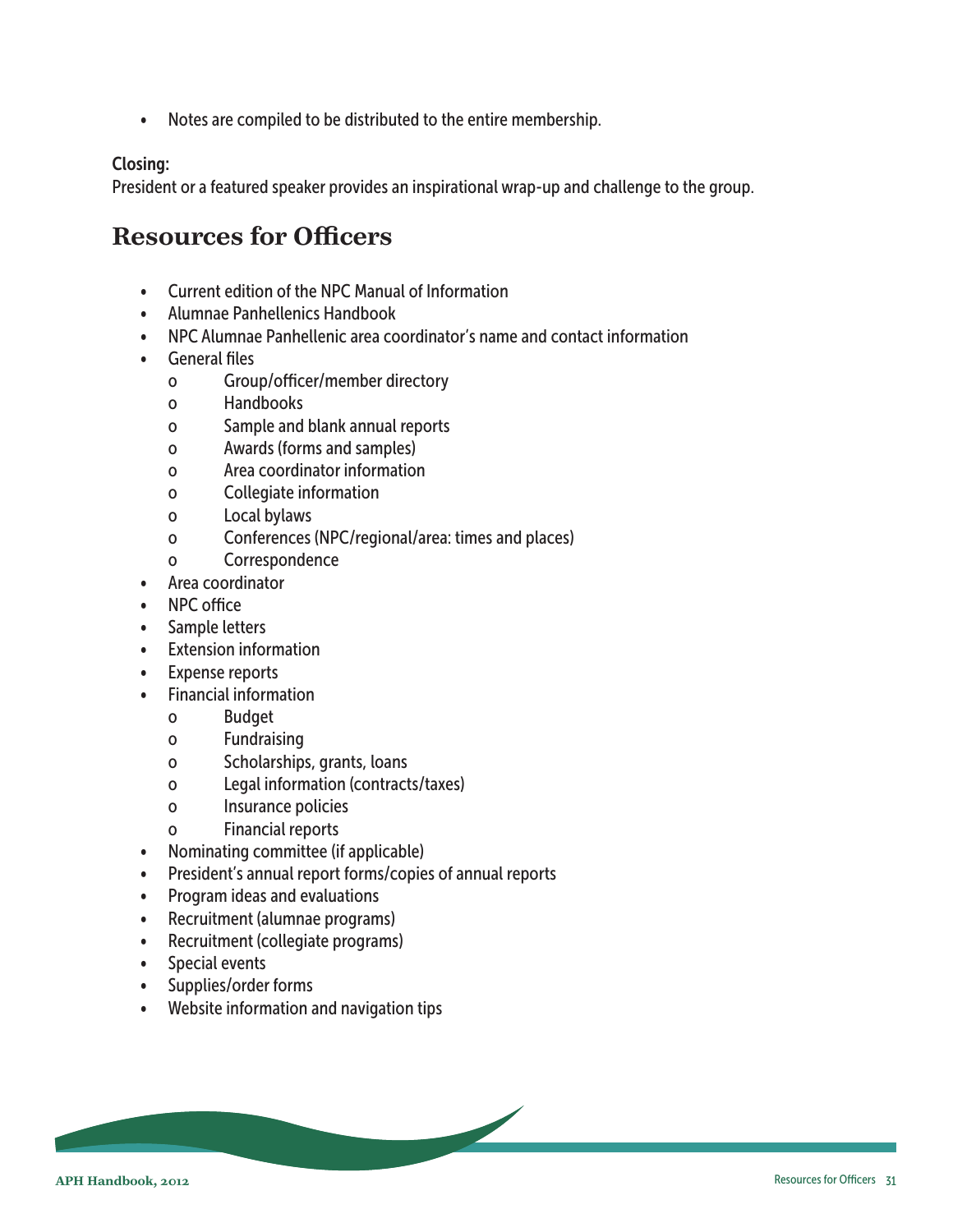- Notes are compiled to be distributed to the entire membership.

**Closing:**
President or a featured speaker provides an inspirational wrap-up and challenge to the group.

## Resources for Officers

- Current edition of the NPC Manual of Information
- Alumnae Panhellenics Handbook
- NPC Alumnae Panhellenic area coordinator's name and contact information
- General files
    - Group/officer/member directory
    - Handbooks
    - Sample and blank annual reports
    - Awards (forms and samples)
    - Area coordinator information
    - Collegiate information
    - Local bylaws
    - Conferences (NPC/regional/area: times and places)
    - Correspondence
- Area coordinator
- NPC office
- Sample letters
- Extension information
- Expense reports
- Financial information
    - Budget
    - Fundraising
    - Scholarships, grants, loans
    - Legal information (contracts/taxes)
    - Insurance policies
    - Financial reports
- Nominating committee (if applicable)
- President's annual report forms/copies of annual reports
- Program ideas and evaluations
- Recruitment (alumnae programs)
- Recruitment (collegiate programs)
- Special events
- Supplies/order forms
- Website information and navigation tips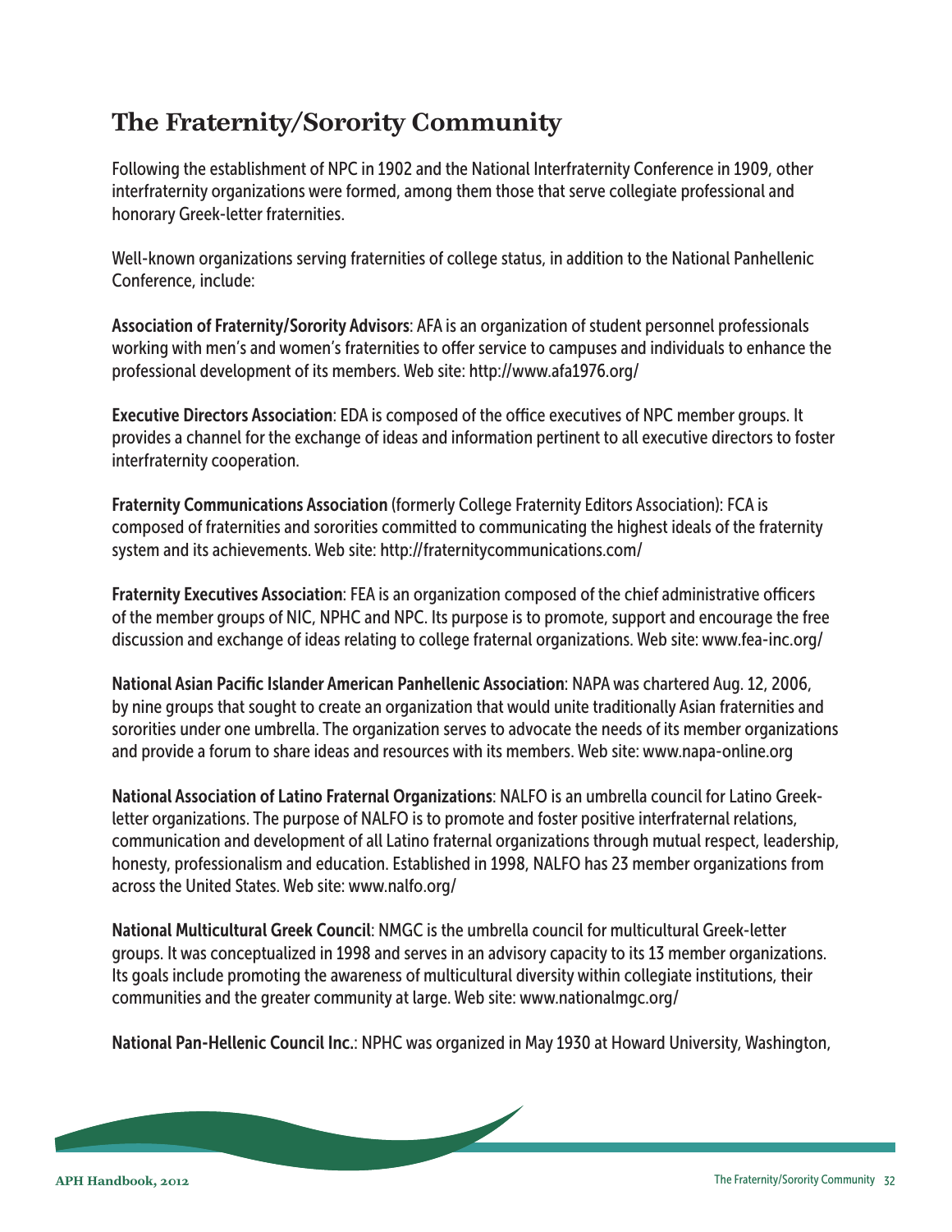## The Fraternity/Sorority Community

Following the establishment of NPC in 1902 and the National Interfraternity Conference in 1909, other interfraternity organizations were formed, among them those that serve collegiate professional and honorary Greek-letter fraternities.

Well-known organizations serving fraternities of college status, in addition to the National Panhellenic Conference, include:

**Association of Fraternity/Sorority Advisors**: AFA is an organization of student personnel professionals working with men's and women's fraternities to offer service to campuses and individuals to enhance the professional development of its members. Web site: http://www.afa1976.org/

**Executive Directors Association**: EDA is composed of the office executives of NPC member groups. It provides a channel for the exchange of ideas and information pertinent to all executive directors to foster interfraternity cooperation.

**Fraternity Communications Association** (formerly College Fraternity Editors Association): FCA is composed of fraternities and sororities committed to communicating the highest ideals of the fraternity system and its achievements. Web site: http://fraternitycommunications.com/

**Fraternity Executives Association**: FEA is an organization composed of the chief administrative officers of the member groups of NIC, NPHC and NPC. Its purpose is to promote, support and encourage the free discussion and exchange of ideas relating to college fraternal organizations. Web site: www.fea-inc.org/

**National Asian Pacific Islander American Panhellenic Association**: NAPA was chartered Aug. 12, 2006, by nine groups that sought to create an organization that would unite traditionally Asian fraternities and sororities under one umbrella. The organization serves to advocate the needs of its member organizations and provide a forum to share ideas and resources with its members. Web site: www.napa-online.org

**National Association of Latino Fraternal Organizations**: NALFO is an umbrella council for Latino Greek-letter organizations. The purpose of NALFO is to promote and foster positive interfraternal relations, communication and development of all Latino fraternal organizations through mutual respect, leadership, honesty, professionalism and education. Established in 1998, NALFO has 23 member organizations from across the United States. Web site: www.nalfo.org/

**National Multicultural Greek Council**: NMGC is the umbrella council for multicultural Greek-letter groups. It was conceptualized in 1998 and serves in an advisory capacity to its 13 member organizations. Its goals include promoting the awareness of multicultural diversity within collegiate institutions, their communities and the greater community at large. Web site: www.nationalmgc.org/

**National Pan-Hellenic Council Inc.**: NPHC was organized in May 1930 at Howard University, Washington,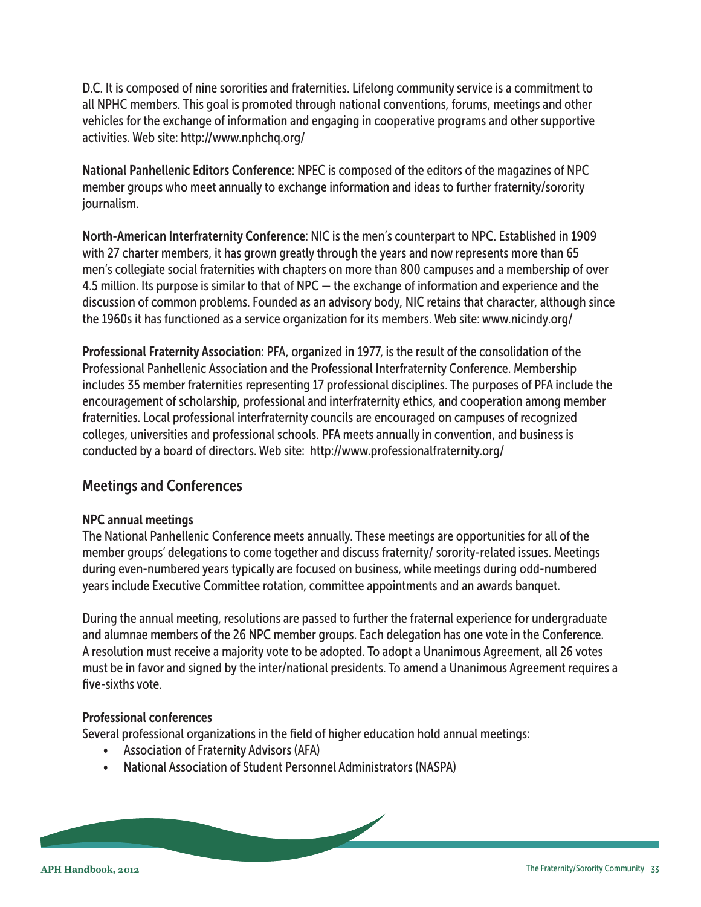D.C. It is composed of nine sororities and fraternities. Lifelong community service is a commitment to all NPHC members. This goal is promoted through national conventions, forums, meetings and other vehicles for the exchange of information and engaging in cooperative programs and other supportive activities. Web site: http://www.nphchq.org/

**National Panhellenic Editors Conference**: NPEC is composed of the editors of the magazines of NPC member groups who meet annually to exchange information and ideas to further fraternity/sorority journalism.

**North-American Interfraternity Conference**: NIC is the men's counterpart to NPC. Established in 1909 with 27 charter members, it has grown greatly through the years and now represents more than 65 men's collegiate social fraternities with chapters on more than 800 campuses and a membership of over 4.5 million. Its purpose is similar to that of NPC — the exchange of information and experience and the discussion of common problems. Founded as an advisory body, NIC retains that character, although since the 1960s it has functioned as a service organization for its members. Web site: www.nicindy.org/

**Professional Fraternity Association**: PFA, organized in 1977, is the result of the consolidation of the Professional Panhellenic Association and the Professional Interfraternity Conference. Membership includes 35 member fraternities representing 17 professional disciplines. The purposes of PFA include the encouragement of scholarship, professional and interfraternity ethics, and cooperation among member fraternities. Local professional interfraternity councils are encouraged on campuses of recognized colleges, universities and professional schools. PFA meets annually in convention, and business is conducted by a board of directors. Web site: http://www.professionalfraternity.org/

## Meetings and Conferences

### NPC annual meetings

The National Panhellenic Conference meets annually. These meetings are opportunities for all of the member groups' delegations to come together and discuss fraternity/ sorority-related issues. Meetings during even-numbered years typically are focused on business, while meetings during odd-numbered years include Executive Committee rotation, committee appointments and an awards banquet.

During the annual meeting, resolutions are passed to further the fraternal experience for undergraduate and alumnae members of the 26 NPC member groups. Each delegation has one vote in the Conference. A resolution must receive a majority vote to be adopted. To adopt a Unanimous Agreement, all 26 votes must be in favor and signed by the inter/national presidents. To amend a Unanimous Agreement requires a five-sixths vote.

### Professional conferences

Several professional organizations in the field of higher education hold annual meetings:

- Association of Fraternity Advisors (AFA)
- National Association of Student Personnel Administrators (NASPA)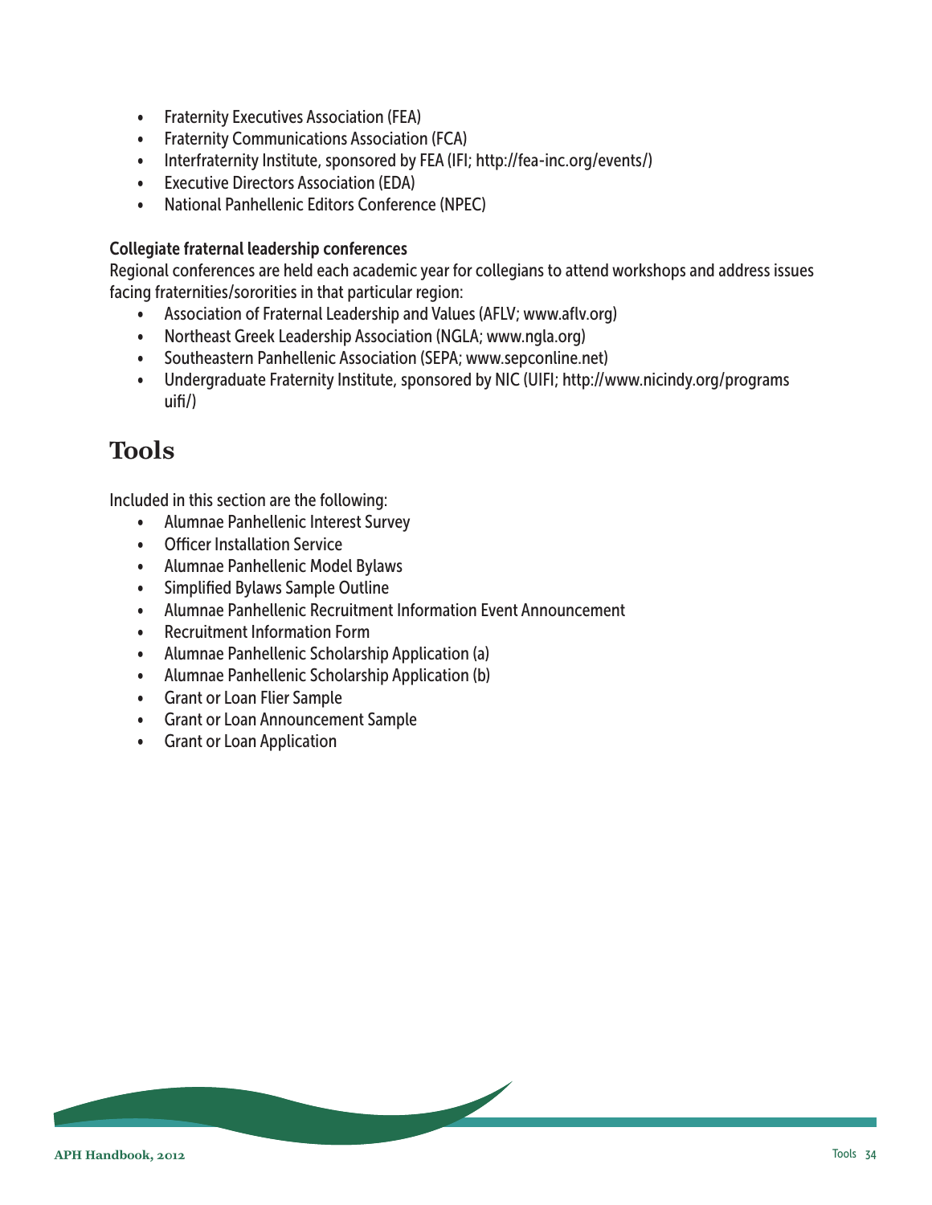- Fraternity Executives Association (FEA)
- Fraternity Communications Association (FCA)
- Interfraternity Institute, sponsored by FEA (IFI; http://fea-inc.org/events/)
- Executive Directors Association (EDA)
- National Panhellenic Editors Conference (NPEC)

**Collegiate fraternal leadership conferences**

Regional conferences are held each academic year for collegians to attend workshops and address issues facing fraternities/sororities in that particular region:

- Association of Fraternal Leadership and Values (AFLV; www.aflv.org)
- Northeast Greek Leadership Association (NGLA; www.ngla.org)
- Southeastern Panhellenic Association (SEPA; www.sepconline.net)
- Undergraduate Fraternity Institute, sponsored by NIC (UIFI; http://www.nicindy.org/programs uifi/)

# Tools

Included in this section are the following:

- Alumnae Panhellenic Interest Survey
- Officer Installation Service
- Alumnae Panhellenic Model Bylaws
- Simplified Bylaws Sample Outline
- Alumnae Panhellenic Recruitment Information Event Announcement
- Recruitment Information Form
- Alumnae Panhellenic Scholarship Application (a)
- Alumnae Panhellenic Scholarship Application (b)
- Grant or Loan Flier Sample
- Grant or Loan Announcement Sample
- Grant or Loan Application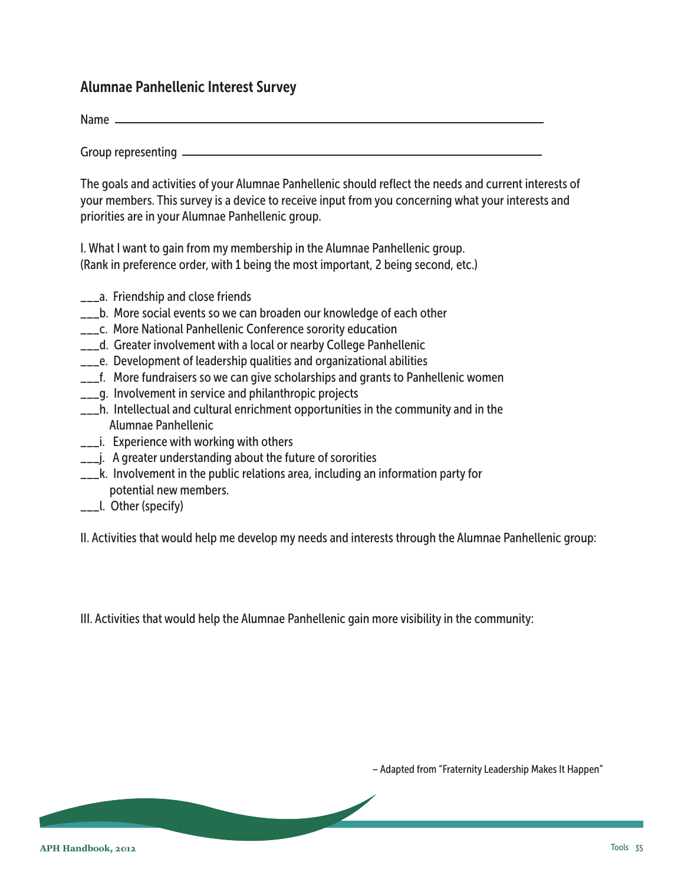## Alumnae Panhellenic Interest Survey

Name ______________________________________________

Group representing ______________________________________________

The goals and activities of your Alumnae Panhellenic should reflect the needs and current interests of your members. This survey is a device to receive input from you concerning what your interests and priorities are in your Alumnae Panhellenic group.

I. What I want to gain from my membership in the Alumnae Panhellenic group.
(Rank in preference order, with 1 being the most important, 2 being second, etc.)

___a. Friendship and close friends
___b. More social events so we can broaden our knowledge of each other
___c. More National Panhellenic Conference sorority education
___d. Greater involvement with a local or nearby College Panhellenic
___e. Development of leadership qualities and organizational abilities
___f. More fundraisers so we can give scholarships and grants to Panhellenic women
___g. Involvement in service and philanthropic projects
___h. Intellectual and cultural enrichment opportunities in the community and in the Alumnae Panhellenic
___i. Experience with working with others
___j. A greater understanding about the future of sororities
___k. Involvement in the public relations area, including an information party for potential new members.
___l. Other (specify)

II. Activities that would help me develop my needs and interests through the Alumnae Panhellenic group:

III. Activities that would help the Alumnae Panhellenic gain more visibility in the community:

– Adapted from "Fraternity Leadership Makes It Happen"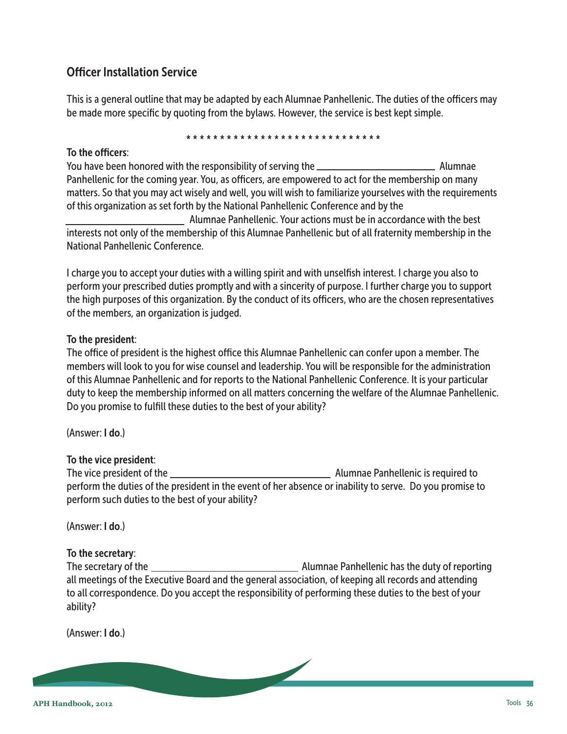## Officer Installation Service

This is a general outline that may be adapted by each Alumnae Panhellenic. The duties of the officers may be made more specific by quoting from the bylaws. However, the service is best kept simple.

* * * * * * * * * * * * * * * * * * * * * * * * * * * * * *

**To the officers**:
You have been honored with the responsibility of serving the ______________________ Alumnae Panhellenic for the coming year. You, as officers, are empowered to act for the membership on many matters. So that you may act wisely and well, you will wish to familiarize yourselves with the requirements of this organization as set forth by the National Panhellenic Conference and by the ______________________ Alumnae Panhellenic. Your actions must be in accordance with the best interests not only of the membership of this Alumnae Panhellenic but of all fraternity membership in the National Panhellenic Conference.

I charge you to accept your duties with a willing spirit and with unselfish interest. I charge you also to perform your prescribed duties promptly and with a sincerity of purpose. I further charge you to support the high purposes of this organization. By the conduct of its officers, who are the chosen representatives of the members, an organization is judged.

**To the president**:
The office of president is the highest office this Alumnae Panhellenic can confer upon a member. The members will look to you for wise counsel and leadership. You will be responsible for the administration of this Alumnae Panhellenic and for reports to the National Panhellenic Conference. It is your particular duty to keep the membership informed on all matters concerning the welfare of the Alumnae Panhellenic. Do you promise to fulfill these duties to the best of your ability?

(Answer: **I do**.)

**To the vice president**:
The vice president of the ______________________________ Alumnae Panhellenic is required to perform the duties of the president in the event of her absence or inability to serve. Do you promise to perform such duties to the best of your ability?

(Answer: **I do**.)

**To the secretary**:
The secretary of the ____________________________ Alumnae Panhellenic has the duty of reporting all meetings of the Executive Board and the general association, of keeping all records and attending to all correspondence. Do you accept the responsibility of performing these duties to the best of your ability?

(Answer: **I do**.)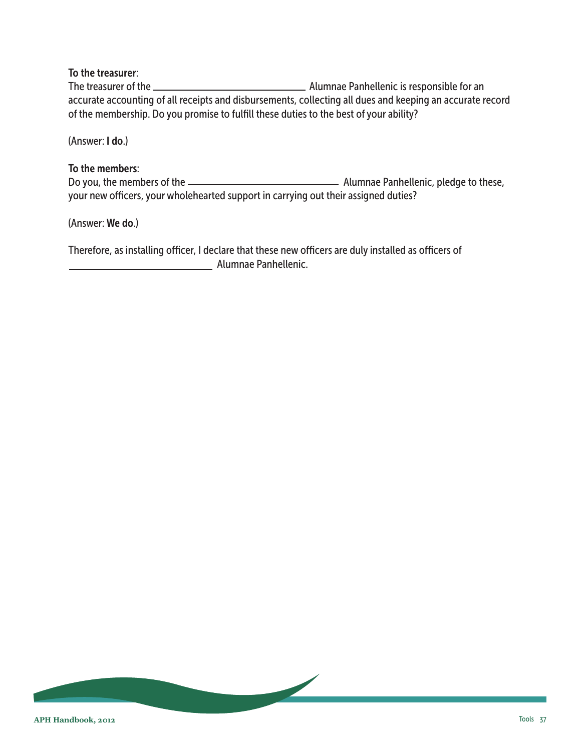**To the treasurer**:
The treasurer of the ______________________________ Alumnae Panhellenic is responsible for an accurate accounting of all receipts and disbursements, collecting all dues and keeping an accurate record of the membership. Do you promise to fulfill these duties to the best of your ability?

(Answer: **I do**.)

**To the members**:
Do you, the members of the ______________________________ Alumnae Panhellenic, pledge to these, your new officers, your wholehearted support in carrying out their assigned duties?

(Answer: **We do**.)

Therefore, as installing officer, I declare that these new officers are duly installed as officers of ______________________________ Alumnae Panhellenic.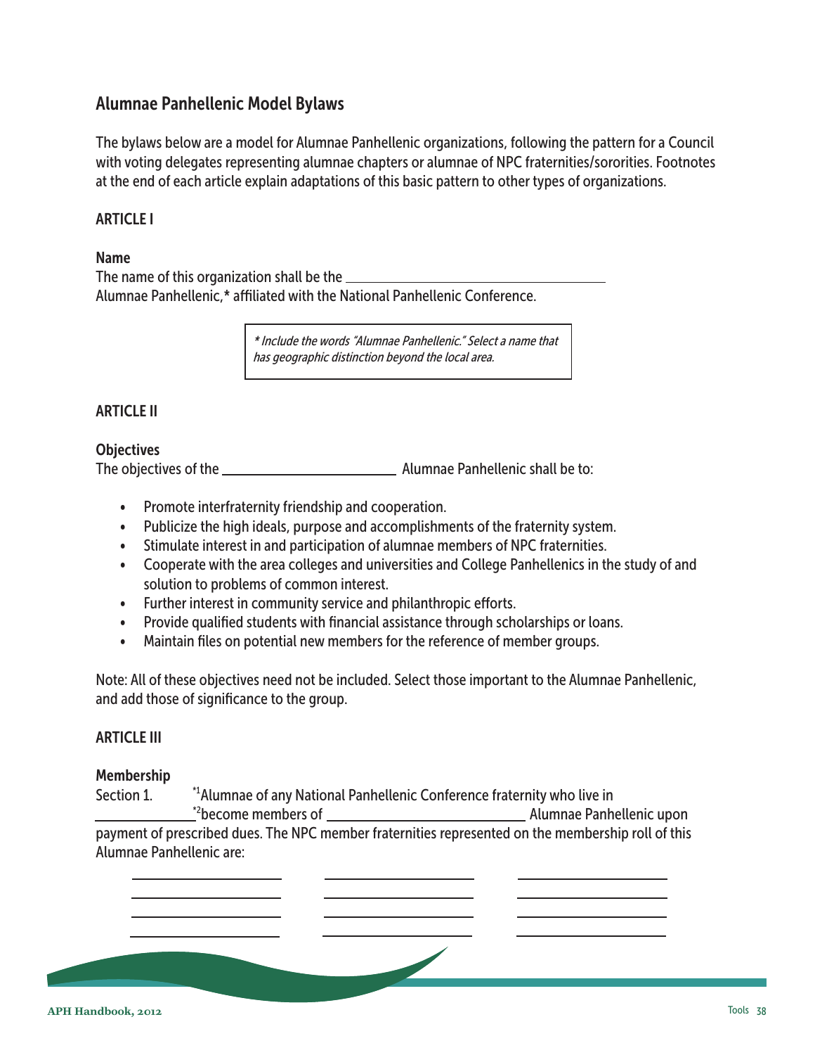## Alumnae Panhellenic Model Bylaws

The bylaws below are a model for Alumnae Panhellenic organizations, following the pattern for a Council with voting delegates representing alumnae chapters or alumnae of NPC fraternities/sororities. Footnotes at the end of each article explain adaptations of this basic pattern to other types of organizations.

### ARTICLE I

**Name**

The name of this organization shall be the ___________________________________
Alumnae Panhellenic,* affiliated with the National Panhellenic Conference.

> *\* Include the words "Alumnae Panhellenic." Select a name that has geographic distinction beyond the local area.*

### ARTICLE II

**Objectives**

The objectives of the ________________________ Alumnae Panhellenic shall be to:

- Promote interfraternity friendship and cooperation.
- Publicize the high ideals, purpose and accomplishments of the fraternity system.
- Stimulate interest in and participation of alumnae members of NPC fraternities.
- Cooperate with the area colleges and universities and College Panhellenics in the study of and solution to problems of common interest.
- Further interest in community service and philanthropic efforts.
- Provide qualified students with financial assistance through scholarships or loans.
- Maintain files on potential new members for the reference of member groups.

Note: All of these objectives need not be included. Select those important to the Alumnae Panhellenic, and add those of significance to the group.

### ARTICLE III

**Membership**

Section 1. *[1]Alumnae of any National Panhellenic Conference fraternity who live in _____________*[2]become members of ___________________________ Alumnae Panhellenic upon payment of prescribed dues. The NPC member fraternities represented on the membership roll of this Alumnae Panhellenic are:

| | | |
|---|---|---|
| ____________________ | ____________________ | ____________________ |
| ____________________ | ____________________ | ____________________ |
| ____________________ | ____________________ | ____________________ |
| ____________________ | ____________________ | ____________________ |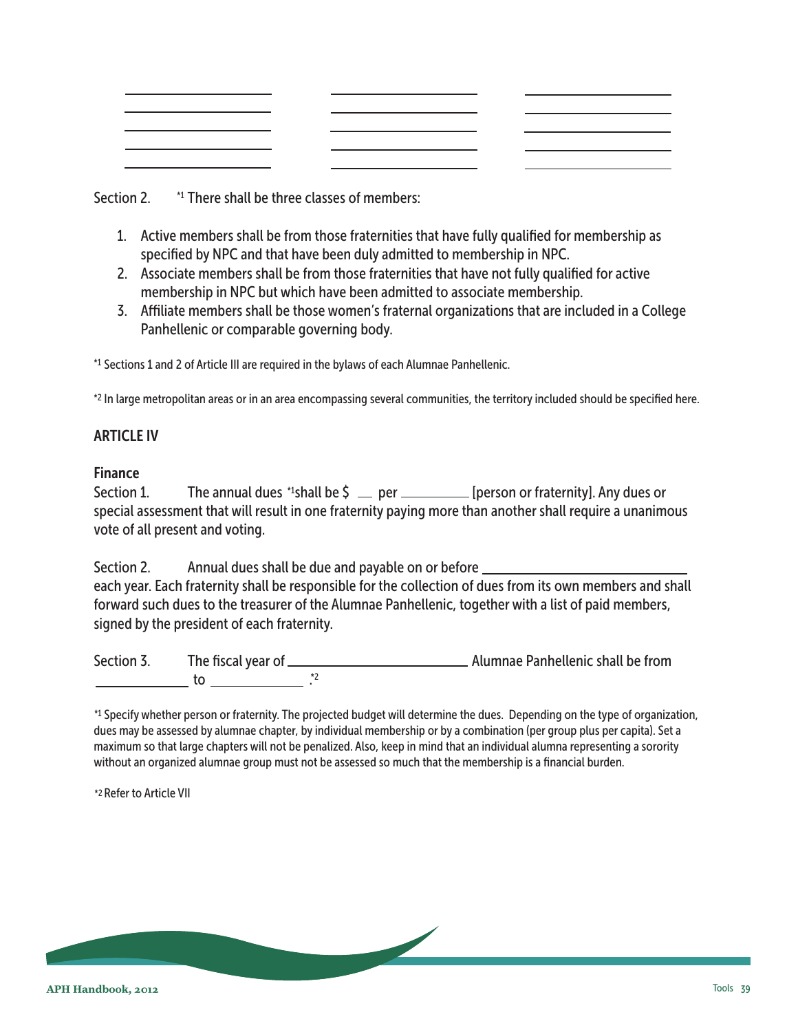| | | |
|---|---|---|
| ____________________ | ____________________ | ____________________ |
| ____________________ | ____________________ | ____________________ |
| ____________________ | ____________________ | ____________________ |
| ____________________ | ____________________ | ____________________ |
| ____________________ | ____________________ | ____________________ |

Section 2. [*1] There shall be three classes of members:

1. Active members shall be from those fraternities that have fully qualified for membership as specified by NPC and that have been duly admitted to membership in NPC.
2. Associate members shall be from those fraternities that have not fully qualified for active membership in NPC but which have been admitted to associate membership.
3. Affiliate members shall be those women's fraternal organizations that are included in a College Panhellenic or comparable governing body.

[*1] Sections 1 and 2 of Article III are required in the bylaws of each Alumnae Panhellenic.

[*2] In large metropolitan areas or in an area encompassing several communities, the territory included should be specified here.

## ARTICLE IV

### Finance

Section 1. The annual dues [*1]shall be $ __ per __________ [person or fraternity]. Any dues or special assessment that will result in one fraternity paying more than another shall require a unanimous vote of all present and voting.

Section 2. Annual dues shall be due and payable on or before ____________________________ each year. Each fraternity shall be responsible for the collection of dues from its own members and shall forward such dues to the treasurer of the Alumnae Panhellenic, together with a list of paid members, signed by the president of each fraternity.

Section 3. The fiscal year of __________________________ Alumnae Panhellenic shall be from _____________ to _____________.[*2]

[*1] Specify whether person or fraternity. The projected budget will determine the dues. Depending on the type of organization, dues may be assessed by alumnae chapter, by individual membership or by a combination (per group plus per capita). Set a maximum so that large chapters will not be penalized. Also, keep in mind that an individual alumna representing a sorority without an organized alumnae group must not be assessed so much that the membership is a financial burden.

[*2] Refer to Article VII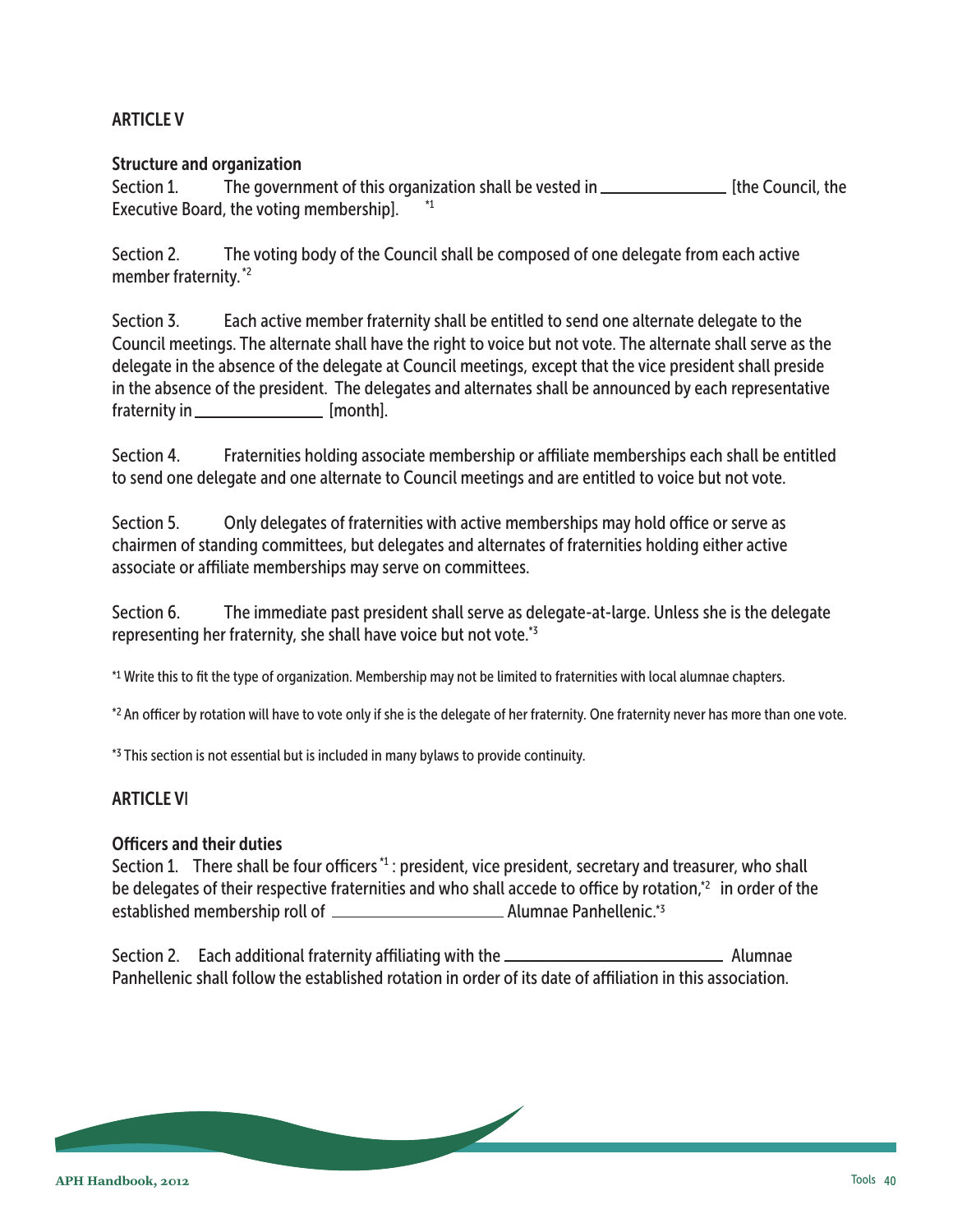## ARTICLE V

### Structure and organization

Section 1. The government of this organization shall be vested in ______________ [the Council, the Executive Board, the voting membership]. [*1]

Section 2. The voting body of the Council shall be composed of one delegate from each active member fraternity. [*2]

Section 3. Each active member fraternity shall be entitled to send one alternate delegate to the Council meetings. The alternate shall have the right to voice but not vote. The alternate shall serve as the delegate in the absence of the delegate at Council meetings, except that the vice president shall preside in the absence of the president. The delegates and alternates shall be announced by each representative fraternity in ______________ [month].

Section 4. Fraternities holding associate membership or affiliate memberships each shall be entitled to send one delegate and one alternate to Council meetings and are entitled to voice but not vote.

Section 5. Only delegates of fraternities with active memberships may hold office or serve as chairmen of standing committees, but delegates and alternates of fraternities holding either active associate or affiliate memberships may serve on committees.

Section 6. The immediate past president shall serve as delegate-at-large. Unless she is the delegate representing her fraternity, she shall have voice but not vote. [*3]

[*1] Write this to fit the type of organization. Membership may not be limited to fraternities with local alumnae chapters.

[*2] An officer by rotation will have to vote only if she is the delegate of her fraternity. One fraternity never has more than one vote.

[*3] This section is not essential but is included in many bylaws to provide continuity.

## ARTICLE VI

### Officers and their duties

Section 1. There shall be four officers [*1]: president, vice president, secretary and treasurer, who shall be delegates of their respective fraternities and who shall accede to office by rotation, [*2] in order of the established membership roll of ____________________ Alumnae Panhellenic. [*3]

Section 2. Each additional fraternity affiliating with the ________________________ Alumnae Panhellenic shall follow the established rotation in order of its date of affiliation in this association.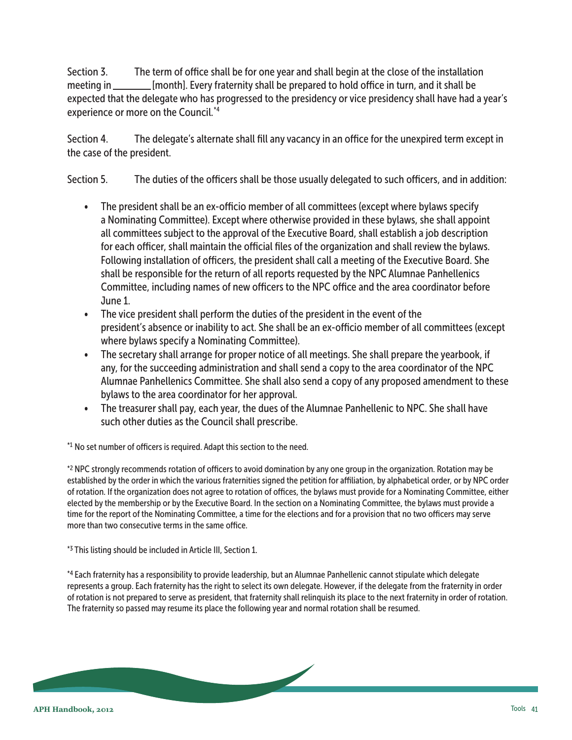Section 3. The term of office shall be for one year and shall begin at the close of the installation meeting in _______ [month]. Every fraternity shall be prepared to hold office in turn, and it shall be expected that the delegate who has progressed to the presidency or vice presidency shall have had a year's experience or more on the Council.*4

Section 4. The delegate's alternate shall fill any vacancy in an office for the unexpired term except in the case of the president.

Section 5. The duties of the officers shall be those usually delegated to such officers, and in addition:

- The president shall be an ex-officio member of all committees (except where bylaws specify a Nominating Committee). Except where otherwise provided in these bylaws, she shall appoint all committees subject to the approval of the Executive Board, shall establish a job description for each officer, shall maintain the official files of the organization and shall review the bylaws. Following installation of officers, the president shall call a meeting of the Executive Board. She shall be responsible for the return of all reports requested by the NPC Alumnae Panhellenics Committee, including names of new officers to the NPC office and the area coordinator before June 1.
- The vice president shall perform the duties of the president in the event of the president's absence or inability to act. She shall be an ex-officio member of all committees (except where bylaws specify a Nominating Committee).
- The secretary shall arrange for proper notice of all meetings. She shall prepare the yearbook, if any, for the succeeding administration and shall send a copy to the area coordinator of the NPC Alumnae Panhellenics Committee. She shall also send a copy of any proposed amendment to these bylaws to the area coordinator for her approval.
- The treasurer shall pay, each year, the dues of the Alumnae Panhellenic to NPC. She shall have such other duties as the Council shall prescribe.

*1 No set number of officers is required. Adapt this section to the need.

*2 NPC strongly recommends rotation of officers to avoid domination by any one group in the organization. Rotation may be established by the order in which the various fraternities signed the petition for affiliation, by alphabetical order, or by NPC order of rotation. If the organization does not agree to rotation of offices, the bylaws must provide for a Nominating Committee, either elected by the membership or by the Executive Board. In the section on a Nominating Committee, the bylaws must provide a time for the report of the Nominating Committee, a time for the elections and for a provision that no two officers may serve more than two consecutive terms in the same office.

*3 This listing should be included in Article III, Section 1.

*4 Each fraternity has a responsibility to provide leadership, but an Alumnae Panhellenic cannot stipulate which delegate represents a group. Each fraternity has the right to select its own delegate. However, if the delegate from the fraternity in order of rotation is not prepared to serve as president, that fraternity shall relinquish its place to the next fraternity in order of rotation. The fraternity so passed may resume its place the following year and normal rotation shall be resumed.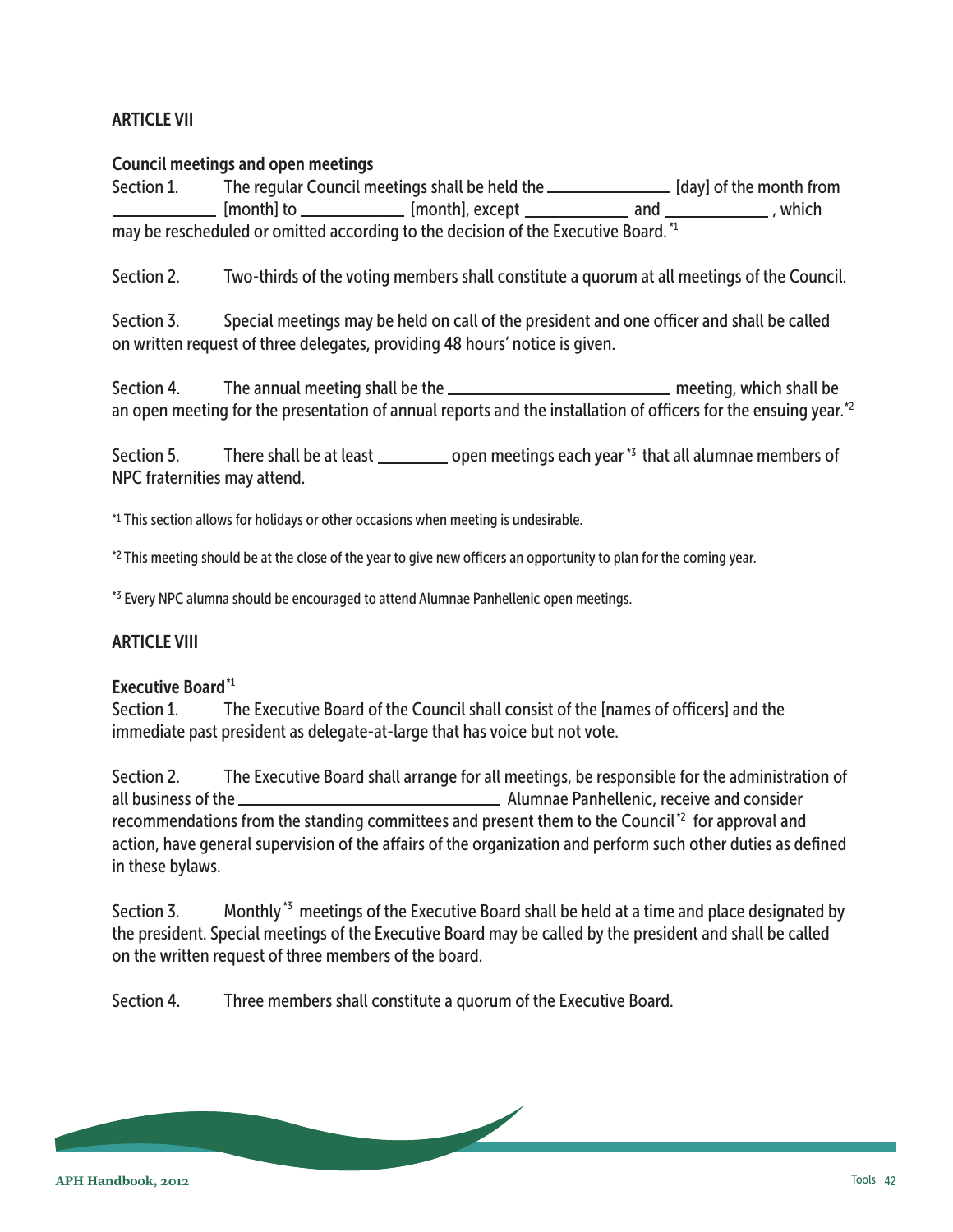### ARTICLE VII

**Council meetings and open meetings**

Section 1. The regular Council meetings shall be held the ______________ [day] of the month from ___________ [month] to ____________ [month], except ____________ and ____________, which may be rescheduled or omitted according to the decision of the Executive Board.*1

Section 2. Two-thirds of the voting members shall constitute a quorum at all meetings of the Council.

Section 3. Special meetings may be held on call of the president and one officer and shall be called on written request of three delegates, providing 48 hours' notice is given.

Section 4. The annual meeting shall be the _________________________ meeting, which shall be an open meeting for the presentation of annual reports and the installation of officers for the ensuing year.*2

Section 5. There shall be at least ________ open meetings each year*3 that all alumnae members of NPC fraternities may attend.

*1 This section allows for holidays or other occasions when meeting is undesirable.

*2 This meeting should be at the close of the year to give new officers an opportunity to plan for the coming year.

*3 Every NPC alumna should be encouraged to attend Alumnae Panhellenic open meetings.

### ARTICLE VIII

**Executive Board***1

Section 1. The Executive Board of the Council shall consist of the [names of officers] and the immediate past president as delegate-at-large that has voice but not vote.

Section 2. The Executive Board shall arrange for all meetings, be responsible for the administration of all business of the ______________________________ Alumnae Panhellenic, receive and consider recommendations from the standing committees and present them to the Council*2 for approval and action, have general supervision of the affairs of the organization and perform such other duties as defined in these bylaws.

Section 3. Monthly*3 meetings of the Executive Board shall be held at a time and place designated by the president. Special meetings of the Executive Board may be called by the president and shall be called on the written request of three members of the board.

Section 4. Three members shall constitute a quorum of the Executive Board.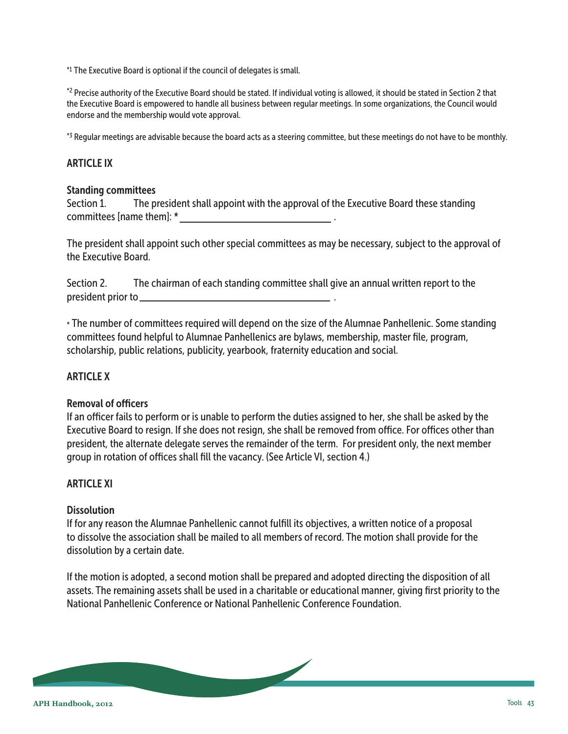*[1] The Executive Board is optional if the council of delegates is small.

*[2] Precise authority of the Executive Board should be stated. If individual voting is allowed, it should be stated in Section 2 that the Executive Board is empowered to handle all business between regular meetings. In some organizations, the Council would endorse and the membership would vote approval.

*[3] Regular meetings are advisable because the board acts as a steering committee, but these meetings do not have to be monthly.

### ARTICLE IX

#### Standing committees

Section 1. The president shall appoint with the approval of the Executive Board these standing committees [name them]: * ______________________________ .

The president shall appoint such other special committees as may be necessary, subject to the approval of the Executive Board.

Section 2. The chairman of each standing committee shall give an annual written report to the president prior to ______________________________ .

* The number of committees required will depend on the size of the Alumnae Panhellenic. Some standing committees found helpful to Alumnae Panhellenics are bylaws, membership, master file, program, scholarship, public relations, publicity, yearbook, fraternity education and social.

### ARTICLE X

#### Removal of officers

If an officer fails to perform or is unable to perform the duties assigned to her, she shall be asked by the Executive Board to resign. If she does not resign, she shall be removed from office. For offices other than president, the alternate delegate serves the remainder of the term. For president only, the next member group in rotation of offices shall fill the vacancy. (See Article VI, section 4.)

### ARTICLE XI

#### Dissolution

If for any reason the Alumnae Panhellenic cannot fulfill its objectives, a written notice of a proposal to dissolve the association shall be mailed to all members of record. The motion shall provide for the dissolution by a certain date.

If the motion is adopted, a second motion shall be prepared and adopted directing the disposition of all assets. The remaining assets shall be used in a charitable or educational manner, giving first priority to the National Panhellenic Conference or National Panhellenic Conference Foundation.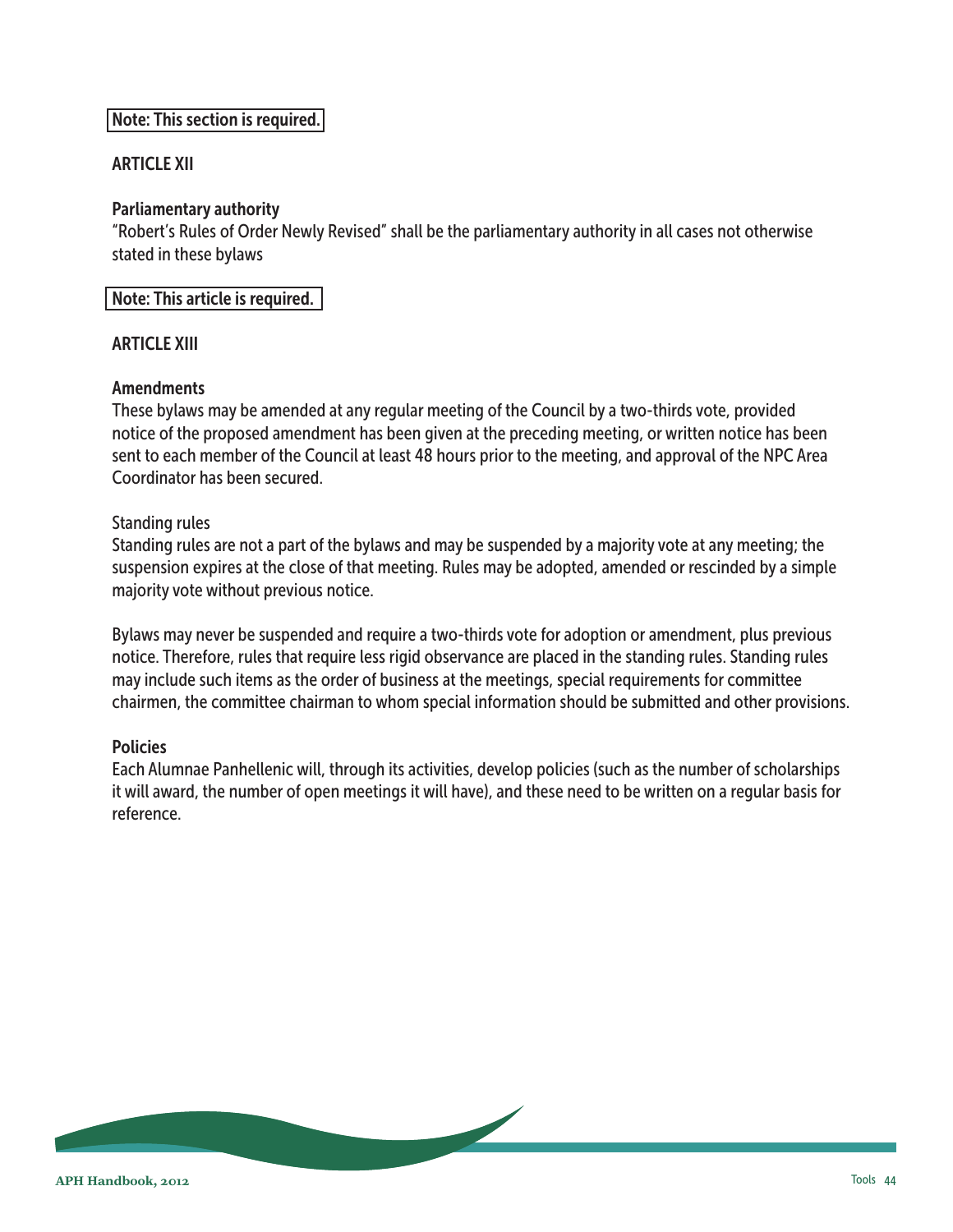**Note: This section is required.**

## ARTICLE XII

### Parliamentary authority

"Robert's Rules of Order Newly Revised" shall be the parliamentary authority in all cases not otherwise stated in these bylaws

**Note: This article is required.**

## ARTICLE XIII

### Amendments

These bylaws may be amended at any regular meeting of the Council by a two-thirds vote, provided notice of the proposed amendment has been given at the preceding meeting, or written notice has been sent to each member of the Council at least 48 hours prior to the meeting, and approval of the NPC Area Coordinator has been secured.

Standing rules

Standing rules are not a part of the bylaws and may be suspended by a majority vote at any meeting; the suspension expires at the close of that meeting. Rules may be adopted, amended or rescinded by a simple majority vote without previous notice.

Bylaws may never be suspended and require a two-thirds vote for adoption or amendment, plus previous notice. Therefore, rules that require less rigid observance are placed in the standing rules. Standing rules may include such items as the order of business at the meetings, special requirements for committee chairmen, the committee chairman to whom special information should be submitted and other provisions.

### Policies

Each Alumnae Panhellenic will, through its activities, develop policies (such as the number of scholarships it will award, the number of open meetings it will have), and these need to be written on a regular basis for reference.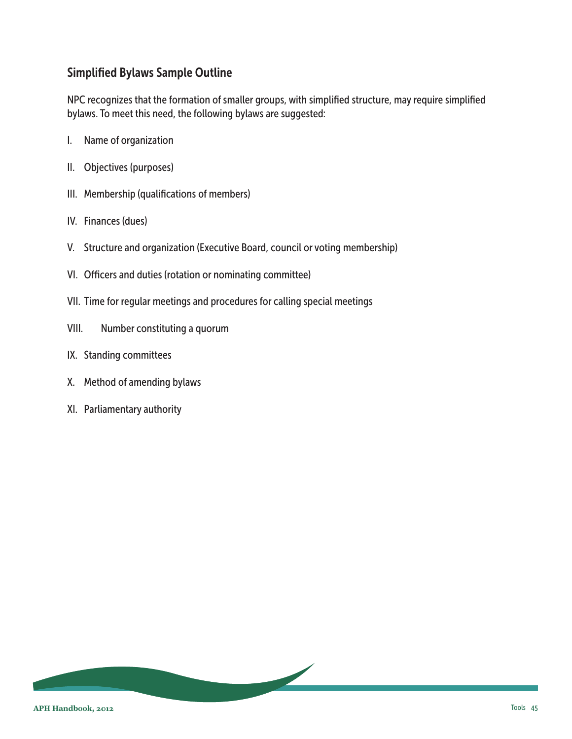## Simplified Bylaws Sample Outline

NPC recognizes that the formation of smaller groups, with simplified structure, may require simplified bylaws. To meet this need, the following bylaws are suggested:

I. Name of organization

II. Objectives (purposes)

III. Membership (qualifications of members)

IV. Finances (dues)

V. Structure and organization (Executive Board, council or voting membership)

VI. Officers and duties (rotation or nominating committee)

VII. Time for regular meetings and procedures for calling special meetings

VIII. Number constituting a quorum

IX. Standing committees

X. Method of amending bylaws

XI. Parliamentary authority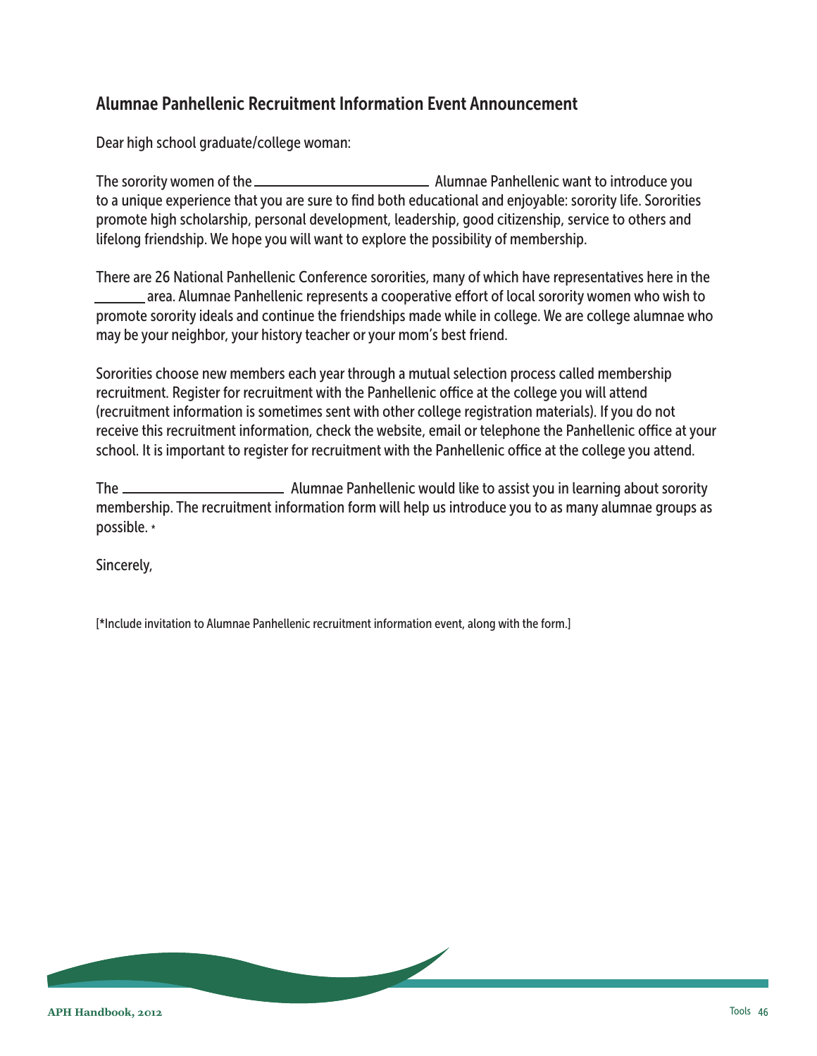## Alumnae Panhellenic Recruitment Information Event Announcement

Dear high school graduate/college woman:

The sorority women of the ________________________ Alumnae Panhellenic want to introduce you to a unique experience that you are sure to find both educational and enjoyable: sorority life. Sororities promote high scholarship, personal development, leadership, good citizenship, service to others and lifelong friendship. We hope you will want to explore the possibility of membership.

There are 26 National Panhellenic Conference sororities, many of which have representatives here in the _______ area. Alumnae Panhellenic represents a cooperative effort of local sorority women who wish to promote sorority ideals and continue the friendships made while in college. We are college alumnae who may be your neighbor, your history teacher or your mom's best friend.

Sororities choose new members each year through a mutual selection process called membership recruitment. Register for recruitment with the Panhellenic office at the college you will attend (recruitment information is sometimes sent with other college registration materials). If you do not receive this recruitment information, check the website, email or telephone the Panhellenic office at your school. It is important to register for recruitment with the Panhellenic office at the college you attend.

The ______________________ Alumnae Panhellenic would like to assist you in learning about sorority membership. The recruitment information form will help us introduce you to as many alumnae groups as possible. *

Sincerely,

[*Include invitation to Alumnae Panhellenic recruitment information event, along with the form.]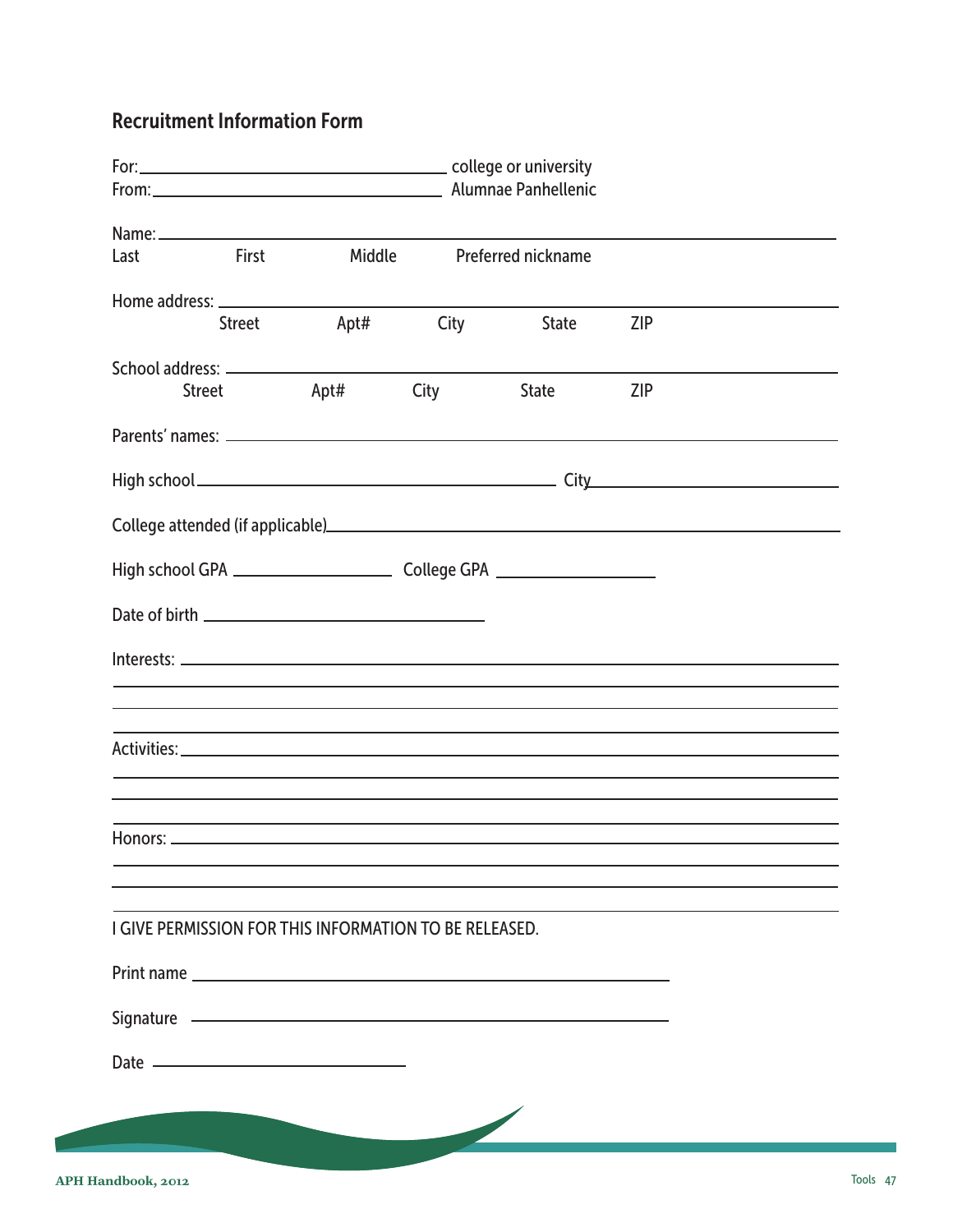## Recruitment Information Form

For: ______________________________ college or university

From: ______________________________ Alumnae Panhellenic

Name: ____________________________________________________________

Last First Middle Preferred nickname

Home address: ____________________________________________________________

Street Apt# City State ZIP

School address: ____________________________________________________________

Street Apt# City State ZIP

Parents' names: ____________________________________________________________

High school ______________________________ City ______________________________

College attended (if applicable) ____________________________________________________________

High school GPA ________________ College GPA ________________

Date of birth ______________________________

Interests: ____________________________________________________________

____________________________________________________________

____________________________________________________________

____________________________________________________________

Activities: ____________________________________________________________

____________________________________________________________

____________________________________________________________

____________________________________________________________

Honors: ____________________________________________________________

____________________________________________________________

____________________________________________________________

____________________________________________________________

I GIVE PERMISSION FOR THIS INFORMATION TO BE RELEASED.

Print name ______________________________________________

Signature ______________________________________________

Date ______________________________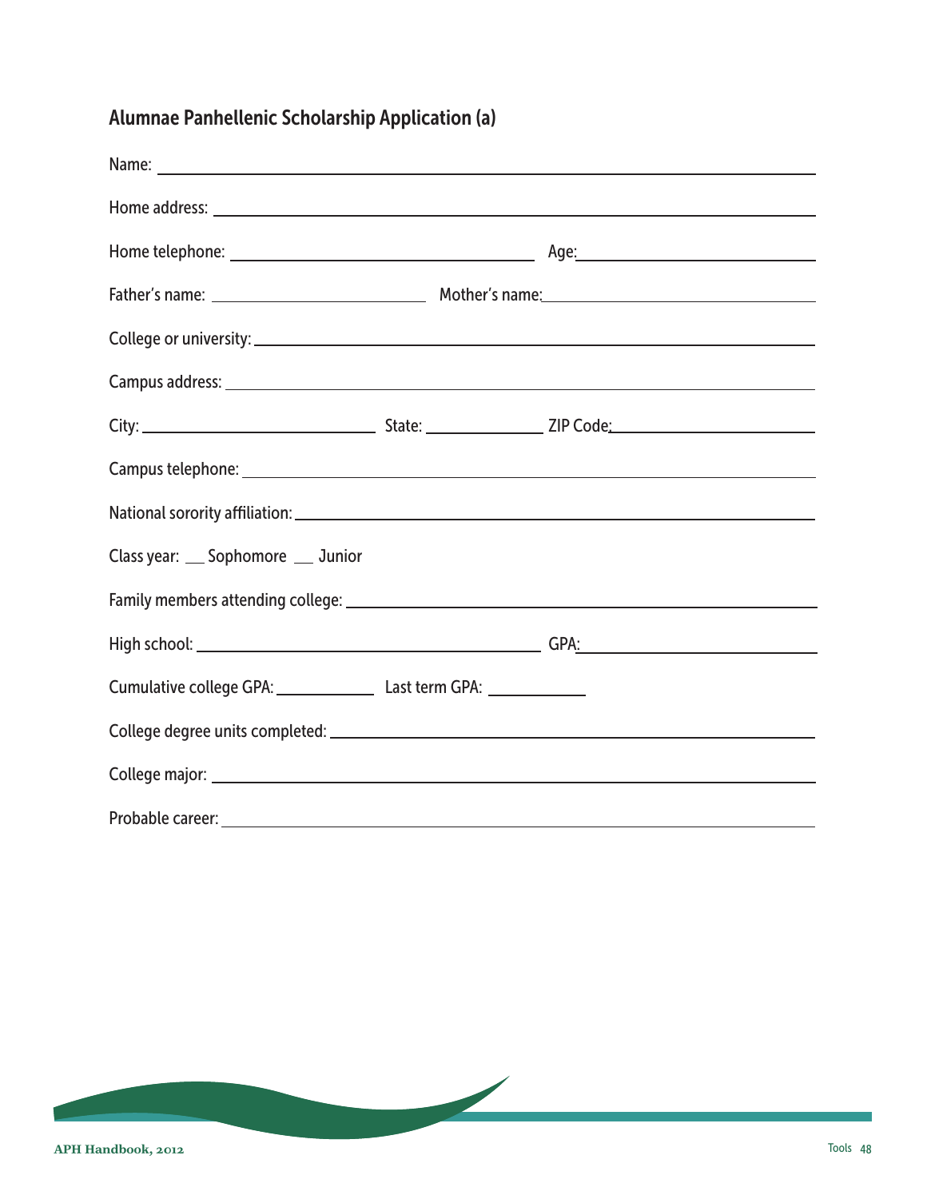## Alumnae Panhellenic Scholarship Application (a)

Name: ______________________________________________

Home address: ______________________________________________

Home telephone: ______________________ Age: ______________________

Father's name: ______________________ Mother's name: ______________________

College or university: ______________________________________________

Campus address: ______________________________________________

City: ______________________ State: ______________ ZIP Code: ______________________

Campus telephone: ______________________________________________

National sorority affiliation: ______________________________________________

Class year: __ Sophomore __ Junior

Family members attending college: ______________________________________________

High school: ______________________ GPA: ______________________

Cumulative college GPA: ____________ Last term GPA: ____________

College degree units completed: ______________________________________________

College major: ______________________________________________

Probable career: ______________________________________________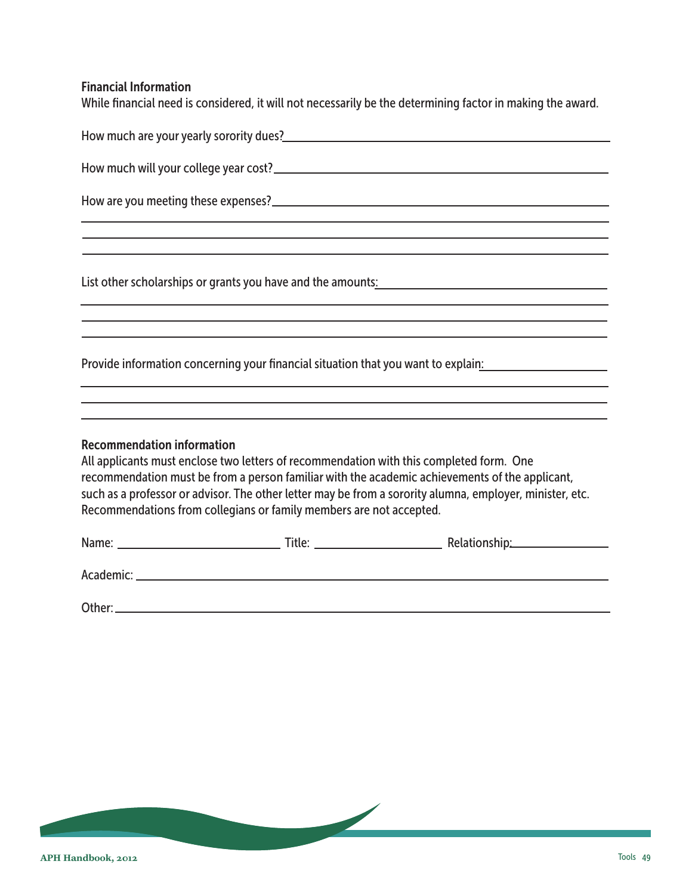**Financial Information**

While financial need is considered, it will not necessarily be the determining factor in making the award.

How much are your yearly sorority dues? ______________________________

How much will your college year cost? ______________________________

How are you meeting these expenses? ______________________________

______________________________

______________________________

______________________________

List other scholarships or grants you have and the amounts: ______________________________

______________________________

______________________________

______________________________

Provide information concerning your financial situation that you want to explain: ______________________________

______________________________

______________________________

______________________________

**Recommendation information**

All applicants must enclose two letters of recommendation with this completed form. One recommendation must be from a person familiar with the academic achievements of the applicant, such as a professor or advisor. The other letter may be from a sorority alumna, employer, minister, etc. Recommendations from collegians or family members are not accepted.

Name: ____________________ Title: ____________________ Relationship: ____________________

Academic: ______________________________

Other: ______________________________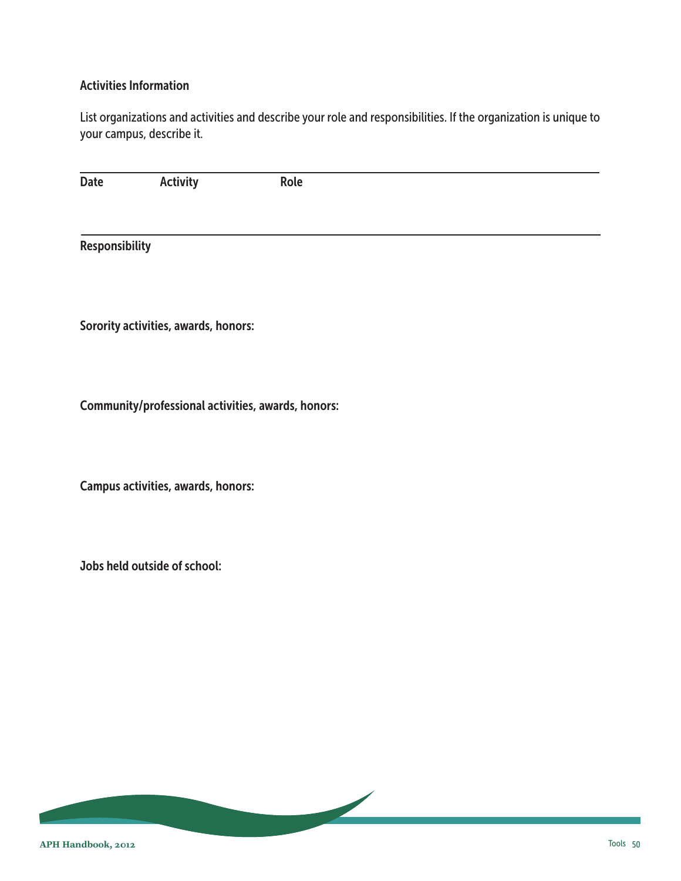### Activities Information

List organizations and activities and describe your role and responsibilities. If the organization is unique to your campus, describe it.

| Date | Activity | Role |
| --- | --- | --- |
| | | |

**Responsibility**

**Sorority activities, awards, honors:**

**Community/professional activities, awards, honors:**

**Campus activities, awards, honors:**

**Jobs held outside of school:**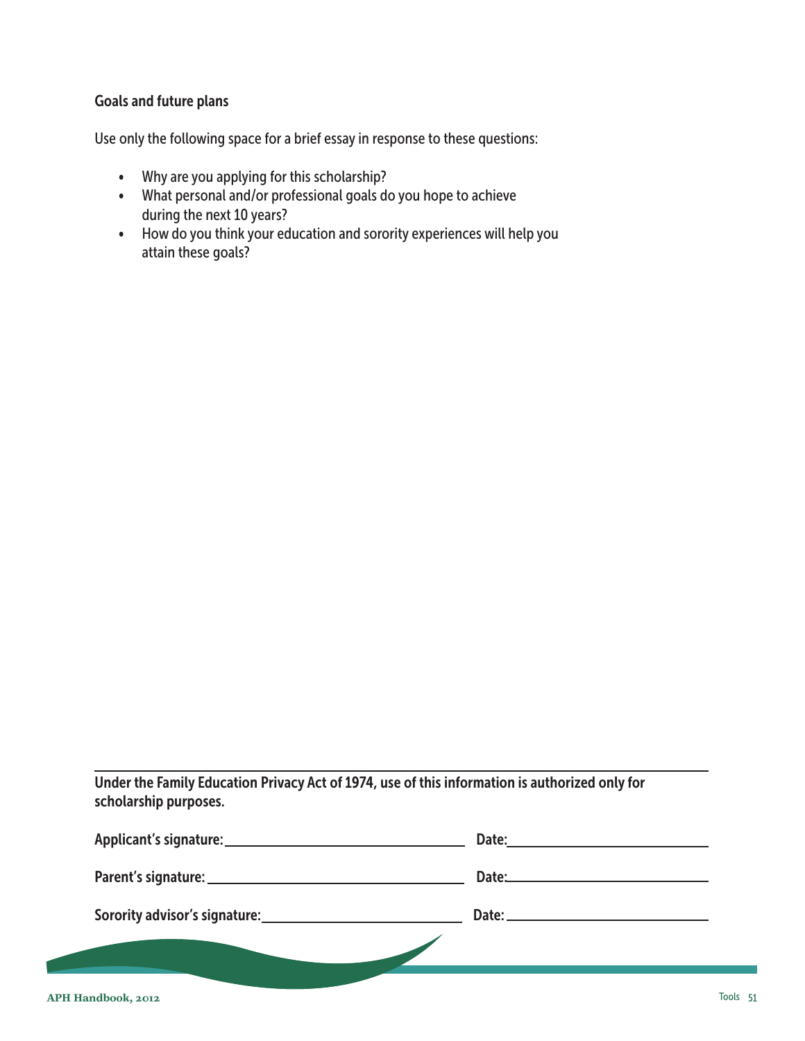### Goals and future plans

Use only the following space for a brief essay in response to these questions:

- Why are you applying for this scholarship?
- What personal and/or professional goals do you hope to achieve during the next 10 years?
- How do you think your education and sorority experiences will help you attain these goals?

**Under the Family Education Privacy Act of 1974, use of this information is authorized only for scholarship purposes.**

**Applicant's signature:** \_\_\_\_\_\_\_\_\_\_\_\_\_\_\_\_\_\_\_\_\_\_\_\_\_\_\_\_\_\_ **Date:** \_\_\_\_\_\_\_\_\_\_\_\_\_\_\_\_\_\_\_\_\_\_\_\_

**Parent's signature:** \_\_\_\_\_\_\_\_\_\_\_\_\_\_\_\_\_\_\_\_\_\_\_\_\_\_\_\_\_\_ **Date:** \_\_\_\_\_\_\_\_\_\_\_\_\_\_\_\_\_\_\_\_\_\_\_\_

**Sorority advisor's signature:** \_\_\_\_\_\_\_\_\_\_\_\_\_\_\_\_\_\_\_\_\_\_\_\_\_\_ **Date:** \_\_\_\_\_\_\_\_\_\_\_\_\_\_\_\_\_\_\_\_\_\_\_\_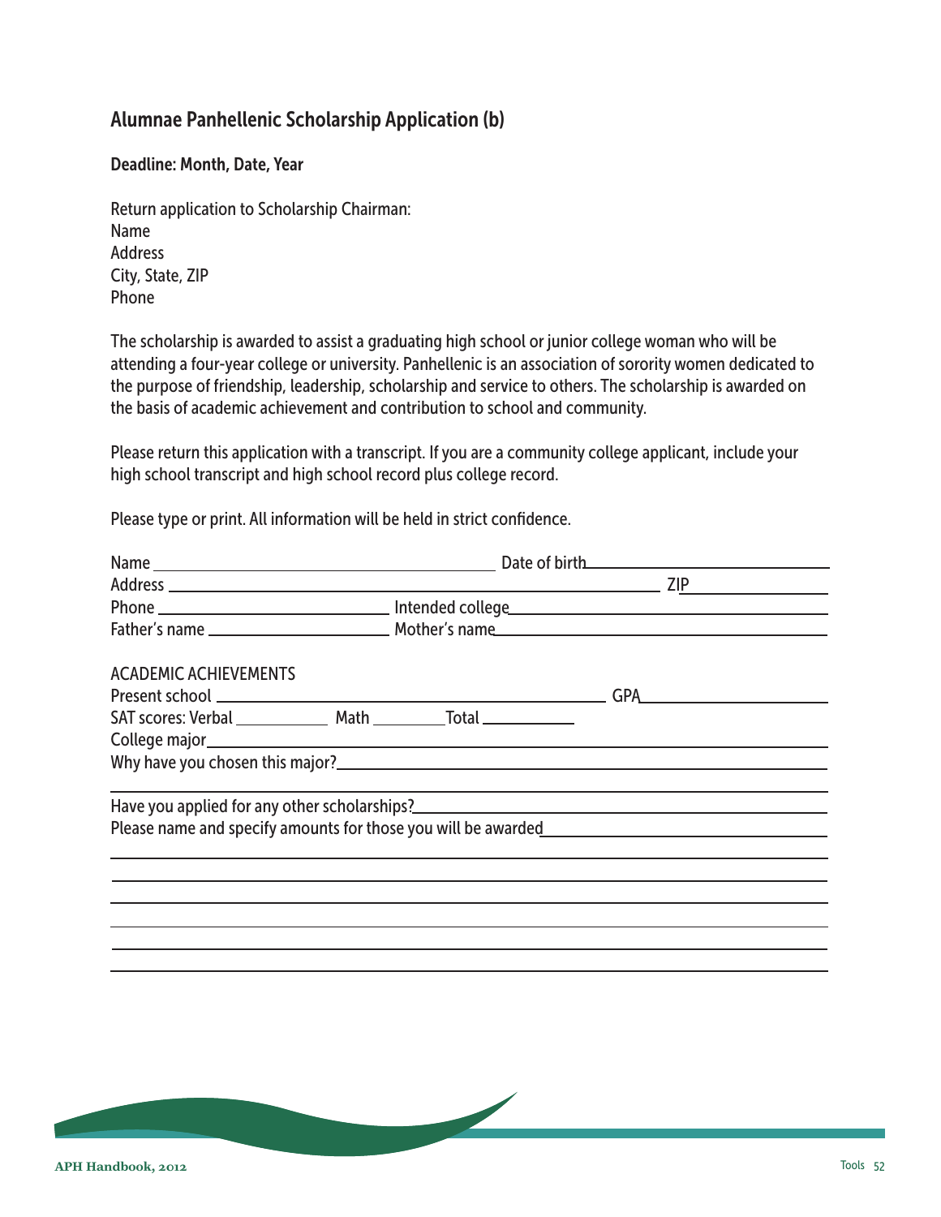## Alumnae Panhellenic Scholarship Application (b)

**Deadline: Month, Date, Year**

Return application to Scholarship Chairman:
Name
Address
City, State, ZIP
Phone

The scholarship is awarded to assist a graduating high school or junior college woman who will be attending a four-year college or university. Panhellenic is an association of sorority women dedicated to the purpose of friendship, leadership, scholarship and service to others. The scholarship is awarded on the basis of academic achievement and contribution to school and community.

Please return this application with a transcript. If you are a community college applicant, include your high school transcript and high school record plus college record.

Please type or print. All information will be held in strict confidence.

Name ______________________________ Date of birth ______________________

Address ____________________________________________ ZIP ____________

Phone ____________________ Intended college ______________________________

Father's name ________________ Mother's name ______________________________

ACADEMIC ACHIEVEMENTS

Present school __________________________________ GPA ________________

SAT scores: Verbal _________ Math ________ Total _________

College major ____________________________________________________________

Why have you chosen this major? ____________________________________________

__________________________________________________________________________

Have you applied for any other scholarships? ________________________________

Please name and specify amounts for those you will be awarded ________________

__________________________________________________________________________

__________________________________________________________________________

__________________________________________________________________________

__________________________________________________________________________

__________________________________________________________________________

__________________________________________________________________________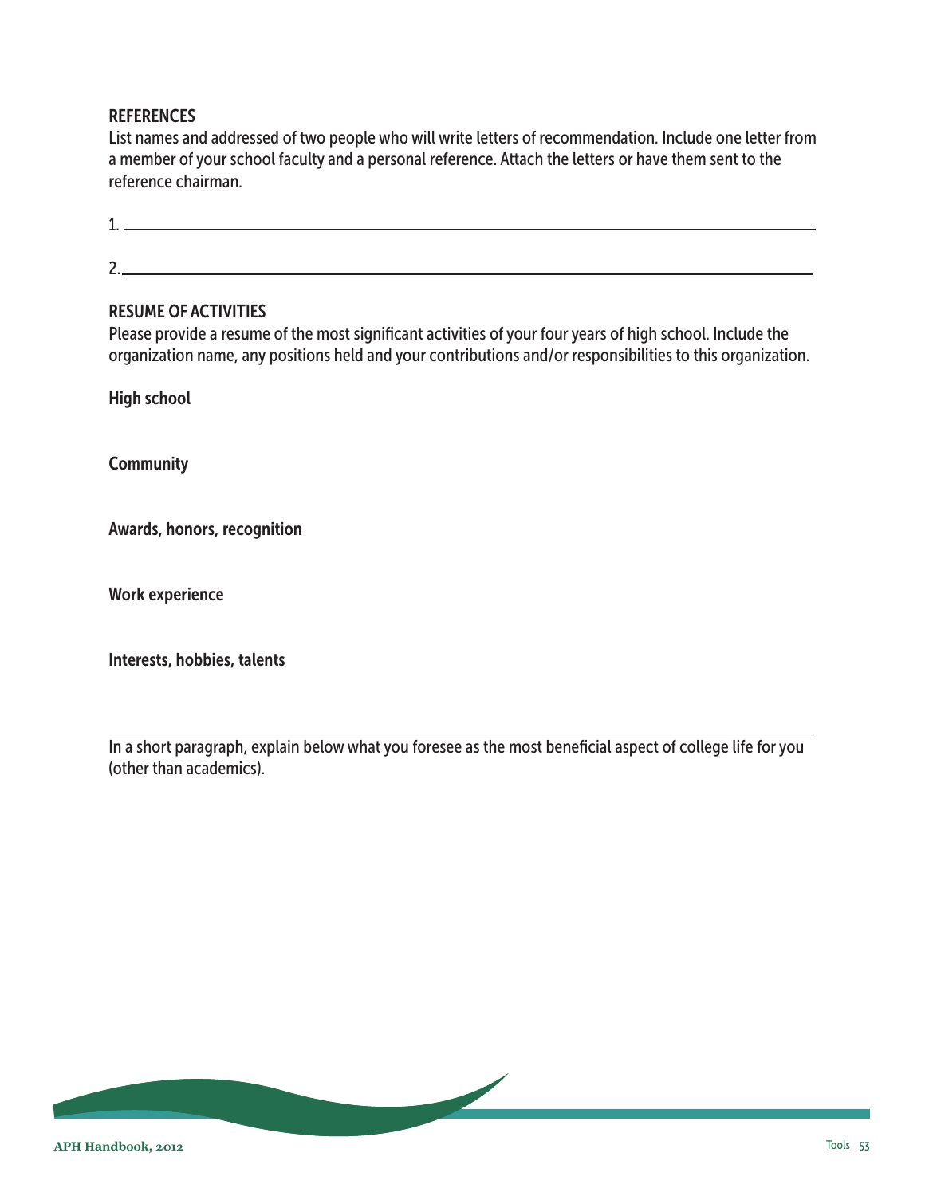## REFERENCES

List names and addressed of two people who will write letters of recommendation. Include one letter from a member of your school faculty and a personal reference. Attach the letters or have them sent to the reference chairman.

1. ______________________________________________________________________

2. ______________________________________________________________________

## RESUME OF ACTIVITIES

Please provide a resume of the most significant activities of your four years of high school. Include the organization name, any positions held and your contributions and/or responsibilities to this organization.

**High school**

**Community**

**Awards, honors, recognition**

**Work experience**

**Interests, hobbies, talents**

---

In a short paragraph, explain below what you foresee as the most beneficial aspect of college life for you (other than academics).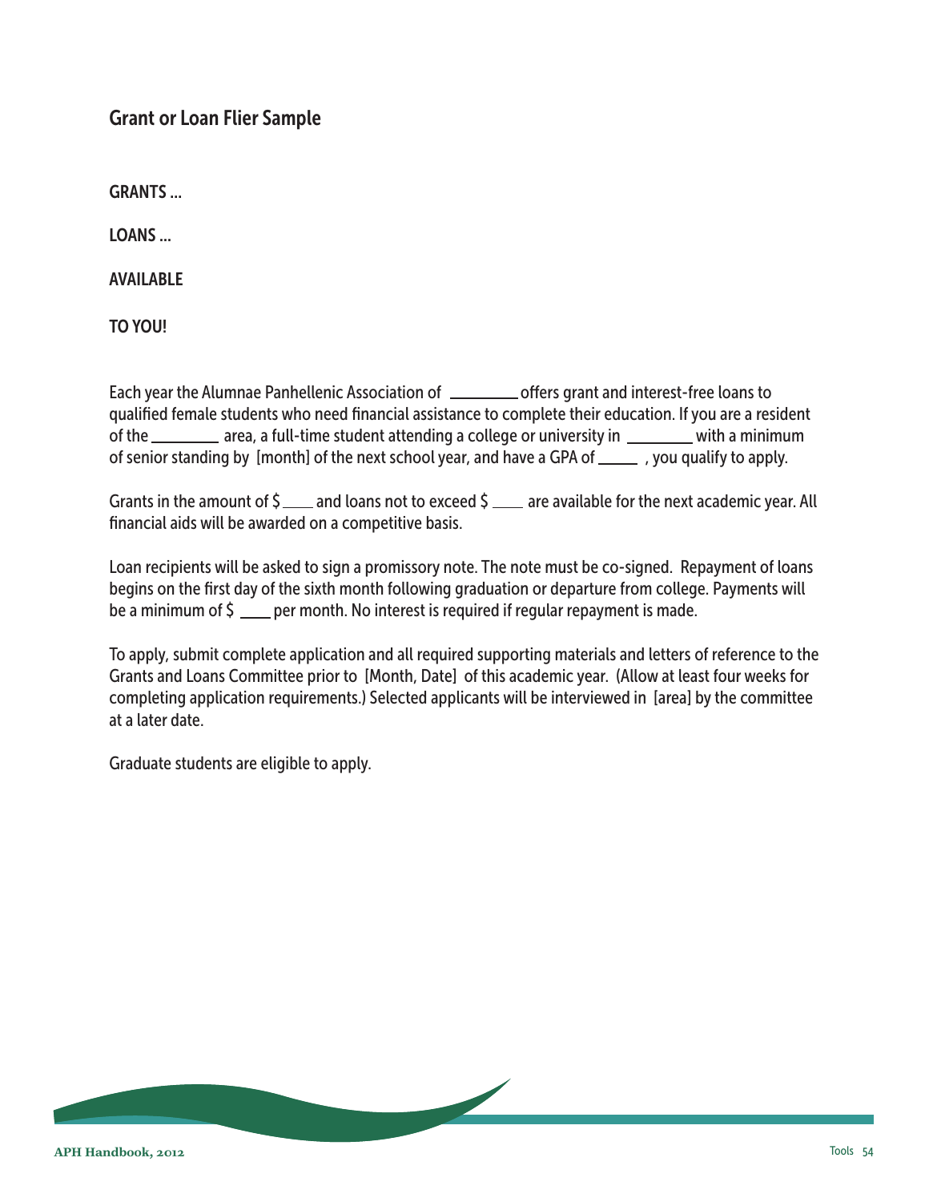## Grant or Loan Flier Sample

GRANTS ...

LOANS ...

AVAILABLE

TO YOU!

Each year the Alumnae Panhellenic Association of ________ offers grant and interest-free loans to qualified female students who need financial assistance to complete their education. If you are a resident of the ________ area, a full-time student attending a college or university in ________ with a minimum of senior standing by [month] of the next school year, and have a GPA of _____ , you qualify to apply.

Grants in the amount of $ ____ and loans not to exceed $ ____ are available for the next academic year. All financial aids will be awarded on a competitive basis.

Loan recipients will be asked to sign a promissory note. The note must be co-signed. Repayment of loans begins on the first day of the sixth month following graduation or departure from college. Payments will be a minimum of $ ____ per month. No interest is required if regular repayment is made.

To apply, submit complete application and all required supporting materials and letters of reference to the Grants and Loans Committee prior to [Month, Date] of this academic year. (Allow at least four weeks for completing application requirements.) Selected applicants will be interviewed in [area] by the committee at a later date.

Graduate students are eligible to apply.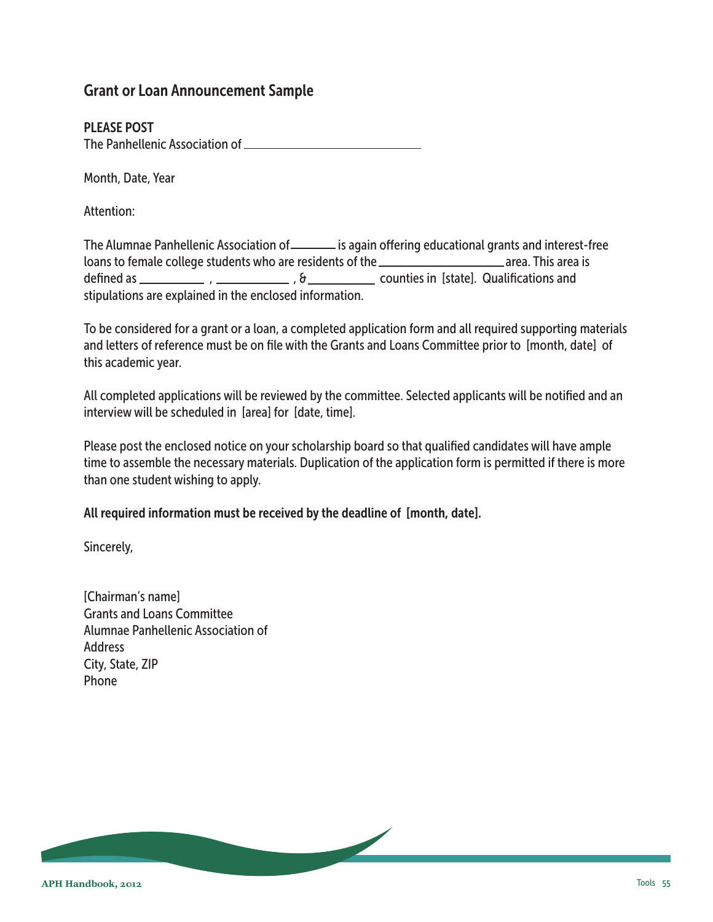## Grant or Loan Announcement Sample

**PLEASE POST**
The Panhellenic Association of ____________________________

Month, Date, Year

Attention:

The Alumnae Panhellenic Association of _______ is again offering educational grants and interest-free loans to female college students who are residents of the ____________________ area. This area is defined as __________ , ___________ , & __________ counties in [state]. Qualifications and stipulations are explained in the enclosed information.

To be considered for a grant or a loan, a completed application form and all required supporting materials and letters of reference must be on file with the Grants and Loans Committee prior to [month, date] of this academic year.

All completed applications will be reviewed by the committee. Selected applicants will be notified and an interview will be scheduled in [area] for [date, time].

Please post the enclosed notice on your scholarship board so that qualified candidates will have ample time to assemble the necessary materials. Duplication of the application form is permitted if there is more than one student wishing to apply.

**All required information must be received by the deadline of [month, date].**

Sincerely,

[Chairman's name]
Grants and Loans Committee
Alumnae Panhellenic Association of
Address
City, State, ZIP
Phone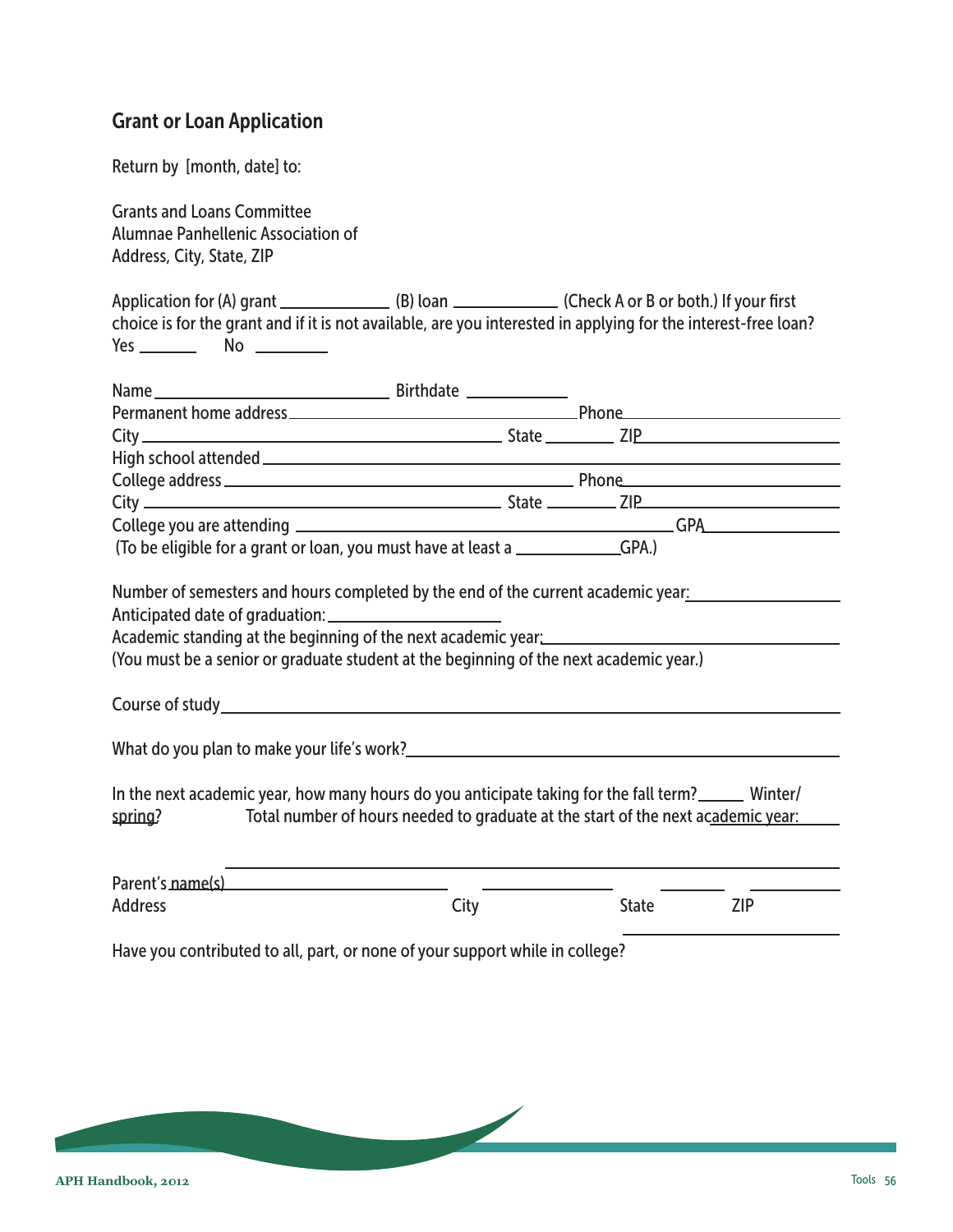## Grant or Loan Application

Return by [month, date] to:

Grants and Loans Committee
Alumnae Panhellenic Association of
Address, City, State, ZIP

Application for (A) grant ____________ (B) loan ____________ (Check A or B or both.) If your first choice is for the grant and if it is not available, are you interested in applying for the interest-free loan? Yes _______ No ________

Name __________________________ Birthdate ____________
Permanent home address ______________________________ Phone ______________________
City ______________________________ State ________ ZIP ______________________
High school attended ______________________________________________________________
College address ______________________________ Phone ______________________
City ______________________________ State ________ ZIP ______________________
College you are attending ______________________________ GPA ________________
(To be eligible for a grant or loan, you must have at least a ____________ GPA.)

Number of semesters and hours completed by the end of the current academic year: ________________
Anticipated date of graduation: ____________________
Academic standing at the beginning of the next academic year: ________________________________
(You must be a senior or graduate student at the beginning of the next academic year.)

Course of study ____________________________________________________________________

What do you plan to make your life's work? ____________________________________________

In the next academic year, how many hours do you anticipate taking for the fall term? _____ Winter/spring? Total number of hours needed to graduate at the start of the next academic year: _____

Parent's name(s) ______________________________________________________________
Address ______________________ City ______________ State ________ ZIP __________

Have you contributed to all, part, or none of your support while in college? ________________________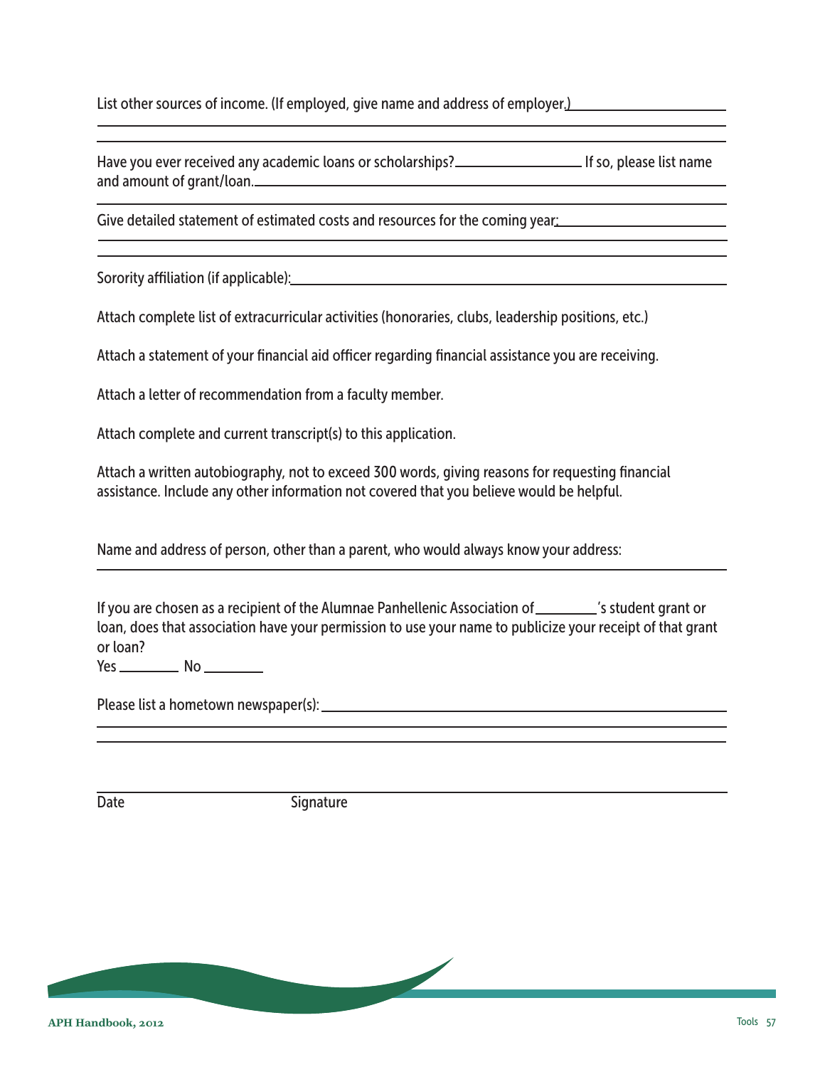List other sources of income. (If employed, give name and address of employer.) ____________________

____________________________________________________________

____________________________________________________________

Have you ever received any academic loans or scholarships? ________________ If so, please list name and amount of grant/loan. ____________________________________________________________

____________________________________________________________

Give detailed statement of estimated costs and resources for the coming year: ____________________

____________________________________________________________

____________________________________________________________

Sorority affiliation (if applicable): ____________________________________________________________

Attach complete list of extracurricular activities (honoraries, clubs, leadership positions, etc.)

Attach a statement of your financial aid officer regarding financial assistance you are receiving.

Attach a letter of recommendation from a faculty member.

Attach complete and current transcript(s) to this application.

Attach a written autobiography, not to exceed 300 words, giving reasons for requesting financial assistance. Include any other information not covered that you believe would be helpful.

Name and address of person, other than a parent, who would always know your address:

____________________________________________________________

If you are chosen as a recipient of the Alumnae Panhellenic Association of ________'s student grant or loan, does that association have your permission to use your name to publicize your receipt of that grant or loan?

Yes ________ No ________

Please list a hometown newspaper(s): ____________________________________________________________

____________________________________________________________

____________________________________________________________

____________________________________________________________

Date Signature